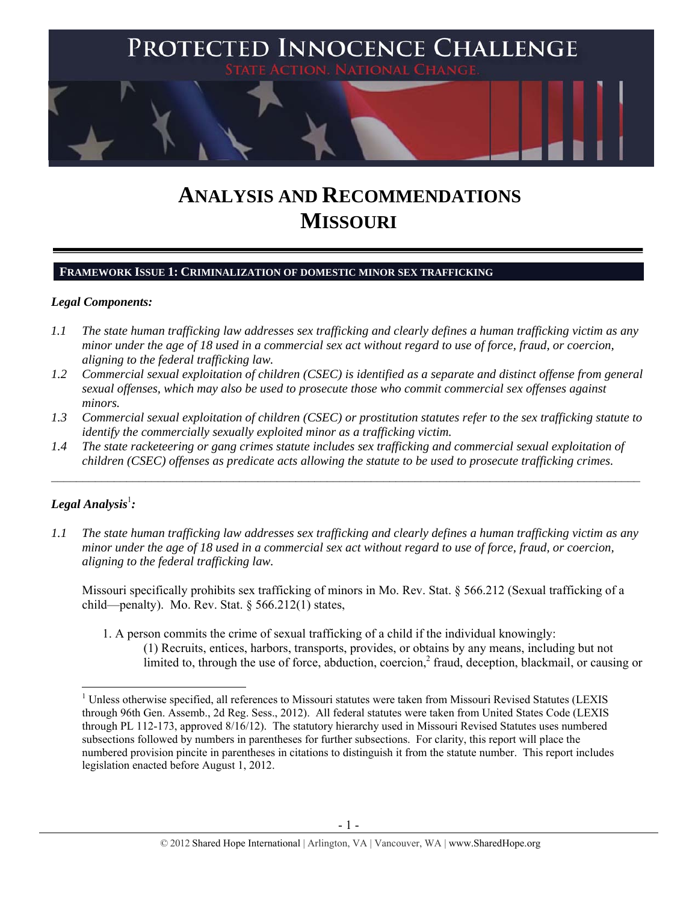# PROTECTED INNOCENCE CHALLENGE

STATE ACTION. NATIONAL CHANGE.

# ANALYSIS AND RECOMMENDATIONS
# MISSOURI

## FRAMEWORK ISSUE 1: CRIMINALIZATION OF DOMESTIC MINOR SEX TRAFFICKING

### *Legal Components:*

*1.1 The state human trafficking law addresses sex trafficking and clearly defines a human trafficking victim as any minor under the age of 18 used in a commercial sex act without regard to use of force, fraud, or coercion, aligning to the federal trafficking law.*

*1.2 Commercial sexual exploitation of children (CSEC) is identified as a separate and distinct offense from general sexual offenses, which may also be used to prosecute those who commit commercial sex offenses against minors.*

*1.3 Commercial sexual exploitation of children (CSEC) or prostitution statutes refer to the sex trafficking statute to identify the commercially sexually exploited minor as a trafficking victim.*

*1.4 The state racketeering or gang crimes statute includes sex trafficking and commercial sexual exploitation of children (CSEC) offenses as predicate acts allowing the statute to be used to prosecute trafficking crimes.*

---

### *Legal Analysis*[1]*:*

*1.1 The state human trafficking law addresses sex trafficking and clearly defines a human trafficking victim as any minor under the age of 18 used in a commercial sex act without regard to use of force, fraud, or coercion, aligning to the federal trafficking law.*

Missouri specifically prohibits sex trafficking of minors in Mo. Rev. Stat. § 566.212 (Sexual trafficking of a child—penalty). Mo. Rev. Stat. § 566.212(1) states,

> 1. A person commits the crime of sexual trafficking of a child if the individual knowingly:
>
> (1) Recruits, entices, harbors, transports, provides, or obtains by any means, including but not limited to, through the use of force, abduction, coercion,[2] fraud, deception, blackmail, or causing or

[1] Unless otherwise specified, all references to Missouri statutes were taken from Missouri Revised Statutes (LEXIS through 96th Gen. Assemb., 2d Reg. Sess., 2012). All federal statutes were taken from United States Code (LEXIS through PL 112-173, approved 8/16/12). The statutory hierarchy used in Missouri Revised Statutes uses numbered subsections followed by numbers in parentheses for further subsections. For clarity, this report will place the numbered provision pincite in parentheses in citations to distinguish it from the statute number. This report includes legislation enacted before August 1, 2012.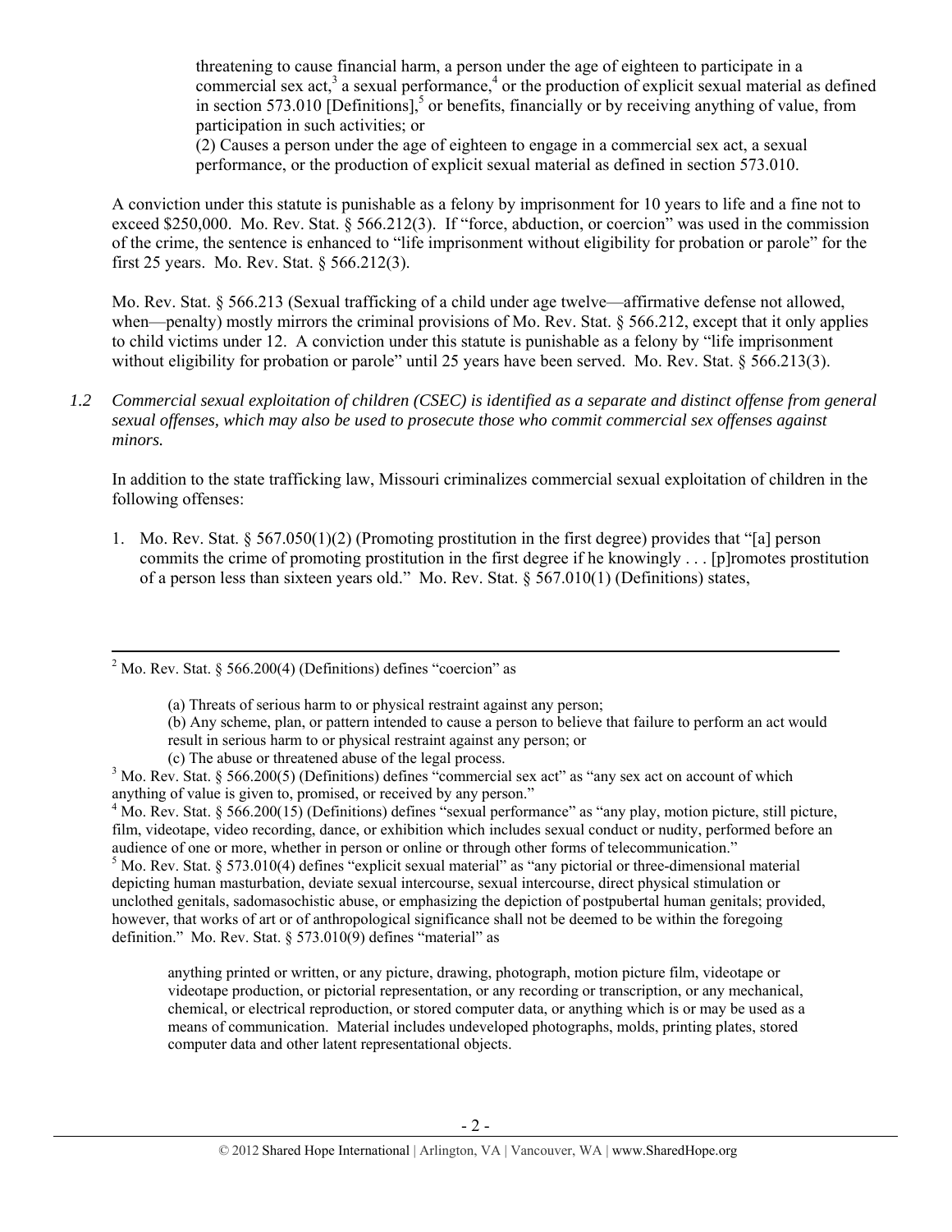threatening to cause financial harm, a person under the age of eighteen to participate in a commercial sex act,[3] a sexual performance,[4] or the production of explicit sexual material as defined in section 573.010 [Definitions],[5] or benefits, financially or by receiving anything of value, from participation in such activities; or

(2) Causes a person under the age of eighteen to engage in a commercial sex act, a sexual performance, or the production of explicit sexual material as defined in section 573.010.

A conviction under this statute is punishable as a felony by imprisonment for 10 years to life and a fine not to exceed $250,000. Mo. Rev. Stat. § 566.212(3). If "force, abduction, or coercion" was used in the commission of the crime, the sentence is enhanced to "life imprisonment without eligibility for probation or parole" for the first 25 years. Mo. Rev. Stat. § 566.212(3).

Mo. Rev. Stat. § 566.213 (Sexual trafficking of a child under age twelve—affirmative defense not allowed, when—penalty) mostly mirrors the criminal provisions of Mo. Rev. Stat. § 566.212, except that it only applies to child victims under 12. A conviction under this statute is punishable as a felony by "life imprisonment without eligibility for probation or parole" until 25 years have been served. Mo. Rev. Stat. § 566.213(3).

*1.2 Commercial sexual exploitation of children (CSEC) is identified as a separate and distinct offense from general sexual offenses, which may also be used to prosecute those who commit commercial sex offenses against minors.*

In addition to the state trafficking law, Missouri criminalizes commercial sexual exploitation of children in the following offenses:

1. Mo. Rev. Stat. § 567.050(1)(2) (Promoting prostitution in the first degree) provides that "[a] person commits the crime of promoting prostitution in the first degree if he knowingly . . . [p]romotes prostitution of a person less than sixteen years old." Mo. Rev. Stat. § 567.010(1) (Definitions) states,

---

[2] Mo. Rev. Stat. § 566.200(4) (Definitions) defines "coercion" as

> (a) Threats of serious harm to or physical restraint against any person;
> (b) Any scheme, plan, or pattern intended to cause a person to believe that failure to perform an act would result in serious harm to or physical restraint against any person; or
> (c) The abuse or threatened abuse of the legal process.

[3] Mo. Rev. Stat. § 566.200(5) (Definitions) defines "commercial sex act" as "any sex act on account of which anything of value is given to, promised, or received by any person."

[4] Mo. Rev. Stat. § 566.200(15) (Definitions) defines "sexual performance" as "any play, motion picture, still picture, film, videotape, video recording, dance, or exhibition which includes sexual conduct or nudity, performed before an audience of one or more, whether in person or online or through other forms of telecommunication."

[5] Mo. Rev. Stat. § 573.010(4) defines "explicit sexual material" as "any pictorial or three-dimensional material depicting human masturbation, deviate sexual intercourse, sexual intercourse, direct physical stimulation or unclothed genitals, sadomasochistic abuse, or emphasizing the depiction of postpubertal human genitals; provided, however, that works of art or of anthropological significance shall not be deemed to be within the foregoing definition." Mo. Rev. Stat. § 573.010(9) defines "material" as

> anything printed or written, or any picture, drawing, photograph, motion picture film, videotape or videotape production, or pictorial representation, or any recording or transcription, or any mechanical, chemical, or electrical reproduction, or stored computer data, or anything which is or may be used as a means of communication. Material includes undeveloped photographs, molds, printing plates, stored computer data and other latent representational objects.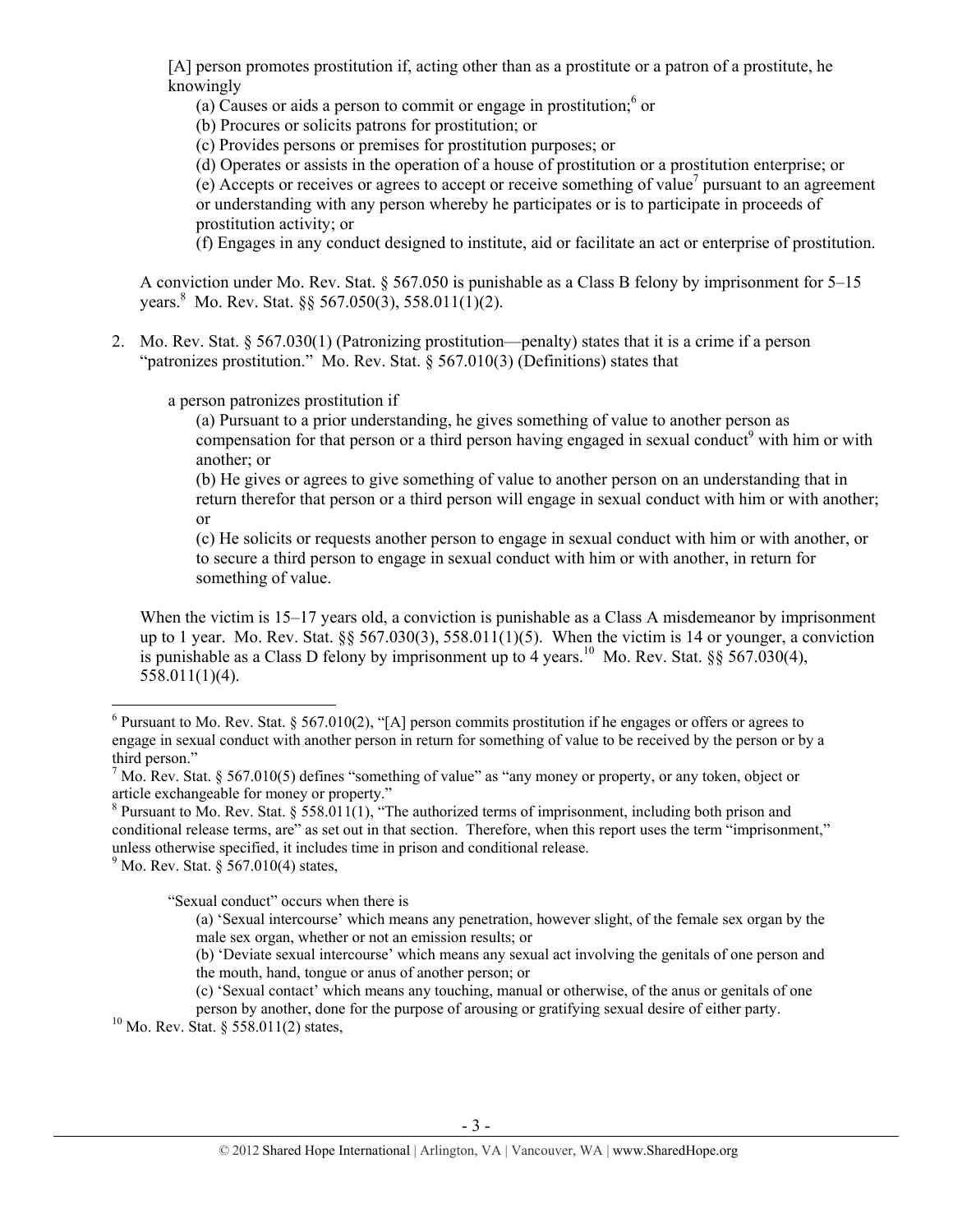[A] person promotes prostitution if, acting other than as a prostitute or a patron of a prostitute, he knowingly

(a) Causes or aids a person to commit or engage in prostitution;[6] or
(b) Procures or solicits patrons for prostitution; or
(c) Provides persons or premises for prostitution purposes; or
(d) Operates or assists in the operation of a house of prostitution or a prostitution enterprise; or
(e) Accepts or receives or agrees to accept or receive something of value[7] pursuant to an agreement or understanding with any person whereby he participates or is to participate in proceeds of prostitution activity; or
(f) Engages in any conduct designed to institute, aid or facilitate an act or enterprise of prostitution.

A conviction under Mo. Rev. Stat. § 567.050 is punishable as a Class B felony by imprisonment for 5–15 years.[8] Mo. Rev. Stat. §§ 567.050(3), 558.011(1)(2).

2. Mo. Rev. Stat. § 567.030(1) (Patronizing prostitution—penalty) states that it is a crime if a person "patronizes prostitution." Mo. Rev. Stat. § 567.010(3) (Definitions) states that

a person patronizes prostitution if

(a) Pursuant to a prior understanding, he gives something of value to another person as compensation for that person or a third person having engaged in sexual conduct[9] with him or with another; or
(b) He gives or agrees to give something of value to another person on an understanding that in return therefor that person or a third person will engage in sexual conduct with him or with another; or
(c) He solicits or requests another person to engage in sexual conduct with him or with another, or to secure a third person to engage in sexual conduct with him or with another, in return for something of value.

When the victim is 15–17 years old, a conviction is punishable as a Class A misdemeanor by imprisonment up to 1 year. Mo. Rev. Stat. §§ 567.030(3), 558.011(1)(5). When the victim is 14 or younger, a conviction is punishable as a Class D felony by imprisonment up to 4 years.[10] Mo. Rev. Stat. §§ 567.030(4), 558.011(1)(4).

---

[6] Pursuant to Mo. Rev. Stat. § 567.010(2), "[A] person commits prostitution if he engages or offers or agrees to engage in sexual conduct with another person in return for something of value to be received by the person or by a third person."

[7] Mo. Rev. Stat. § 567.010(5) defines "something of value" as "any money or property, or any token, object or article exchangeable for money or property."

[8] Pursuant to Mo. Rev. Stat. § 558.011(1), "The authorized terms of imprisonment, including both prison and conditional release terms, are" as set out in that section. Therefore, when this report uses the term "imprisonment," unless otherwise specified, it includes time in prison and conditional release.

[9] Mo. Rev. Stat. § 567.010(4) states,

"Sexual conduct" occurs when there is

(a) 'Sexual intercourse' which means any penetration, however slight, of the female sex organ by the male sex organ, whether or not an emission results; or
(b) 'Deviate sexual intercourse' which means any sexual act involving the genitals of one person and the mouth, hand, tongue or anus of another person; or
(c) 'Sexual contact' which means any touching, manual or otherwise, of the anus or genitals of one person by another, done for the purpose of arousing or gratifying sexual desire of either party.

[10] Mo. Rev. Stat. § 558.011(2) states,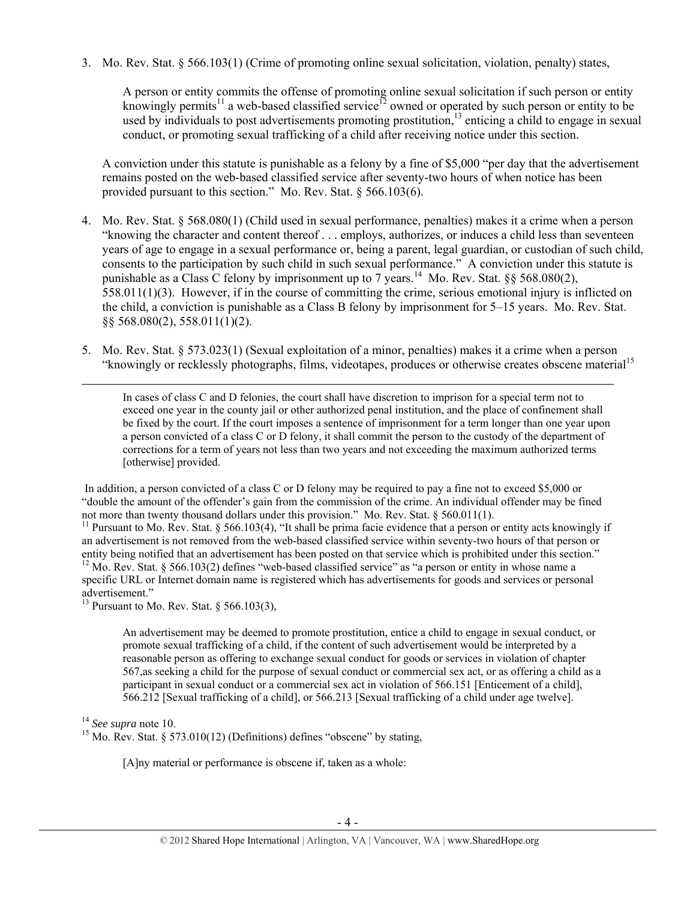3. Mo. Rev. Stat. § 566.103(1) (Crime of promoting online sexual solicitation, violation, penalty) states,

   > A person or entity commits the offense of promoting online sexual solicitation if such person or entity knowingly permits[11] a web-based classified service[12] owned or operated by such person or entity to be used by individuals to post advertisements promoting prostitution,[13] enticing a child to engage in sexual conduct, or promoting sexual trafficking of a child after receiving notice under this section.

   A conviction under this statute is punishable as a felony by a fine of $5,000 "per day that the advertisement remains posted on the web-based classified service after seventy-two hours of when notice has been provided pursuant to this section." Mo. Rev. Stat. § 566.103(6).

4. Mo. Rev. Stat. § 568.080(1) (Child used in sexual performance, penalties) makes it a crime when a person "knowing the character and content thereof . . . employs, authorizes, or induces a child less than seventeen years of age to engage in a sexual performance or, being a parent, legal guardian, or custodian of such child, consents to the participation by such child in such sexual performance." A conviction under this statute is punishable as a Class C felony by imprisonment up to 7 years.[14] Mo. Rev. Stat. §§ 568.080(2), 558.011(1)(3). However, if in the course of committing the crime, serious emotional injury is inflicted on the child, a conviction is punishable as a Class B felony by imprisonment for 5–15 years. Mo. Rev. Stat. §§ 568.080(2), 558.011(1)(2).

5. Mo. Rev. Stat. § 573.023(1) (Sexual exploitation of a minor, penalties) makes it a crime when a person "knowingly or recklessly photographs, films, videotapes, produces or otherwise creates obscene material[15]

---

> In cases of class C and D felonies, the court shall have discretion to imprison for a special term not to exceed one year in the county jail or other authorized penal institution, and the place of confinement shall be fixed by the court. If the court imposes a sentence of imprisonment for a term longer than one year upon a person convicted of a class C or D felony, it shall commit the person to the custody of the department of corrections for a term of years not less than two years and not exceeding the maximum authorized terms [otherwise] provided.

In addition, a person convicted of a class C or D felony may be required to pay a fine not to exceed $5,000 or "double the amount of the offender's gain from the commission of the crime. An individual offender may be fined not more than twenty thousand dollars under this provision." Mo. Rev. Stat. § 560.011(1).

[11] Pursuant to Mo. Rev. Stat. § 566.103(4), "It shall be prima facie evidence that a person or entity acts knowingly if an advertisement is not removed from the web-based classified service within seventy-two hours of that person or entity being notified that an advertisement has been posted on that service which is prohibited under this section."

[12] Mo. Rev. Stat. § 566.103(2) defines "web-based classified service" as "a person or entity in whose name a specific URL or Internet domain name is registered which has advertisements for goods and services or personal advertisement."

[13] Pursuant to Mo. Rev. Stat. § 566.103(3),

> An advertisement may be deemed to promote prostitution, entice a child to engage in sexual conduct, or promote sexual trafficking of a child, if the content of such advertisement would be interpreted by a reasonable person as offering to exchange sexual conduct for goods or services in violation of chapter 567,as seeking a child for the purpose of sexual conduct or commercial sex act, or as offering a child as a participant in sexual conduct or a commercial sex act in violation of 566.151 [Enticement of a child], 566.212 [Sexual trafficking of a child], or 566.213 [Sexual trafficking of a child under age twelve].

[14] *See supra* note 10.

[15] Mo. Rev. Stat. § 573.010(12) (Definitions) defines "obscene" by stating,

> [A]ny material or performance is obscene if, taken as a whole: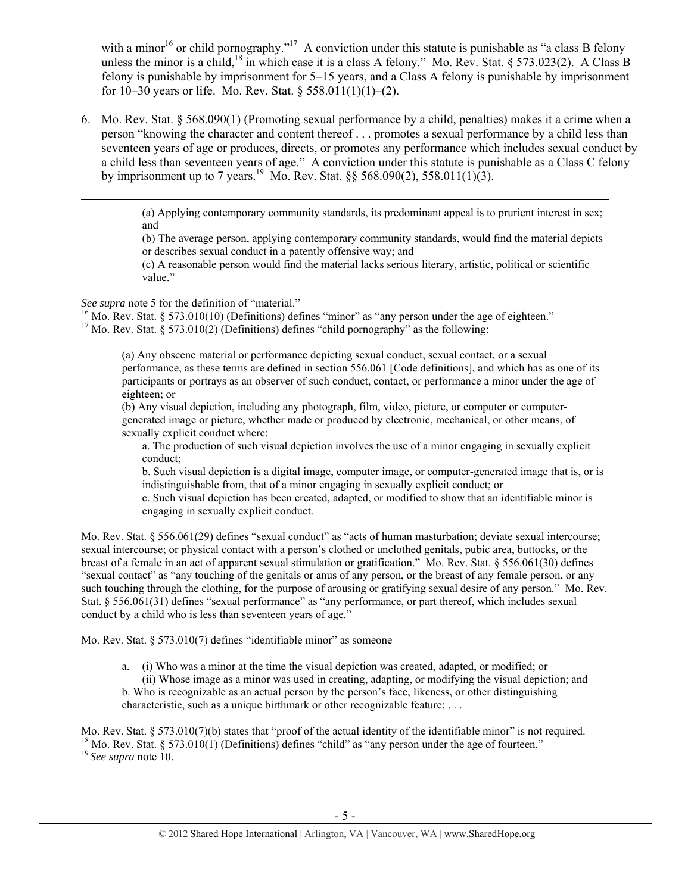with a minor[16] or child pornography."[17] A conviction under this statute is punishable as "a class B felony unless the minor is a child,[18] in which case it is a class A felony." Mo. Rev. Stat. § 573.023(2). A Class B felony is punishable by imprisonment for 5–15 years, and a Class A felony is punishable by imprisonment for 10–30 years or life. Mo. Rev. Stat. § 558.011(1)(1)–(2).

6. Mo. Rev. Stat. § 568.090(1) (Promoting sexual performance by a child, penalties) makes it a crime when a person "knowing the character and content thereof . . . promotes a sexual performance by a child less than seventeen years of age or produces, directs, or promotes any performance which includes sexual conduct by a child less than seventeen years of age." A conviction under this statute is punishable as a Class C felony by imprisonment up to 7 years.[19] Mo. Rev. Stat. §§ 568.090(2), 558.011(1)(3).

---

> (a) Applying contemporary community standards, its predominant appeal is to prurient interest in sex; and
>
> (b) The average person, applying contemporary community standards, would find the material depicts or describes sexual conduct in a patently offensive way; and
>
> (c) A reasonable person would find the material lacks serious literary, artistic, political or scientific value."

*See supra* note 5 for the definition of "material."

[16] Mo. Rev. Stat. § 573.010(10) (Definitions) defines "minor" as "any person under the age of eighteen."

[17] Mo. Rev. Stat. § 573.010(2) (Definitions) defines "child pornography" as the following:

> (a) Any obscene material or performance depicting sexual conduct, sexual contact, or a sexual performance, as these terms are defined in section 556.061 [Code definitions], and which has as one of its participants or portrays as an observer of such conduct, contact, or performance a minor under the age of eighteen; or
>
> (b) Any visual depiction, including any photograph, film, video, picture, or computer or computer-generated image or picture, whether made or produced by electronic, mechanical, or other means, of sexually explicit conduct where:
>
> a. The production of such visual depiction involves the use of a minor engaging in sexually explicit conduct;
>
> b. Such visual depiction is a digital image, computer image, or computer-generated image that is, or is indistinguishable from, that of a minor engaging in sexually explicit conduct; or
>
> c. Such visual depiction has been created, adapted, or modified to show that an identifiable minor is engaging in sexually explicit conduct.

Mo. Rev. Stat. § 556.061(29) defines "sexual conduct" as "acts of human masturbation; deviate sexual intercourse; sexual intercourse; or physical contact with a person's clothed or unclothed genitals, pubic area, buttocks, or the breast of a female in an act of apparent sexual stimulation or gratification." Mo. Rev. Stat. § 556.061(30) defines "sexual contact" as "any touching of the genitals or anus of any person, or the breast of any female person, or any such touching through the clothing, for the purpose of arousing or gratifying sexual desire of any person." Mo. Rev. Stat. § 556.061(31) defines "sexual performance" as "any performance, or part thereof, which includes sexual conduct by a child who is less than seventeen years of age."

Mo. Rev. Stat. § 573.010(7) defines "identifiable minor" as someone

> a. (i) Who was a minor at the time the visual depiction was created, adapted, or modified; or
>
> (ii) Whose image as a minor was used in creating, adapting, or modifying the visual depiction; and
>
> b. Who is recognizable as an actual person by the person's face, likeness, or other distinguishing characteristic, such as a unique birthmark or other recognizable feature; . . .

Mo. Rev. Stat. § 573.010(7)(b) states that "proof of the actual identity of the identifiable minor" is not required.

[18] Mo. Rev. Stat. § 573.010(1) (Definitions) defines "child" as "any person under the age of fourteen."

[19] *See supra* note 10.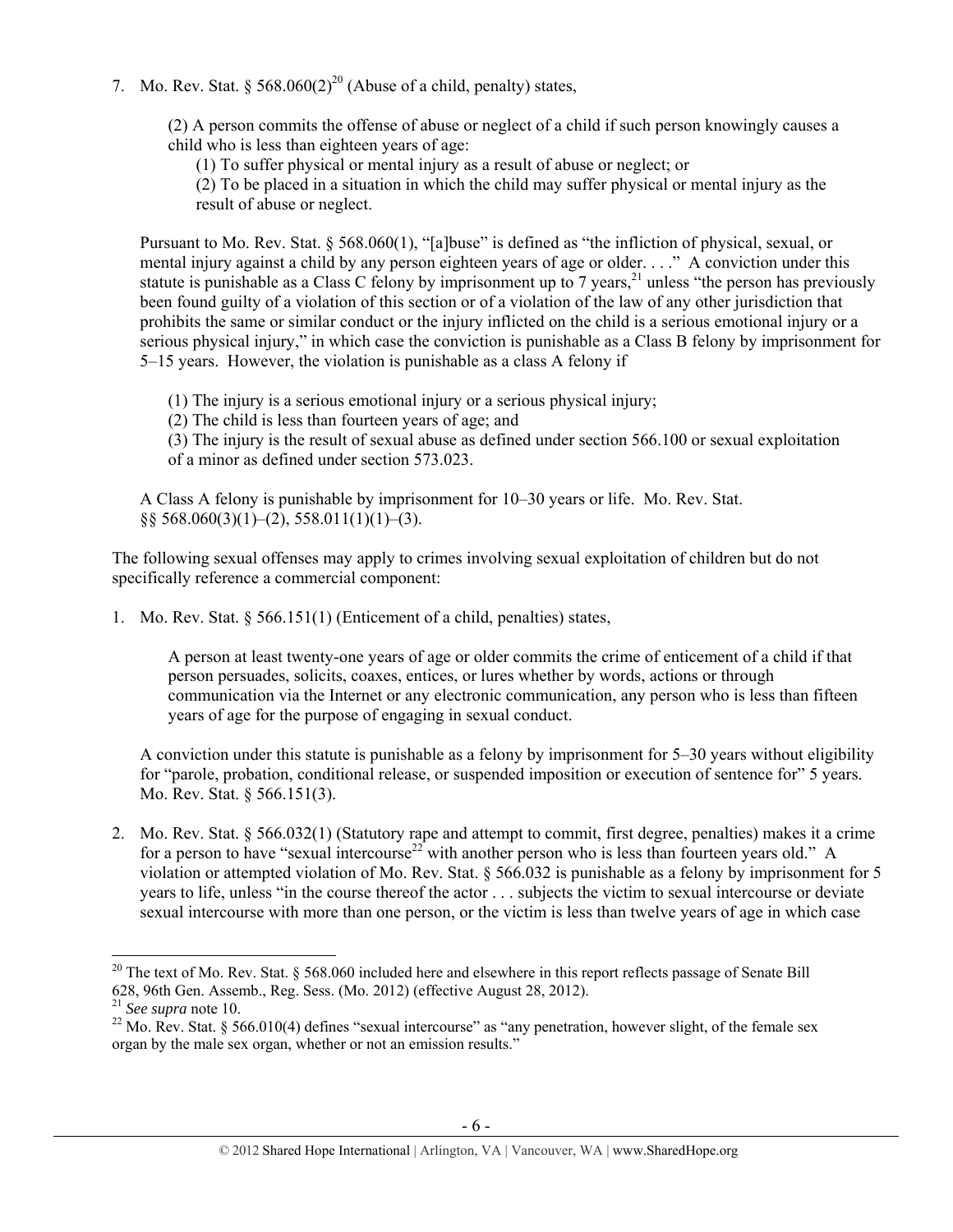7. Mo. Rev. Stat. § 568.060(2)[20] (Abuse of a child, penalty) states,

   (2) A person commits the offense of abuse or neglect of a child if such person knowingly causes a child who is less than eighteen years of age:

   (1) To suffer physical or mental injury as a result of abuse or neglect; or

   (2) To be placed in a situation in which the child may suffer physical or mental injury as the result of abuse or neglect.

   Pursuant to Mo. Rev. Stat. § 568.060(1), "[a]buse" is defined as "the infliction of physical, sexual, or mental injury against a child by any person eighteen years of age or older. . . ." A conviction under this statute is punishable as a Class C felony by imprisonment up to 7 years,[21] unless "the person has previously been found guilty of a violation of this section or of a violation of the law of any other jurisdiction that prohibits the same or similar conduct or the injury inflicted on the child is a serious emotional injury or a serious physical injury," in which case the conviction is punishable as a Class B felony by imprisonment for 5–15 years. However, the violation is punishable as a class A felony if

   (1) The injury is a serious emotional injury or a serious physical injury;

   (2) The child is less than fourteen years of age; and

   (3) The injury is the result of sexual abuse as defined under section 566.100 or sexual exploitation of a minor as defined under section 573.023.

   A Class A felony is punishable by imprisonment for 10–30 years or life. Mo. Rev. Stat. §§ 568.060(3)(1)–(2), 558.011(1)(1)–(3).

The following sexual offenses may apply to crimes involving sexual exploitation of children but do not specifically reference a commercial component:

1. Mo. Rev. Stat. § 566.151(1) (Enticement of a child, penalties) states,

   A person at least twenty-one years of age or older commits the crime of enticement of a child if that person persuades, solicits, coaxes, entices, or lures whether by words, actions or through communication via the Internet or any electronic communication, any person who is less than fifteen years of age for the purpose of engaging in sexual conduct.

   A conviction under this statute is punishable as a felony by imprisonment for 5–30 years without eligibility for "parole, probation, conditional release, or suspended imposition or execution of sentence for" 5 years. Mo. Rev. Stat. § 566.151(3).

2. Mo. Rev. Stat. § 566.032(1) (Statutory rape and attempt to commit, first degree, penalties) makes it a crime for a person to have "sexual intercourse[22] with another person who is less than fourteen years old." A violation or attempted violation of Mo. Rev. Stat. § 566.032 is punishable as a felony by imprisonment for 5 years to life, unless "in the course thereof the actor . . . subjects the victim to sexual intercourse or deviate sexual intercourse with more than one person, or the victim is less than twelve years of age in which case

---

[20] The text of Mo. Rev. Stat. § 568.060 included here and elsewhere in this report reflects passage of Senate Bill 628, 96th Gen. Assemb., Reg. Sess. (Mo. 2012) (effective August 28, 2012).

[21] *See supra* note 10.

[22] Mo. Rev. Stat. § 566.010(4) defines "sexual intercourse" as "any penetration, however slight, of the female sex organ by the male sex organ, whether or not an emission results."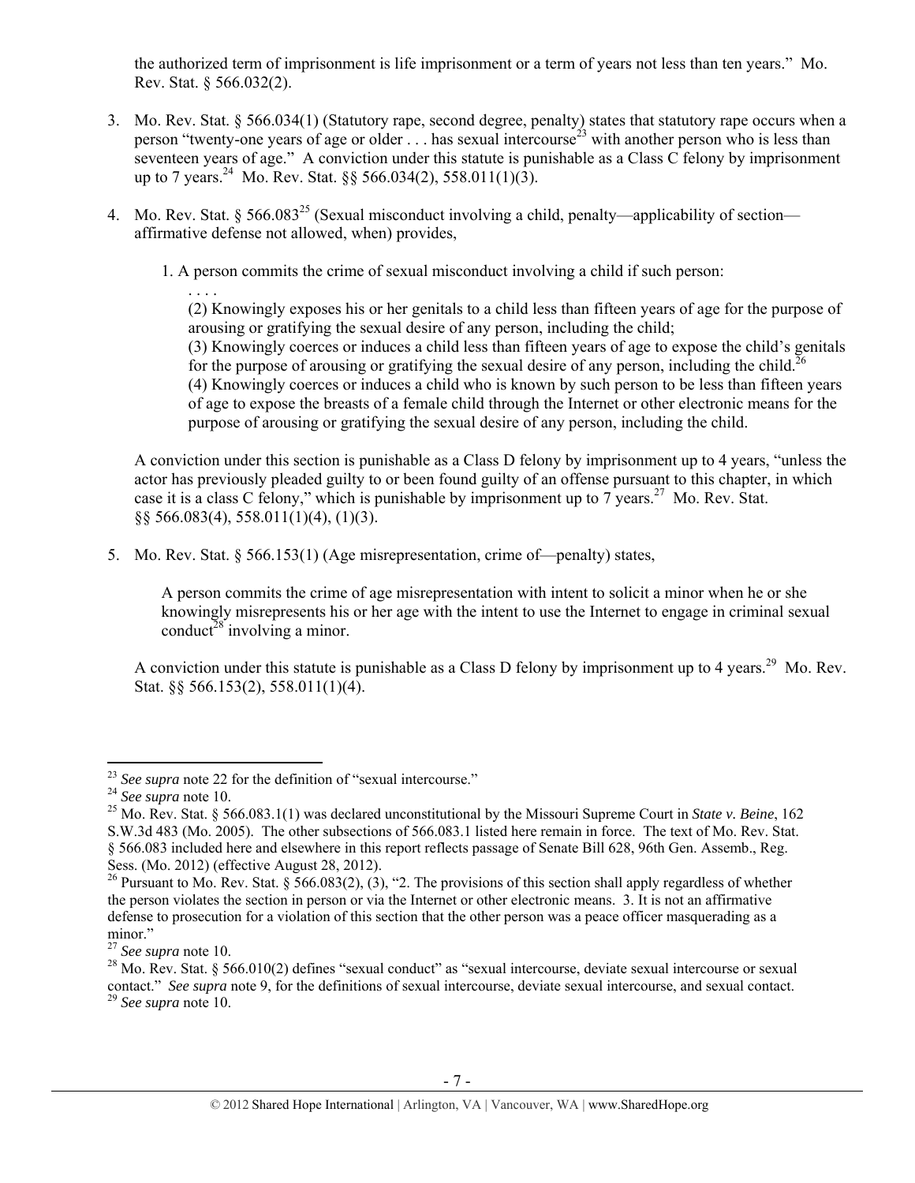the authorized term of imprisonment is life imprisonment or a term of years not less than ten years." Mo. Rev. Stat. § 566.032(2).

3. Mo. Rev. Stat. § 566.034(1) (Statutory rape, second degree, penalty) states that statutory rape occurs when a person "twenty-one years of age or older . . . has sexual intercourse[23] with another person who is less than seventeen years of age." A conviction under this statute is punishable as a Class C felony by imprisonment up to 7 years.[24] Mo. Rev. Stat. §§ 566.034(2), 558.011(1)(3).

4. Mo. Rev. Stat. § 566.083[25] (Sexual misconduct involving a child, penalty—applicability of section—affirmative defense not allowed, when) provides,

   1. A person commits the crime of sexual misconduct involving a child if such person:

      . . . .
      (2) Knowingly exposes his or her genitals to a child less than fifteen years of age for the purpose of arousing or gratifying the sexual desire of any person, including the child;
      (3) Knowingly coerces or induces a child less than fifteen years of age to expose the child's genitals for the purpose of arousing or gratifying the sexual desire of any person, including the child.[26]
      (4) Knowingly coerces or induces a child who is known by such person to be less than fifteen years of age to expose the breasts of a female child through the Internet or other electronic means for the purpose of arousing or gratifying the sexual desire of any person, including the child.

   A conviction under this section is punishable as a Class D felony by imprisonment up to 4 years, "unless the actor has previously pleaded guilty to or been found guilty of an offense pursuant to this chapter, in which case it is a class C felony," which is punishable by imprisonment up to 7 years.[27] Mo. Rev. Stat. §§ 566.083(4), 558.011(1)(4), (1)(3).

5. Mo. Rev. Stat. § 566.153(1) (Age misrepresentation, crime of—penalty) states,

   A person commits the crime of age misrepresentation with intent to solicit a minor when he or she knowingly misrepresents his or her age with the intent to use the Internet to engage in criminal sexual conduct[28] involving a minor.

   A conviction under this statute is punishable as a Class D felony by imprisonment up to 4 years.[29] Mo. Rev. Stat. §§ 566.153(2), 558.011(1)(4).

---

[23] *See supra* note 22 for the definition of "sexual intercourse."
[24] *See supra* note 10.
[25] Mo. Rev. Stat. § 566.083.1(1) was declared unconstitutional by the Missouri Supreme Court in *State v. Beine*, 162 S.W.3d 483 (Mo. 2005). The other subsections of 566.083.1 listed here remain in force. The text of Mo. Rev. Stat. § 566.083 included here and elsewhere in this report reflects passage of Senate Bill 628, 96th Gen. Assemb., Reg. Sess. (Mo. 2012) (effective August 28, 2012).
[26] Pursuant to Mo. Rev. Stat. § 566.083(2), (3), "2. The provisions of this section shall apply regardless of whether the person violates the section in person or via the Internet or other electronic means. 3. It is not an affirmative defense to prosecution for a violation of this section that the other person was a peace officer masquerading as a minor."
[27] *See supra* note 10.
[28] Mo. Rev. Stat. § 566.010(2) defines "sexual conduct" as "sexual intercourse, deviate sexual intercourse or sexual contact." *See supra* note 9, for the definitions of sexual intercourse, deviate sexual intercourse, and sexual contact.
[29] *See supra* note 10.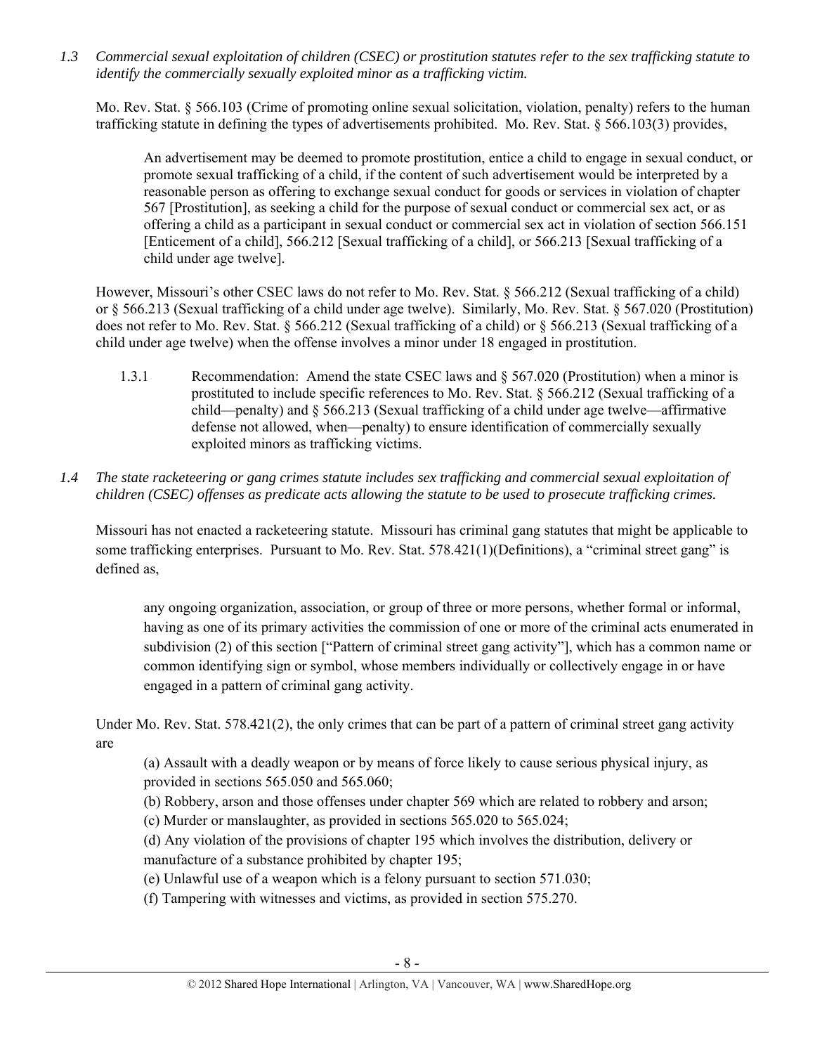*1.3 Commercial sexual exploitation of children (CSEC) or prostitution statutes refer to the sex trafficking statute to identify the commercially sexually exploited minor as a trafficking victim.*

Mo. Rev. Stat. § 566.103 (Crime of promoting online sexual solicitation, violation, penalty) refers to the human trafficking statute in defining the types of advertisements prohibited. Mo. Rev. Stat. § 566.103(3) provides,

> An advertisement may be deemed to promote prostitution, entice a child to engage in sexual conduct, or promote sexual trafficking of a child, if the content of such advertisement would be interpreted by a reasonable person as offering to exchange sexual conduct for goods or services in violation of chapter 567 [Prostitution], as seeking a child for the purpose of sexual conduct or commercial sex act, or as offering a child as a participant in sexual conduct or commercial sex act in violation of section 566.151 [Enticement of a child], 566.212 [Sexual trafficking of a child], or 566.213 [Sexual trafficking of a child under age twelve].

However, Missouri's other CSEC laws do not refer to Mo. Rev. Stat. § 566.212 (Sexual trafficking of a child) or § 566.213 (Sexual trafficking of a child under age twelve). Similarly, Mo. Rev. Stat. § 567.020 (Prostitution) does not refer to Mo. Rev. Stat. § 566.212 (Sexual trafficking of a child) or § 566.213 (Sexual trafficking of a child under age twelve) when the offense involves a minor under 18 engaged in prostitution.

1.3.1 Recommendation: Amend the state CSEC laws and § 567.020 (Prostitution) when a minor is prostituted to include specific references to Mo. Rev. Stat. § 566.212 (Sexual trafficking of a child—penalty) and § 566.213 (Sexual trafficking of a child under age twelve—affirmative defense not allowed, when—penalty) to ensure identification of commercially sexually exploited minors as trafficking victims.

*1.4 The state racketeering or gang crimes statute includes sex trafficking and commercial sexual exploitation of children (CSEC) offenses as predicate acts allowing the statute to be used to prosecute trafficking crimes.*

Missouri has not enacted a racketeering statute. Missouri has criminal gang statutes that might be applicable to some trafficking enterprises. Pursuant to Mo. Rev. Stat. 578.421(1)(Definitions), a "criminal street gang" is defined as,

> any ongoing organization, association, or group of three or more persons, whether formal or informal, having as one of its primary activities the commission of one or more of the criminal acts enumerated in subdivision (2) of this section ["Pattern of criminal street gang activity"], which has a common name or common identifying sign or symbol, whose members individually or collectively engage in or have engaged in a pattern of criminal gang activity.

Under Mo. Rev. Stat. 578.421(2), the only crimes that can be part of a pattern of criminal street gang activity are

> (a) Assault with a deadly weapon or by means of force likely to cause serious physical injury, as provided in sections 565.050 and 565.060;
> (b) Robbery, arson and those offenses under chapter 569 which are related to robbery and arson;
> (c) Murder or manslaughter, as provided in sections 565.020 to 565.024;
> (d) Any violation of the provisions of chapter 195 which involves the distribution, delivery or manufacture of a substance prohibited by chapter 195;
> (e) Unlawful use of a weapon which is a felony pursuant to section 571.030;
> (f) Tampering with witnesses and victims, as provided in section 575.270.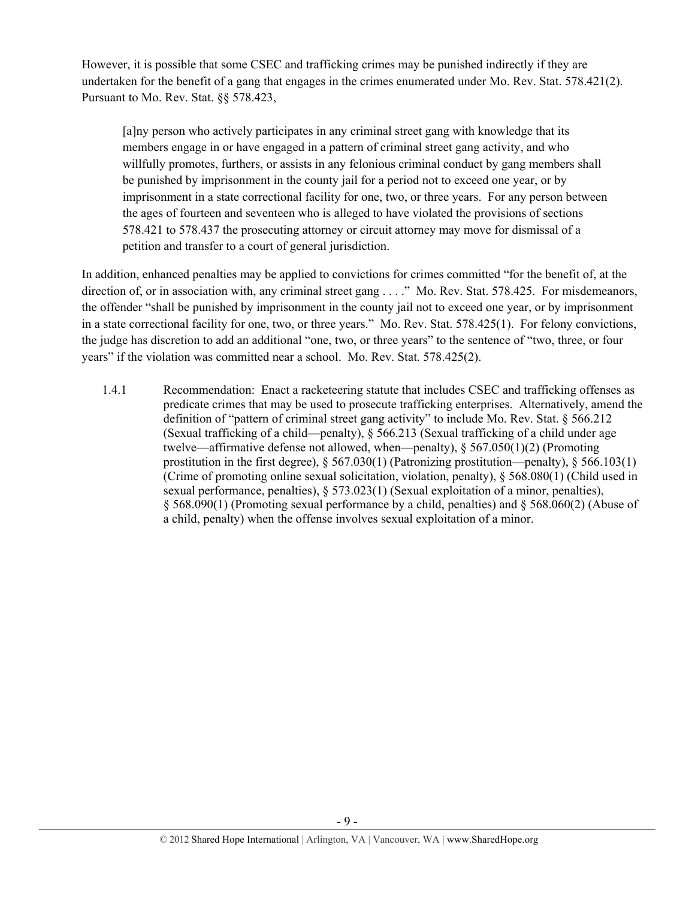However, it is possible that some CSEC and trafficking crimes may be punished indirectly if they are undertaken for the benefit of a gang that engages in the crimes enumerated under Mo. Rev. Stat. 578.421(2). Pursuant to Mo. Rev. Stat. §§ 578.423,

> [a]ny person who actively participates in any criminal street gang with knowledge that its members engage in or have engaged in a pattern of criminal street gang activity, and who willfully promotes, furthers, or assists in any felonious criminal conduct by gang members shall be punished by imprisonment in the county jail for a period not to exceed one year, or by imprisonment in a state correctional facility for one, two, or three years. For any person between the ages of fourteen and seventeen who is alleged to have violated the provisions of sections 578.421 to 578.437 the prosecuting attorney or circuit attorney may move for dismissal of a petition and transfer to a court of general jurisdiction.

In addition, enhanced penalties may be applied to convictions for crimes committed "for the benefit of, at the direction of, or in association with, any criminal street gang . . . ." Mo. Rev. Stat. 578.425. For misdemeanors, the offender "shall be punished by imprisonment in the county jail not to exceed one year, or by imprisonment in a state correctional facility for one, two, or three years." Mo. Rev. Stat. 578.425(1). For felony convictions, the judge has discretion to add an additional "one, two, or three years" to the sentence of "two, three, or four years" if the violation was committed near a school. Mo. Rev. Stat. 578.425(2).

1.4.1 Recommendation: Enact a racketeering statute that includes CSEC and trafficking offenses as predicate crimes that may be used to prosecute trafficking enterprises. Alternatively, amend the definition of "pattern of criminal street gang activity" to include Mo. Rev. Stat. § 566.212 (Sexual trafficking of a child—penalty), § 566.213 (Sexual trafficking of a child under age twelve—affirmative defense not allowed, when—penalty), § 567.050(1)(2) (Promoting prostitution in the first degree), § 567.030(1) (Patronizing prostitution—penalty), § 566.103(1) (Crime of promoting online sexual solicitation, violation, penalty), § 568.080(1) (Child used in sexual performance, penalties), § 573.023(1) (Sexual exploitation of a minor, penalties), § 568.090(1) (Promoting sexual performance by a child, penalties) and § 568.060(2) (Abuse of a child, penalty) when the offense involves sexual exploitation of a minor.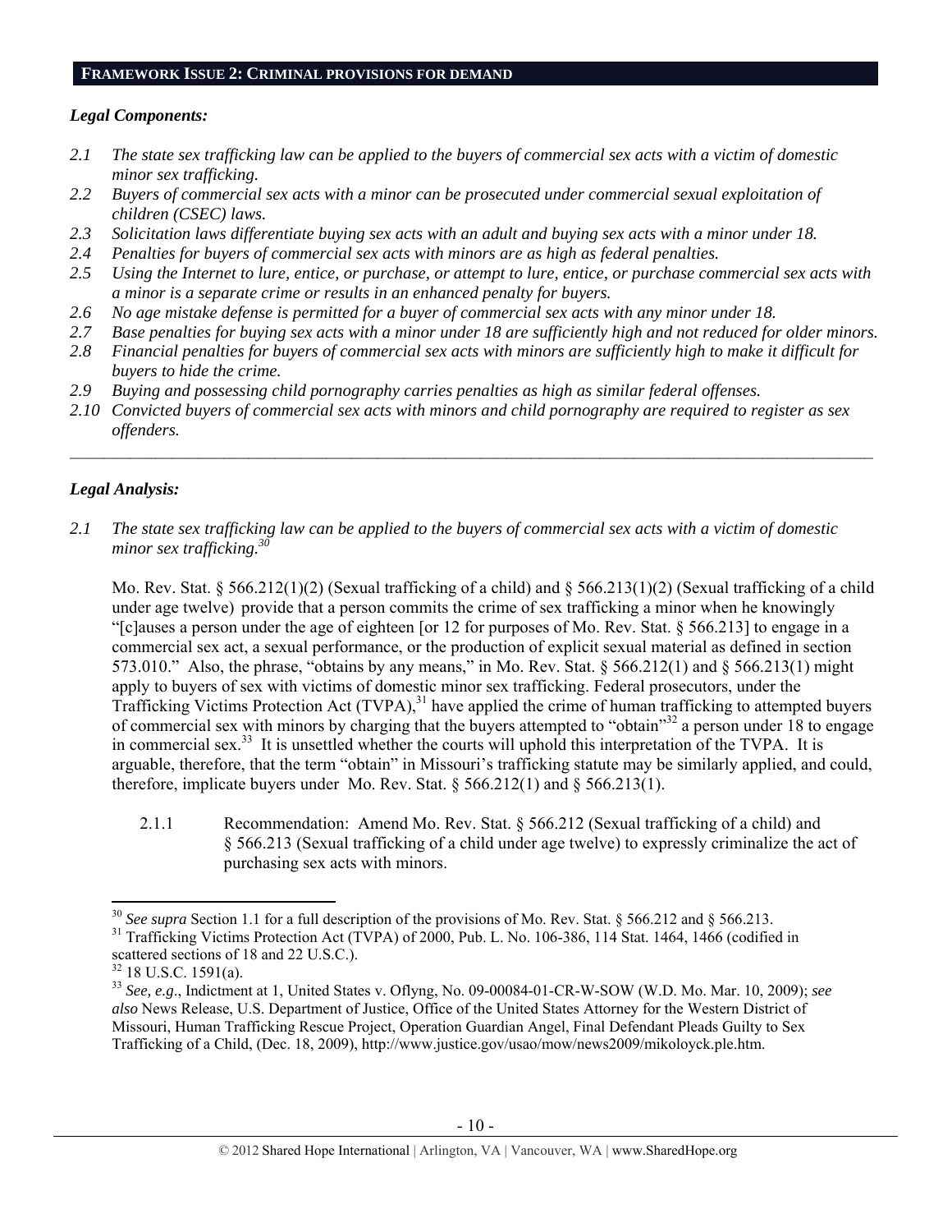## FRAMEWORK ISSUE 2: CRIMINAL PROVISIONS FOR DEMAND

### *Legal Components:*

*2.1 The state sex trafficking law can be applied to the buyers of commercial sex acts with a victim of domestic minor sex trafficking.*

*2.2 Buyers of commercial sex acts with a minor can be prosecuted under commercial sexual exploitation of children (CSEC) laws.*

*2.3 Solicitation laws differentiate buying sex acts with an adult and buying sex acts with a minor under 18.*

*2.4 Penalties for buyers of commercial sex acts with minors are as high as federal penalties.*

*2.5 Using the Internet to lure, entice, or purchase, or attempt to lure, entice, or purchase commercial sex acts with a minor is a separate crime or results in an enhanced penalty for buyers.*

*2.6 No age mistake defense is permitted for a buyer of commercial sex acts with any minor under 18.*

*2.7 Base penalties for buying sex acts with a minor under 18 are sufficiently high and not reduced for older minors.*

*2.8 Financial penalties for buyers of commercial sex acts with minors are sufficiently high to make it difficult for buyers to hide the crime.*

*2.9 Buying and possessing child pornography carries penalties as high as similar federal offenses.*

*2.10 Convicted buyers of commercial sex acts with minors and child pornography are required to register as sex offenders.*

---

### *Legal Analysis:*

*2.1 The state sex trafficking law can be applied to the buyers of commercial sex acts with a victim of domestic minor sex trafficking.*[30]

Mo. Rev. Stat. § 566.212(1)(2) (Sexual trafficking of a child) and § 566.213(1)(2) (Sexual trafficking of a child under age twelve) provide that a person commits the crime of sex trafficking a minor when he knowingly "[c]auses a person under the age of eighteen [or 12 for purposes of Mo. Rev. Stat. § 566.213] to engage in a commercial sex act, a sexual performance, or the production of explicit sexual material as defined in section 573.010." Also, the phrase, "obtains by any means," in Mo. Rev. Stat. § 566.212(1) and § 566.213(1) might apply to buyers of sex with victims of domestic minor sex trafficking. Federal prosecutors, under the Trafficking Victims Protection Act (TVPA),[31] have applied the crime of human trafficking to attempted buyers of commercial sex with minors by charging that the buyers attempted to "obtain"[32] a person under 18 to engage in commercial sex.[33] It is unsettled whether the courts will uphold this interpretation of the TVPA. It is arguable, therefore, that the term "obtain" in Missouri's trafficking statute may be similarly applied, and could, therefore, implicate buyers under Mo. Rev. Stat. § 566.212(1) and § 566.213(1).

2.1.1 Recommendation: Amend Mo. Rev. Stat. § 566.212 (Sexual trafficking of a child) and § 566.213 (Sexual trafficking of a child under age twelve) to expressly criminalize the act of purchasing sex acts with minors.

---

[30] *See supra* Section 1.1 for a full description of the provisions of Mo. Rev. Stat. § 566.212 and § 566.213.

[31] Trafficking Victims Protection Act (TVPA) of 2000, Pub. L. No. 106-386, 114 Stat. 1464, 1466 (codified in scattered sections of 18 and 22 U.S.C.).

[32] 18 U.S.C. 1591(a).

[33] *See, e.g*., Indictment at 1, United States v. Oflyng, No. 09-00084-01-CR-W-SOW (W.D. Mo. Mar. 10, 2009); *see also* News Release, U.S. Department of Justice, Office of the United States Attorney for the Western District of Missouri, Human Trafficking Rescue Project, Operation Guardian Angel, Final Defendant Pleads Guilty to Sex Trafficking of a Child, (Dec. 18, 2009), http://www.justice.gov/usao/mow/news2009/mikoloyck.ple.htm.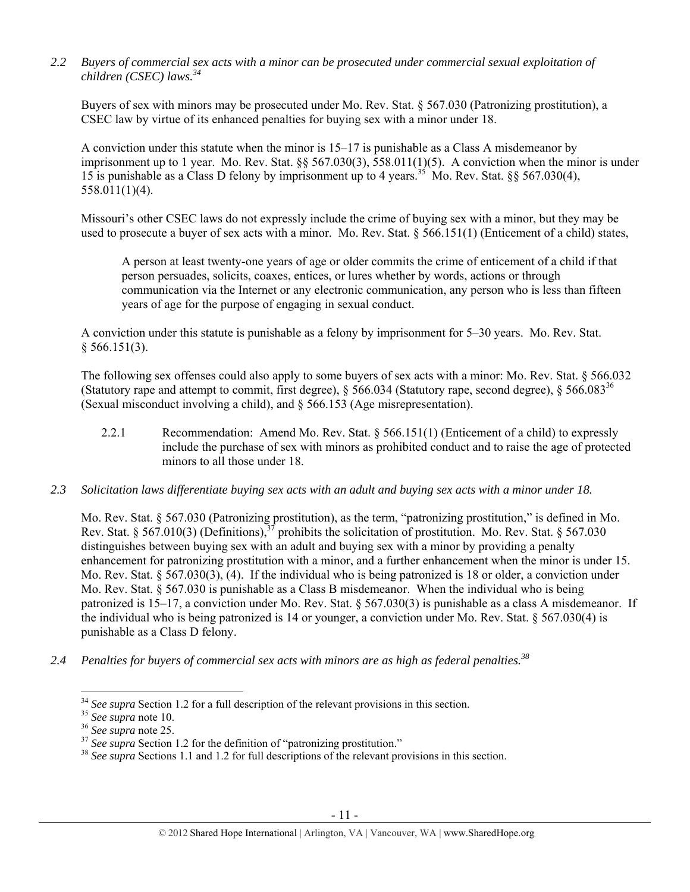*2.2 Buyers of commercial sex acts with a minor can be prosecuted under commercial sexual exploitation of children (CSEC) laws.*[34]

Buyers of sex with minors may be prosecuted under Mo. Rev. Stat. § 567.030 (Patronizing prostitution), a CSEC law by virtue of its enhanced penalties for buying sex with a minor under 18.

A conviction under this statute when the minor is 15–17 is punishable as a Class A misdemeanor by imprisonment up to 1 year. Mo. Rev. Stat. §§ 567.030(3), 558.011(1)(5). A conviction when the minor is under 15 is punishable as a Class D felony by imprisonment up to 4 years.[35] Mo. Rev. Stat. §§ 567.030(4), 558.011(1)(4).

Missouri's other CSEC laws do not expressly include the crime of buying sex with a minor, but they may be used to prosecute a buyer of sex acts with a minor. Mo. Rev. Stat. § 566.151(1) (Enticement of a child) states,

> A person at least twenty-one years of age or older commits the crime of enticement of a child if that person persuades, solicits, coaxes, entices, or lures whether by words, actions or through communication via the Internet or any electronic communication, any person who is less than fifteen years of age for the purpose of engaging in sexual conduct.

A conviction under this statute is punishable as a felony by imprisonment for 5–30 years. Mo. Rev. Stat. § 566.151(3).

The following sex offenses could also apply to some buyers of sex acts with a minor: Mo. Rev. Stat. § 566.032 (Statutory rape and attempt to commit, first degree), § 566.034 (Statutory rape, second degree), § 566.083[36] (Sexual misconduct involving a child), and § 566.153 (Age misrepresentation).

2.2.1 Recommendation: Amend Mo. Rev. Stat. § 566.151(1) (Enticement of a child) to expressly include the purchase of sex with minors as prohibited conduct and to raise the age of protected minors to all those under 18.

*2.3 Solicitation laws differentiate buying sex acts with an adult and buying sex acts with a minor under 18.*

Mo. Rev. Stat. § 567.030 (Patronizing prostitution), as the term, "patronizing prostitution," is defined in Mo. Rev. Stat. § 567.010(3) (Definitions),[37] prohibits the solicitation of prostitution. Mo. Rev. Stat. § 567.030 distinguishes between buying sex with an adult and buying sex with a minor by providing a penalty enhancement for patronizing prostitution with a minor, and a further enhancement when the minor is under 15. Mo. Rev. Stat. § 567.030(3), (4). If the individual who is being patronized is 18 or older, a conviction under Mo. Rev. Stat. § 567.030 is punishable as a Class B misdemeanor. When the individual who is being patronized is 15–17, a conviction under Mo. Rev. Stat. § 567.030(3) is punishable as a class A misdemeanor. If the individual who is being patronized is 14 or younger, a conviction under Mo. Rev. Stat. § 567.030(4) is punishable as a Class D felony.

*2.4 Penalties for buyers of commercial sex acts with minors are as high as federal penalties.*[38]

---

[34] *See supra* Section 1.2 for a full description of the relevant provisions in this section.
[35] *See supra* note 10.
[36] *See supra* note 25.
[37] *See supra* Section 1.2 for the definition of "patronizing prostitution."
[38] *See supra* Sections 1.1 and 1.2 for full descriptions of the relevant provisions in this section.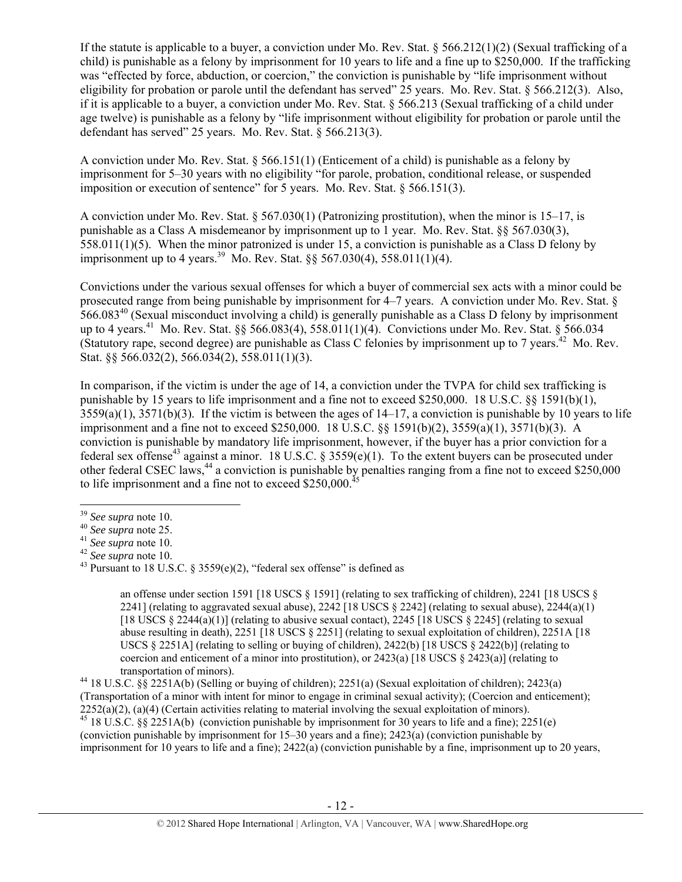If the statute is applicable to a buyer, a conviction under Mo. Rev. Stat. § 566.212(1)(2) (Sexual trafficking of a child) is punishable as a felony by imprisonment for 10 years to life and a fine up to $250,000. If the trafficking was "effected by force, abduction, or coercion," the conviction is punishable by "life imprisonment without eligibility for probation or parole until the defendant has served" 25 years. Mo. Rev. Stat. § 566.212(3). Also, if it is applicable to a buyer, a conviction under Mo. Rev. Stat. § 566.213 (Sexual trafficking of a child under age twelve) is punishable as a felony by "life imprisonment without eligibility for probation or parole until the defendant has served" 25 years. Mo. Rev. Stat. § 566.213(3).

A conviction under Mo. Rev. Stat. § 566.151(1) (Enticement of a child) is punishable as a felony by imprisonment for 5–30 years with no eligibility "for parole, probation, conditional release, or suspended imposition or execution of sentence" for 5 years. Mo. Rev. Stat. § 566.151(3).

A conviction under Mo. Rev. Stat. § 567.030(1) (Patronizing prostitution), when the minor is 15–17, is punishable as a Class A misdemeanor by imprisonment up to 1 year. Mo. Rev. Stat. §§ 567.030(3), 558.011(1)(5). When the minor patronized is under 15, a conviction is punishable as a Class D felony by imprisonment up to 4 years.[39] Mo. Rev. Stat. §§ 567.030(4), 558.011(1)(4).

Convictions under the various sexual offenses for which a buyer of commercial sex acts with a minor could be prosecuted range from being punishable by imprisonment for 4–7 years. A conviction under Mo. Rev. Stat. § 566.083[40] (Sexual misconduct involving a child) is generally punishable as a Class D felony by imprisonment up to 4 years.[41] Mo. Rev. Stat. §§ 566.083(4), 558.011(1)(4). Convictions under Mo. Rev. Stat. § 566.034 (Statutory rape, second degree) are punishable as Class C felonies by imprisonment up to 7 years.[42] Mo. Rev. Stat. §§ 566.032(2), 566.034(2), 558.011(1)(3).

In comparison, if the victim is under the age of 14, a conviction under the TVPA for child sex trafficking is punishable by 15 years to life imprisonment and a fine not to exceed $250,000. 18 U.S.C. §§ 1591(b)(1), 3559(a)(1), 3571(b)(3). If the victim is between the ages of 14–17, a conviction is punishable by 10 years to life imprisonment and a fine not to exceed $250,000. 18 U.S.C. §§ 1591(b)(2), 3559(a)(1), 3571(b)(3). A conviction is punishable by mandatory life imprisonment, however, if the buyer has a prior conviction for a federal sex offense[43] against a minor. 18 U.S.C. § 3559(e)(1). To the extent buyers can be prosecuted under other federal CSEC laws,[44] a conviction is punishable by penalties ranging from a fine not to exceed $250,000 to life imprisonment and a fine not to exceed $250,000.[45]

---

[39] *See supra* note 10.

[40] *See supra* note 25.

[41] *See supra* note 10.

[42] *See supra* note 10.

[43] Pursuant to 18 U.S.C. § 3559(e)(2), "federal sex offense" is defined as

> an offense under section 1591 [18 USCS § 1591] (relating to sex trafficking of children), 2241 [18 USCS § 2241] (relating to aggravated sexual abuse), 2242 [18 USCS § 2242] (relating to sexual abuse), 2244(a)(1) [18 USCS § 2244(a)(1)] (relating to abusive sexual contact), 2245 [18 USCS § 2245] (relating to sexual abuse resulting in death), 2251 [18 USCS § 2251] (relating to sexual exploitation of children), 2251A [18 USCS § 2251A] (relating to selling or buying of children), 2422(b) [18 USCS § 2422(b)] (relating to coercion and enticement of a minor into prostitution), or 2423(a) [18 USCS § 2423(a)] (relating to transportation of minors).

[44] 18 U.S.C. §§ 2251A(b) (Selling or buying of children); 2251(a) (Sexual exploitation of children); 2423(a) (Transportation of a minor with intent for minor to engage in criminal sexual activity); (Coercion and enticement); 2252(a)(2), (a)(4) (Certain activities relating to material involving the sexual exploitation of minors).

[45] 18 U.S.C. §§ 2251A(b) (conviction punishable by imprisonment for 30 years to life and a fine); 2251(e) (conviction punishable by imprisonment for 15–30 years and a fine); 2423(a) (conviction punishable by imprisonment for 10 years to life and a fine); 2422(a) (conviction punishable by a fine, imprisonment up to 20 years,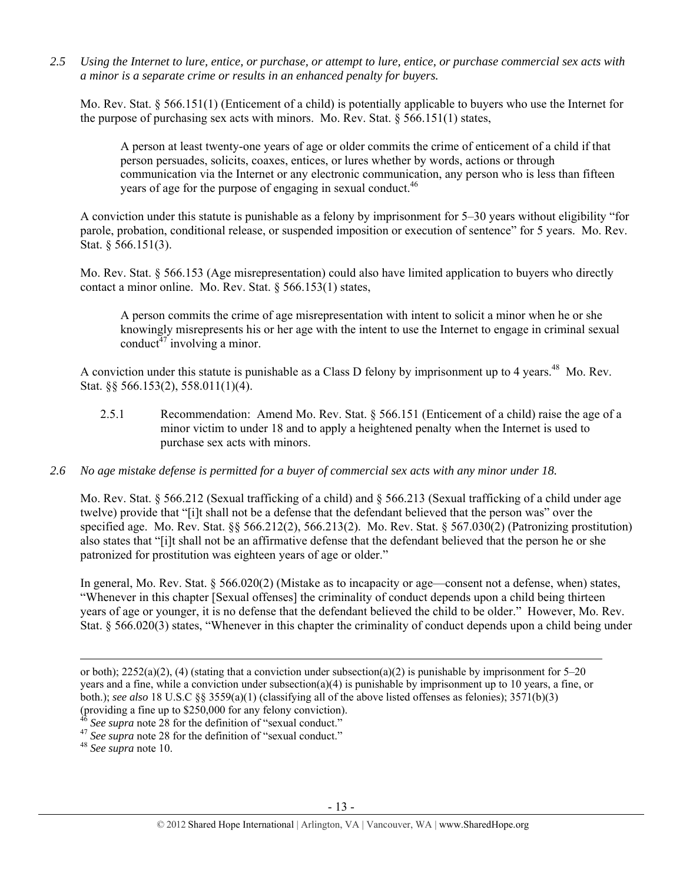*2.5 Using the Internet to lure, entice, or purchase, or attempt to lure, entice, or purchase commercial sex acts with a minor is a separate crime or results in an enhanced penalty for buyers.*

Mo. Rev. Stat. § 566.151(1) (Enticement of a child) is potentially applicable to buyers who use the Internet for the purpose of purchasing sex acts with minors. Mo. Rev. Stat. § 566.151(1) states,

> A person at least twenty-one years of age or older commits the crime of enticement of a child if that person persuades, solicits, coaxes, entices, or lures whether by words, actions or through communication via the Internet or any electronic communication, any person who is less than fifteen years of age for the purpose of engaging in sexual conduct.[46]

A conviction under this statute is punishable as a felony by imprisonment for 5–30 years without eligibility "for parole, probation, conditional release, or suspended imposition or execution of sentence" for 5 years. Mo. Rev. Stat. § 566.151(3).

Mo. Rev. Stat. § 566.153 (Age misrepresentation) could also have limited application to buyers who directly contact a minor online. Mo. Rev. Stat. § 566.153(1) states,

> A person commits the crime of age misrepresentation with intent to solicit a minor when he or she knowingly misrepresents his or her age with the intent to use the Internet to engage in criminal sexual conduct[47] involving a minor.

A conviction under this statute is punishable as a Class D felony by imprisonment up to 4 years.[48] Mo. Rev. Stat. §§ 566.153(2), 558.011(1)(4).

2.5.1 Recommendation: Amend Mo. Rev. Stat. § 566.151 (Enticement of a child) raise the age of a minor victim to under 18 and to apply a heightened penalty when the Internet is used to purchase sex acts with minors.

*2.6 No age mistake defense is permitted for a buyer of commercial sex acts with any minor under 18.*

Mo. Rev. Stat. § 566.212 (Sexual trafficking of a child) and § 566.213 (Sexual trafficking of a child under age twelve) provide that "[i]t shall not be a defense that the defendant believed that the person was" over the specified age. Mo. Rev. Stat. §§ 566.212(2), 566.213(2). Mo. Rev. Stat. § 567.030(2) (Patronizing prostitution) also states that "[i]t shall not be an affirmative defense that the defendant believed that the person he or she patronized for prostitution was eighteen years of age or older."

In general, Mo. Rev. Stat. § 566.020(2) (Mistake as to incapacity or age—consent not a defense, when) states, "Whenever in this chapter [Sexual offenses] the criminality of conduct depends upon a child being thirteen years of age or younger, it is no defense that the defendant believed the child to be older." However, Mo. Rev. Stat. § 566.020(3) states, "Whenever in this chapter the criminality of conduct depends upon a child being under

---

or both); 2252(a)(2), (4) (stating that a conviction under subsection(a)(2) is punishable by imprisonment for 5–20 years and a fine, while a conviction under subsection(a)(4) is punishable by imprisonment up to 10 years, a fine, or both.); *see also* 18 U.S.C §§ 3559(a)(1) (classifying all of the above listed offenses as felonies); 3571(b)(3) (providing a fine up to $250,000 for any felony conviction).

[46] *See supra* note 28 for the definition of "sexual conduct."

[47] *See supra* note 28 for the definition of "sexual conduct."

[48] *See supra* note 10.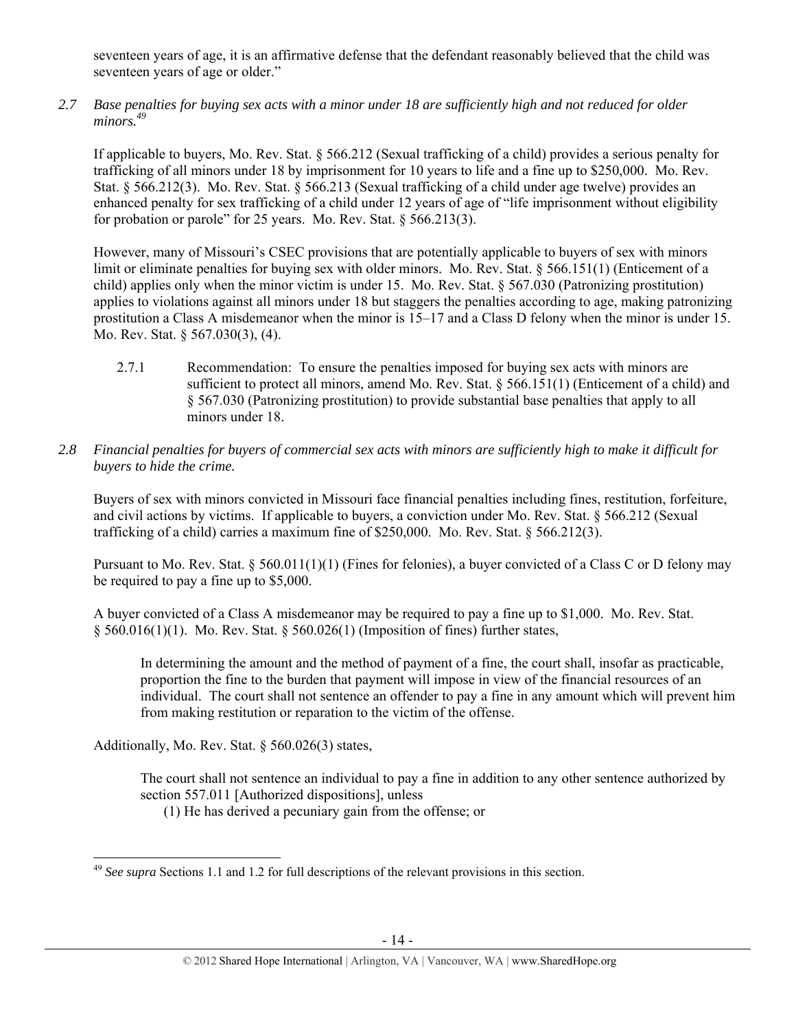seventeen years of age, it is an affirmative defense that the defendant reasonably believed that the child was seventeen years of age or older."

*2.7 Base penalties for buying sex acts with a minor under 18 are sufficiently high and not reduced for older minors.*[49]

If applicable to buyers, Mo. Rev. Stat. § 566.212 (Sexual trafficking of a child) provides a serious penalty for trafficking of all minors under 18 by imprisonment for 10 years to life and a fine up to $250,000. Mo. Rev. Stat. § 566.212(3). Mo. Rev. Stat. § 566.213 (Sexual trafficking of a child under age twelve) provides an enhanced penalty for sex trafficking of a child under 12 years of age of "life imprisonment without eligibility for probation or parole" for 25 years. Mo. Rev. Stat. § 566.213(3).

However, many of Missouri's CSEC provisions that are potentially applicable to buyers of sex with minors limit or eliminate penalties for buying sex with older minors. Mo. Rev. Stat. § 566.151(1) (Enticement of a child) applies only when the minor victim is under 15. Mo. Rev. Stat. § 567.030 (Patronizing prostitution) applies to violations against all minors under 18 but staggers the penalties according to age, making patronizing prostitution a Class A misdemeanor when the minor is 15–17 and a Class D felony when the minor is under 15. Mo. Rev. Stat. § 567.030(3), (4).

2.7.1 Recommendation: To ensure the penalties imposed for buying sex acts with minors are sufficient to protect all minors, amend Mo. Rev. Stat. § 566.151(1) (Enticement of a child) and § 567.030 (Patronizing prostitution) to provide substantial base penalties that apply to all minors under 18.

*2.8 Financial penalties for buyers of commercial sex acts with minors are sufficiently high to make it difficult for buyers to hide the crime.*

Buyers of sex with minors convicted in Missouri face financial penalties including fines, restitution, forfeiture, and civil actions by victims. If applicable to buyers, a conviction under Mo. Rev. Stat. § 566.212 (Sexual trafficking of a child) carries a maximum fine of $250,000. Mo. Rev. Stat. § 566.212(3).

Pursuant to Mo. Rev. Stat. § 560.011(1)(1) (Fines for felonies), a buyer convicted of a Class C or D felony may be required to pay a fine up to $5,000.

A buyer convicted of a Class A misdemeanor may be required to pay a fine up to $1,000. Mo. Rev. Stat. § 560.016(1)(1). Mo. Rev. Stat. § 560.026(1) (Imposition of fines) further states,

> In determining the amount and the method of payment of a fine, the court shall, insofar as practicable, proportion the fine to the burden that payment will impose in view of the financial resources of an individual. The court shall not sentence an offender to pay a fine in any amount which will prevent him from making restitution or reparation to the victim of the offense.

Additionally, Mo. Rev. Stat. § 560.026(3) states,

> The court shall not sentence an individual to pay a fine in addition to any other sentence authorized by section 557.011 [Authorized dispositions], unless
> (1) He has derived a pecuniary gain from the offense; or

[49] *See supra* Sections 1.1 and 1.2 for full descriptions of the relevant provisions in this section.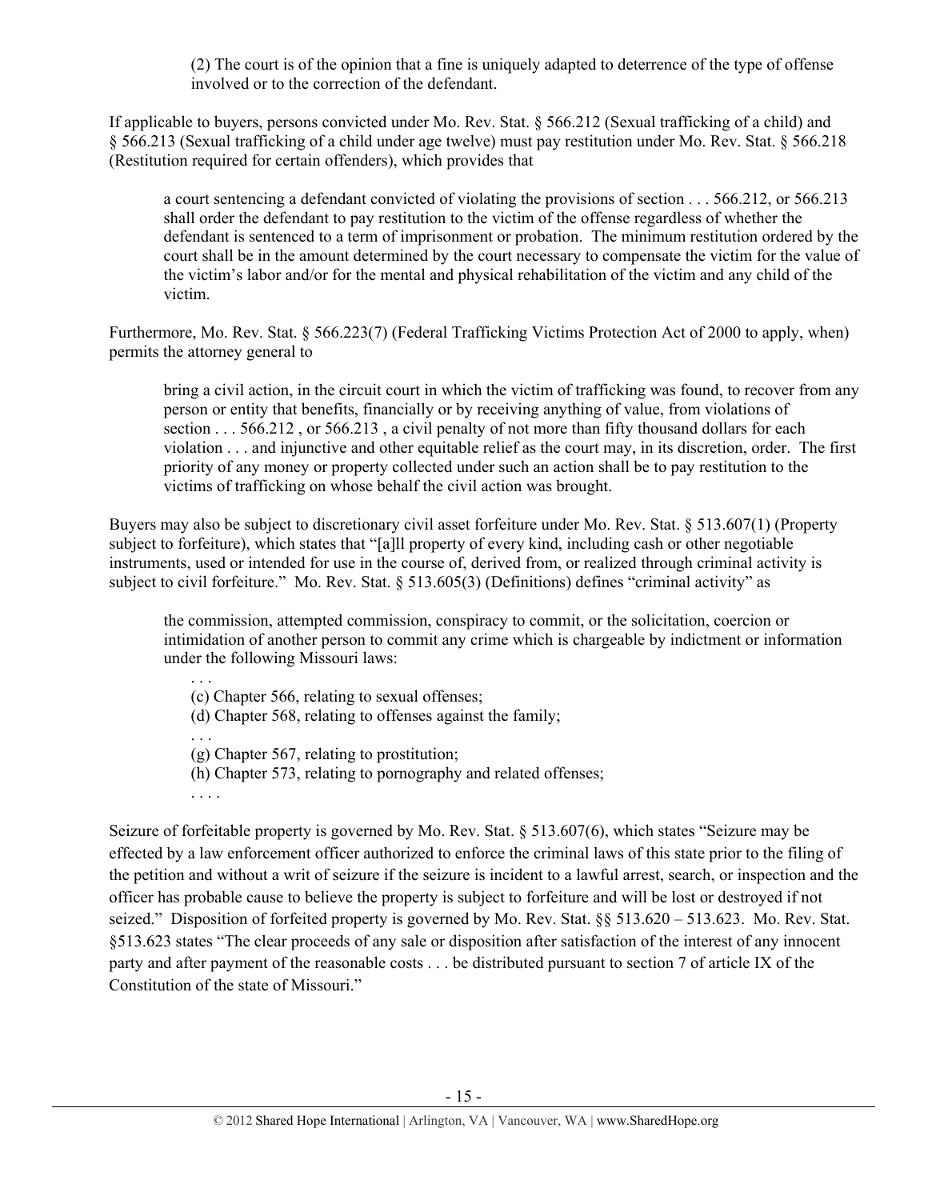(2) The court is of the opinion that a fine is uniquely adapted to deterrence of the type of offense involved or to the correction of the defendant.

If applicable to buyers, persons convicted under Mo. Rev. Stat. § 566.212 (Sexual trafficking of a child) and § 566.213 (Sexual trafficking of a child under age twelve) must pay restitution under Mo. Rev. Stat. § 566.218 (Restitution required for certain offenders), which provides that

> a court sentencing a defendant convicted of violating the provisions of section . . . 566.212, or 566.213 shall order the defendant to pay restitution to the victim of the offense regardless of whether the defendant is sentenced to a term of imprisonment or probation. The minimum restitution ordered by the court shall be in the amount determined by the court necessary to compensate the victim for the value of the victim's labor and/or for the mental and physical rehabilitation of the victim and any child of the victim.

Furthermore, Mo. Rev. Stat. § 566.223(7) (Federal Trafficking Victims Protection Act of 2000 to apply, when) permits the attorney general to

> bring a civil action, in the circuit court in which the victim of trafficking was found, to recover from any person or entity that benefits, financially or by receiving anything of value, from violations of section . . . 566.212 , or 566.213 , a civil penalty of not more than fifty thousand dollars for each violation . . . and injunctive and other equitable relief as the court may, in its discretion, order. The first priority of any money or property collected under such an action shall be to pay restitution to the victims of trafficking on whose behalf the civil action was brought.

Buyers may also be subject to discretionary civil asset forfeiture under Mo. Rev. Stat. § 513.607(1) (Property subject to forfeiture), which states that "[a]ll property of every kind, including cash or other negotiable instruments, used or intended for use in the course of, derived from, or realized through criminal activity is subject to civil forfeiture." Mo. Rev. Stat. § 513.605(3) (Definitions) defines "criminal activity" as

> the commission, attempted commission, conspiracy to commit, or the solicitation, coercion or intimidation of another person to commit any crime which is chargeable by indictment or information under the following Missouri laws:
>
> . . .
> (c) Chapter 566, relating to sexual offenses;
> (d) Chapter 568, relating to offenses against the family;
> . . .
> (g) Chapter 567, relating to prostitution;
> (h) Chapter 573, relating to pornography and related offenses;
> . . . .

Seizure of forfeitable property is governed by Mo. Rev. Stat. § 513.607(6), which states "Seizure may be effected by a law enforcement officer authorized to enforce the criminal laws of this state prior to the filing of the petition and without a writ of seizure if the seizure is incident to a lawful arrest, search, or inspection and the officer has probable cause to believe the property is subject to forfeiture and will be lost or destroyed if not seized." Disposition of forfeited property is governed by Mo. Rev. Stat. §§ 513.620 – 513.623. Mo. Rev. Stat. §513.623 states "The clear proceeds of any sale or disposition after satisfaction of the interest of any innocent party and after payment of the reasonable costs . . . be distributed pursuant to section 7 of article IX of the Constitution of the state of Missouri."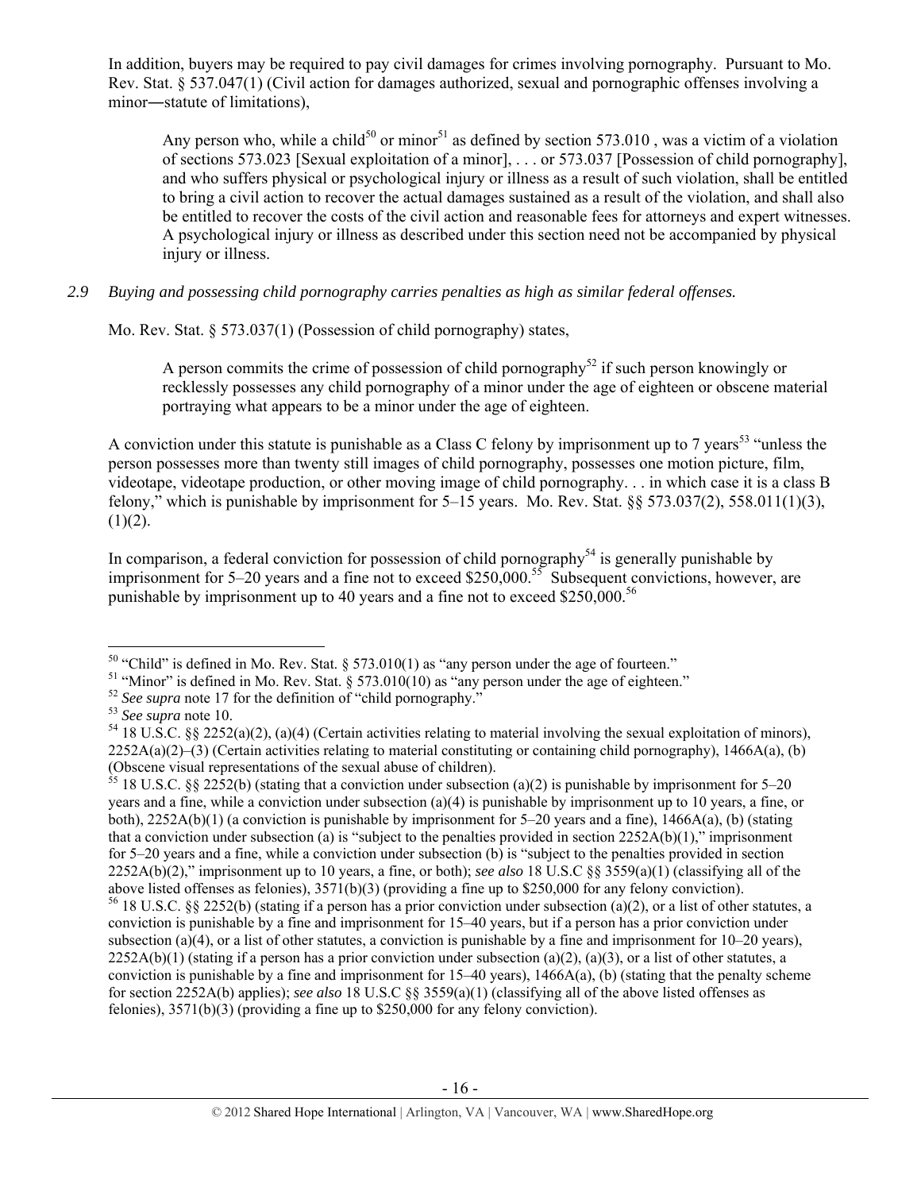In addition, buyers may be required to pay civil damages for crimes involving pornography. Pursuant to Mo. Rev. Stat. § 537.047(1) (Civil action for damages authorized, sexual and pornographic offenses involving a minor―statute of limitations),

> Any person who, while a child[50] or minor[51] as defined by section 573.010 , was a victim of a violation of sections 573.023 [Sexual exploitation of a minor], . . . or 573.037 [Possession of child pornography], and who suffers physical or psychological injury or illness as a result of such violation, shall be entitled to bring a civil action to recover the actual damages sustained as a result of the violation, and shall also be entitled to recover the costs of the civil action and reasonable fees for attorneys and expert witnesses. A psychological injury or illness as described under this section need not be accompanied by physical injury or illness.

*2.9 Buying and possessing child pornography carries penalties as high as similar federal offenses.*

Mo. Rev. Stat. § 573.037(1) (Possession of child pornography) states,

> A person commits the crime of possession of child pornography[52] if such person knowingly or recklessly possesses any child pornography of a minor under the age of eighteen or obscene material portraying what appears to be a minor under the age of eighteen.

A conviction under this statute is punishable as a Class C felony by imprisonment up to 7 years[53] "unless the person possesses more than twenty still images of child pornography, possesses one motion picture, film, videotape, videotape production, or other moving image of child pornography. . . in which case it is a class B felony," which is punishable by imprisonment for 5–15 years. Mo. Rev. Stat. §§ 573.037(2), 558.011(1)(3), (1)(2).

In comparison, a federal conviction for possession of child pornography[54] is generally punishable by imprisonment for 5–20 years and a fine not to exceed $250,000.[55] Subsequent convictions, however, are punishable by imprisonment up to 40 years and a fine not to exceed $250,000.[56]

---

[50] "Child" is defined in Mo. Rev. Stat. § 573.010(1) as "any person under the age of fourteen."

[51] "Minor" is defined in Mo. Rev. Stat. § 573.010(10) as "any person under the age of eighteen."

[52] *See supra* note 17 for the definition of "child pornography."

[53] *See supra* note 10.

[54] 18 U.S.C. §§ 2252(a)(2), (a)(4) (Certain activities relating to material involving the sexual exploitation of minors), 2252A(a)(2)–(3) (Certain activities relating to material constituting or containing child pornography), 1466A(a), (b) (Obscene visual representations of the sexual abuse of children).

[55] 18 U.S.C. §§ 2252(b) (stating that a conviction under subsection (a)(2) is punishable by imprisonment for 5–20 years and a fine, while a conviction under subsection (a)(4) is punishable by imprisonment up to 10 years, a fine, or both), 2252A(b)(1) (a conviction is punishable by imprisonment for 5–20 years and a fine), 1466A(a), (b) (stating that a conviction under subsection (a) is "subject to the penalties provided in section 2252A(b)(1)," imprisonment for 5–20 years and a fine, while a conviction under subsection (b) is "subject to the penalties provided in section 2252A(b)(2)," imprisonment up to 10 years, a fine, or both); *see also* 18 U.S.C §§ 3559(a)(1) (classifying all of the above listed offenses as felonies), 3571(b)(3) (providing a fine up to $250,000 for any felony conviction).

[56] 18 U.S.C. §§ 2252(b) (stating if a person has a prior conviction under subsection (a)(2), or a list of other statutes, a conviction is punishable by a fine and imprisonment for 15–40 years, but if a person has a prior conviction under subsection (a)(4), or a list of other statutes, a conviction is punishable by a fine and imprisonment for 10–20 years), 2252A(b)(1) (stating if a person has a prior conviction under subsection (a)(2), (a)(3), or a list of other statutes, a conviction is punishable by a fine and imprisonment for 15–40 years), 1466A(a), (b) (stating that the penalty scheme for section 2252A(b) applies); *see also* 18 U.S.C §§ 3559(a)(1) (classifying all of the above listed offenses as felonies), 3571(b)(3) (providing a fine up to $250,000 for any felony conviction).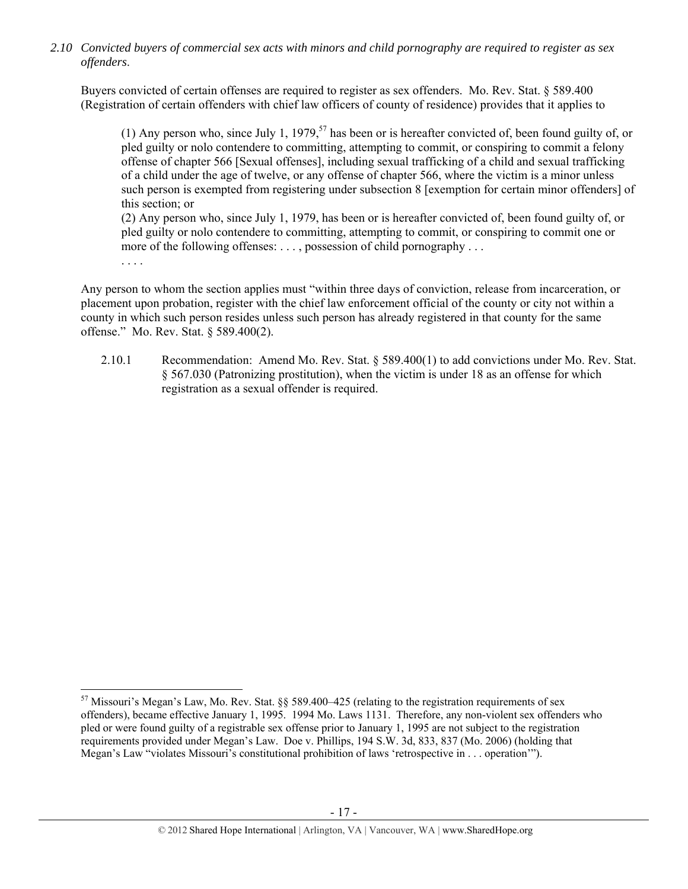*2.10 Convicted buyers of commercial sex acts with minors and child pornography are required to register as sex offenders*.

Buyers convicted of certain offenses are required to register as sex offenders. Mo. Rev. Stat. § 589.400 (Registration of certain offenders with chief law officers of county of residence) provides that it applies to

> (1) Any person who, since July 1, 1979,[57] has been or is hereafter convicted of, been found guilty of, or pled guilty or nolo contendere to committing, attempting to commit, or conspiring to commit a felony offense of chapter 566 [Sexual offenses], including sexual trafficking of a child and sexual trafficking of a child under the age of twelve, or any offense of chapter 566, where the victim is a minor unless such person is exempted from registering under subsection 8 [exemption for certain minor offenders] of this section; or
> (2) Any person who, since July 1, 1979, has been or is hereafter convicted of, been found guilty of, or pled guilty or nolo contendere to committing, attempting to commit, or conspiring to commit one or more of the following offenses: . . . , possession of child pornography . . .
> . . . .

Any person to whom the section applies must "within three days of conviction, release from incarceration, or placement upon probation, register with the chief law enforcement official of the county or city not within a county in which such person resides unless such person has already registered in that county for the same offense." Mo. Rev. Stat. § 589.400(2).

2.10.1 Recommendation: Amend Mo. Rev. Stat. § 589.400(1) to add convictions under Mo. Rev. Stat. § 567.030 (Patronizing prostitution), when the victim is under 18 as an offense for which registration as a sexual offender is required.

---

[57] Missouri's Megan's Law, Mo. Rev. Stat. §§ 589.400–425 (relating to the registration requirements of sex offenders), became effective January 1, 1995. 1994 Mo. Laws 1131. Therefore, any non-violent sex offenders who pled or were found guilty of a registrable sex offense prior to January 1, 1995 are not subject to the registration requirements provided under Megan's Law. Doe v. Phillips, 194 S.W. 3d, 833, 837 (Mo. 2006) (holding that Megan's Law "violates Missouri's constitutional prohibition of laws 'retrospective in . . . operation'").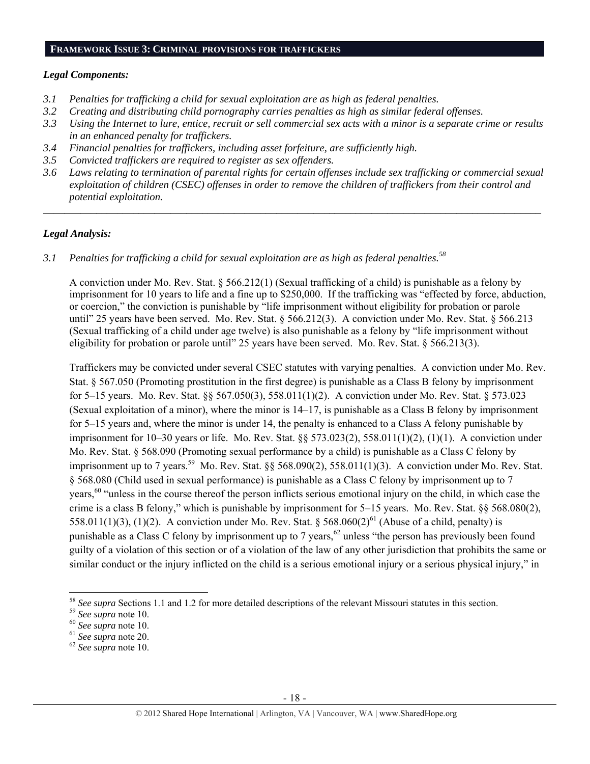## FRAMEWORK ISSUE 3: CRIMINAL PROVISIONS FOR TRAFFICKERS

### *Legal Components:*

- *3.1 Penalties for trafficking a child for sexual exploitation are as high as federal penalties.*
- *3.2 Creating and distributing child pornography carries penalties as high as similar federal offenses.*
- *3.3 Using the Internet to lure, entice, recruit or sell commercial sex acts with a minor is a separate crime or results in an enhanced penalty for traffickers.*
- *3.4 Financial penalties for traffickers, including asset forfeiture, are sufficiently high.*
- *3.5 Convicted traffickers are required to register as sex offenders.*
- *3.6 Laws relating to termination of parental rights for certain offenses include sex trafficking or commercial sexual exploitation of children (CSEC) offenses in order to remove the children of traffickers from their control and potential exploitation.*

---

### *Legal Analysis:*

*3.1 Penalties for trafficking a child for sexual exploitation are as high as federal penalties.*[58]

A conviction under Mo. Rev. Stat. § 566.212(1) (Sexual trafficking of a child) is punishable as a felony by imprisonment for 10 years to life and a fine up to $250,000. If the trafficking was "effected by force, abduction, or coercion," the conviction is punishable by "life imprisonment without eligibility for probation or parole until" 25 years have been served. Mo. Rev. Stat. § 566.212(3). A conviction under Mo. Rev. Stat. § 566.213 (Sexual trafficking of a child under age twelve) is also punishable as a felony by "life imprisonment without eligibility for probation or parole until" 25 years have been served. Mo. Rev. Stat. § 566.213(3).

Traffickers may be convicted under several CSEC statutes with varying penalties. A conviction under Mo. Rev. Stat. § 567.050 (Promoting prostitution in the first degree) is punishable as a Class B felony by imprisonment for 5–15 years. Mo. Rev. Stat. §§ 567.050(3), 558.011(1)(2). A conviction under Mo. Rev. Stat. § 573.023 (Sexual exploitation of a minor), where the minor is 14–17, is punishable as a Class B felony by imprisonment for 5–15 years and, where the minor is under 14, the penalty is enhanced to a Class A felony punishable by imprisonment for 10–30 years or life. Mo. Rev. Stat. §§ 573.023(2), 558.011(1)(2), (1)(1). A conviction under Mo. Rev. Stat. § 568.090 (Promoting sexual performance by a child) is punishable as a Class C felony by imprisonment up to 7 years.[59] Mo. Rev. Stat. §§ 568.090(2), 558.011(1)(3). A conviction under Mo. Rev. Stat. § 568.080 (Child used in sexual performance) is punishable as a Class C felony by imprisonment up to 7 years,[60] "unless in the course thereof the person inflicts serious emotional injury on the child, in which case the crime is a class B felony," which is punishable by imprisonment for 5–15 years. Mo. Rev. Stat. §§ 568.080(2), 558.011(1)(3), (1)(2). A conviction under Mo. Rev. Stat. § 568.060(2)[61] (Abuse of a child, penalty) is punishable as a Class C felony by imprisonment up to 7 years,[62] unless "the person has previously been found guilty of a violation of this section or of a violation of the law of any other jurisdiction that prohibits the same or similar conduct or the injury inflicted on the child is a serious emotional injury or a serious physical injury," in

---

[58] *See supra* Sections 1.1 and 1.2 for more detailed descriptions of the relevant Missouri statutes in this section.
[59] *See supra* note 10.
[60] *See supra* note 10.
[61] *See supra* note 20.
[62] *See supra* note 10.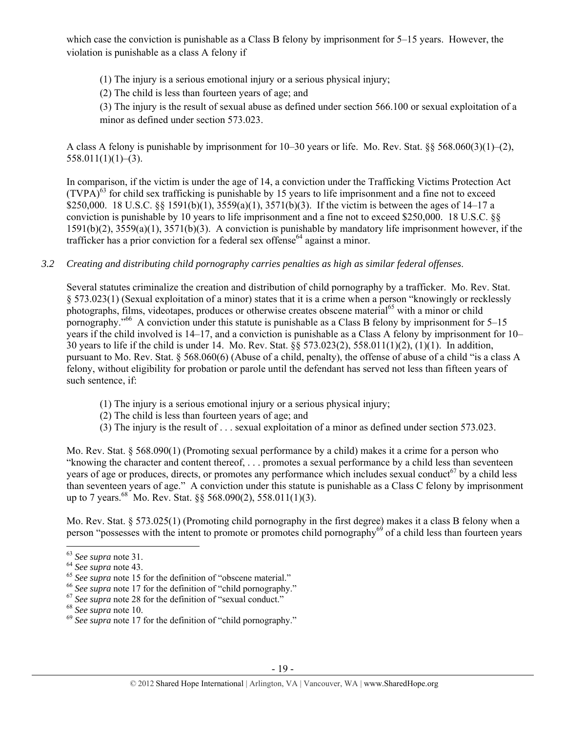which case the conviction is punishable as a Class B felony by imprisonment for 5–15 years. However, the violation is punishable as a class A felony if

> (1) The injury is a serious emotional injury or a serious physical injury;
> (2) The child is less than fourteen years of age; and
> (3) The injury is the result of sexual abuse as defined under section 566.100 or sexual exploitation of a minor as defined under section 573.023.

A class A felony is punishable by imprisonment for 10–30 years or life. Mo. Rev. Stat. §§ 568.060(3)(1)–(2), 558.011(1)(1)–(3).

In comparison, if the victim is under the age of 14, a conviction under the Trafficking Victims Protection Act (TVPA)[63] for child sex trafficking is punishable by 15 years to life imprisonment and a fine not to exceed $250,000. 18 U.S.C. §§ 1591(b)(1), 3559(a)(1), 3571(b)(3). If the victim is between the ages of 14–17 a conviction is punishable by 10 years to life imprisonment and a fine not to exceed $250,000. 18 U.S.C. §§ 1591(b)(2), 3559(a)(1), 3571(b)(3). A conviction is punishable by mandatory life imprisonment however, if the trafficker has a prior conviction for a federal sex offense[64] against a minor.

*3.2 Creating and distributing child pornography carries penalties as high as similar federal offenses.*

Several statutes criminalize the creation and distribution of child pornography by a trafficker. Mo. Rev. Stat. § 573.023(1) (Sexual exploitation of a minor) states that it is a crime when a person "knowingly or recklessly photographs, films, videotapes, produces or otherwise creates obscene material[65] with a minor or child pornography."[66] A conviction under this statute is punishable as a Class B felony by imprisonment for 5–15 years if the child involved is 14–17, and a conviction is punishable as a Class A felony by imprisonment for 10–30 years to life if the child is under 14. Mo. Rev. Stat. §§ 573.023(2), 558.011(1)(2), (1)(1). In addition, pursuant to Mo. Rev. Stat. § 568.060(6) (Abuse of a child, penalty), the offense of abuse of a child "is a class A felony, without eligibility for probation or parole until the defendant has served not less than fifteen years of such sentence, if:

> (1) The injury is a serious emotional injury or a serious physical injury;
> (2) The child is less than fourteen years of age; and
> (3) The injury is the result of . . . sexual exploitation of a minor as defined under section 573.023.

Mo. Rev. Stat. § 568.090(1) (Promoting sexual performance by a child) makes it a crime for a person who "knowing the character and content thereof, . . . promotes a sexual performance by a child less than seventeen years of age or produces, directs, or promotes any performance which includes sexual conduct[67] by a child less than seventeen years of age." A conviction under this statute is punishable as a Class C felony by imprisonment up to 7 years.[68] Mo. Rev. Stat. §§ 568.090(2), 558.011(1)(3).

Mo. Rev. Stat. § 573.025(1) (Promoting child pornography in the first degree) makes it a class B felony when a person "possesses with the intent to promote or promotes child pornography[69] of a child less than fourteen years

---

[63] *See supra* note 31.
[64] *See supra* note 43.
[65] *See supra* note 15 for the definition of "obscene material."
[66] *See supra* note 17 for the definition of "child pornography."
[67] *See supra* note 28 for the definition of "sexual conduct."
[68] *See supra* note 10.
[69] *See supra* note 17 for the definition of "child pornography."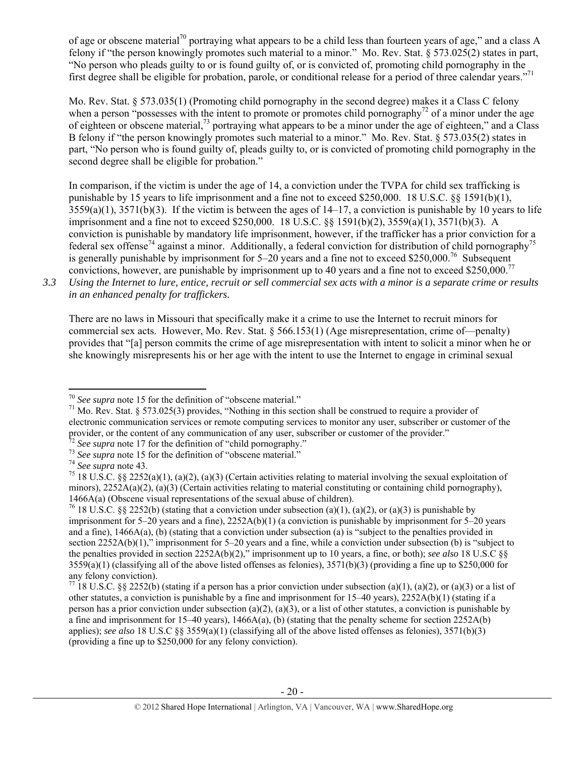of age or obscene material[70] portraying what appears to be a child less than fourteen years of age," and a class A felony if "the person knowingly promotes such material to a minor." Mo. Rev. Stat. § 573.025(2) states in part, "No person who pleads guilty to or is found guilty of, or is convicted of, promoting child pornography in the first degree shall be eligible for probation, parole, or conditional release for a period of three calendar years."[71]

Mo. Rev. Stat. § 573.035(1) (Promoting child pornography in the second degree) makes it a Class C felony when a person "possesses with the intent to promote or promotes child pornography[72] of a minor under the age of eighteen or obscene material,[73] portraying what appears to be a minor under the age of eighteen," and a Class B felony if "the person knowingly promotes such material to a minor." Mo. Rev. Stat. § 573.035(2) states in part, "No person who is found guilty of, pleads guilty to, or is convicted of promoting child pornography in the second degree shall be eligible for probation."

In comparison, if the victim is under the age of 14, a conviction under the TVPA for child sex trafficking is punishable by 15 years to life imprisonment and a fine not to exceed $250,000. 18 U.S.C. §§ 1591(b)(1), 3559(a)(1), 3571(b)(3). If the victim is between the ages of 14–17, a conviction is punishable by 10 years to life imprisonment and a fine not to exceed $250,000. 18 U.S.C. §§ 1591(b)(2), 3559(a)(1), 3571(b)(3). A conviction is punishable by mandatory life imprisonment, however, if the trafficker has a prior conviction for a federal sex offense[74] against a minor. Additionally, a federal conviction for distribution of child pornography[75] is generally punishable by imprisonment for 5–20 years and a fine not to exceed $250,000.[76] Subsequent convictions, however, are punishable by imprisonment up to 40 years and a fine not to exceed $250,000.[77]

3.3 *Using the Internet to lure, entice, recruit or sell commercial sex acts with a minor is a separate crime or results in an enhanced penalty for traffickers.*

There are no laws in Missouri that specifically make it a crime to use the Internet to recruit minors for commercial sex acts. However, Mo. Rev. Stat. § 566.153(1) (Age misrepresentation, crime of—penalty) provides that "[a] person commits the crime of age misrepresentation with intent to solicit a minor when he or she knowingly misrepresents his or her age with the intent to use the Internet to engage in criminal sexual

---

[70] *See supra* note 15 for the definition of "obscene material."

[71] Mo. Rev. Stat. § 573.025(3) provides, "Nothing in this section shall be construed to require a provider of electronic communication services or remote computing services to monitor any user, subscriber or customer of the provider, or the content of any communication of any user, subscriber or customer of the provider."

[72] *See supra* note 17 for the definition of "child pornography."

[73] *See supra* note 15 for the definition of "obscene material."

[74] *See supra* note 43.

[75] 18 U.S.C. §§ 2252(a)(1), (a)(2), (a)(3) (Certain activities relating to material involving the sexual exploitation of minors), 2252A(a)(2), (a)(3) (Certain activities relating to material constituting or containing child pornography), 1466A(a) (Obscene visual representations of the sexual abuse of children).

[76] 18 U.S.C. §§ 2252(b) (stating that a conviction under subsection (a)(1), (a)(2), or (a)(3) is punishable by imprisonment for 5–20 years and a fine), 2252A(b)(1) (a conviction is punishable by imprisonment for 5–20 years and a fine), 1466A(a), (b) (stating that a conviction under subsection (a) is "subject to the penalties provided in section 2252A(b)(1)," imprisonment for 5–20 years and a fine, while a conviction under subsection (b) is "subject to the penalties provided in section 2252A(b)(2)," imprisonment up to 10 years, a fine, or both); *see also* 18 U.S.C §§ 3559(a)(1) (classifying all of the above listed offenses as felonies), 3571(b)(3) (providing a fine up to $250,000 for any felony conviction).

[77] 18 U.S.C. §§ 2252(b) (stating if a person has a prior conviction under subsection (a)(1), (a)(2), or (a)(3) or a list of other statutes, a conviction is punishable by a fine and imprisonment for 15–40 years), 2252A(b)(1) (stating if a person has a prior conviction under subsection (a)(2), (a)(3), or a list of other statutes, a conviction is punishable by a fine and imprisonment for 15–40 years), 1466A(a), (b) (stating that the penalty scheme for section 2252A(b) applies); *see also* 18 U.S.C §§ 3559(a)(1) (classifying all of the above listed offenses as felonies), 3571(b)(3) (providing a fine up to $250,000 for any felony conviction).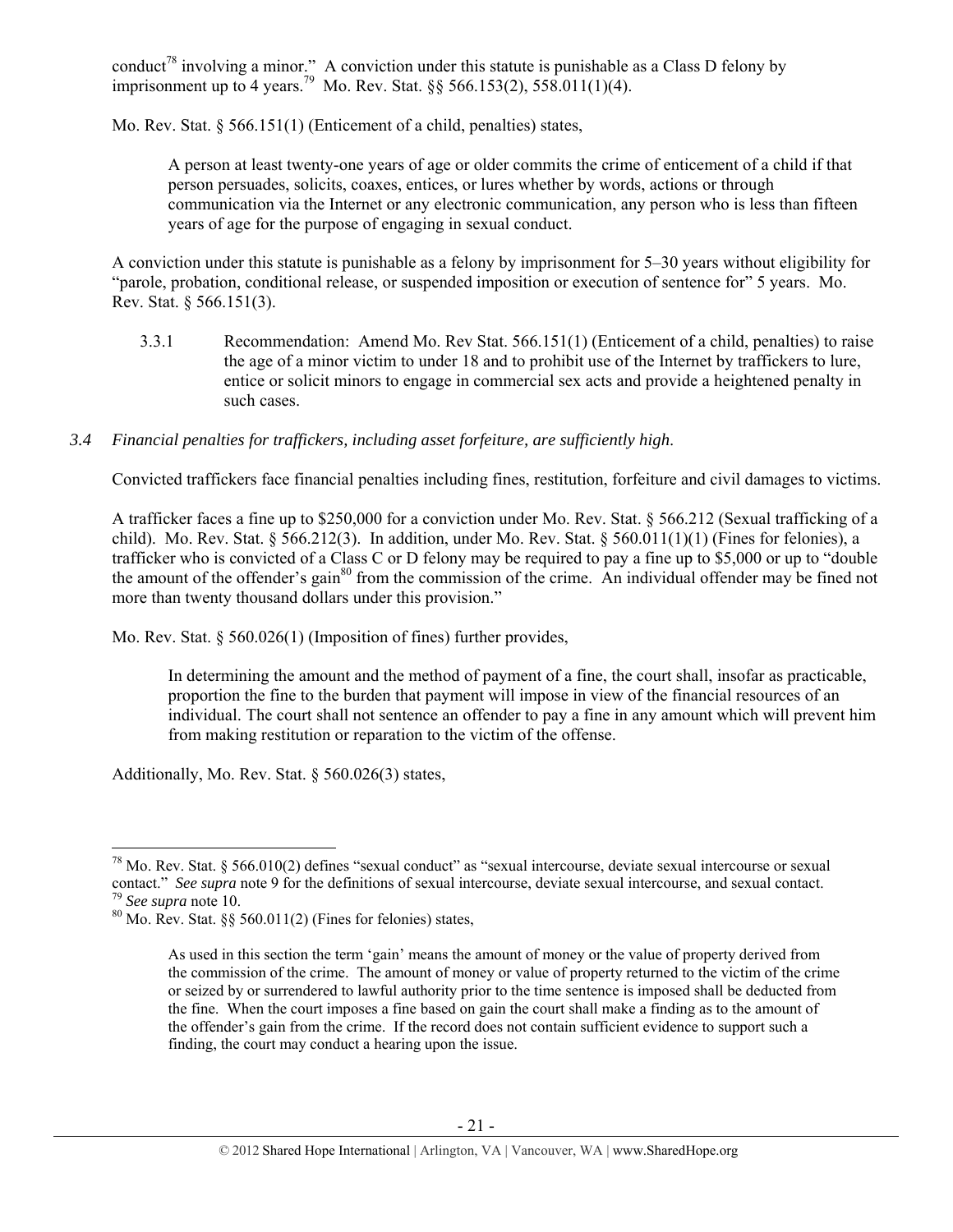conduct[78] involving a minor." A conviction under this statute is punishable as a Class D felony by imprisonment up to 4 years.[79] Mo. Rev. Stat. §§ 566.153(2), 558.011(1)(4).

Mo. Rev. Stat. § 566.151(1) (Enticement of a child, penalties) states,

> A person at least twenty-one years of age or older commits the crime of enticement of a child if that person persuades, solicits, coaxes, entices, or lures whether by words, actions or through communication via the Internet or any electronic communication, any person who is less than fifteen years of age for the purpose of engaging in sexual conduct.

A conviction under this statute is punishable as a felony by imprisonment for 5–30 years without eligibility for "parole, probation, conditional release, or suspended imposition or execution of sentence for" 5 years. Mo. Rev. Stat. § 566.151(3).

3.3.1 Recommendation: Amend Mo Rev Stat. 566.151(1) (Enticement of a child, penalties) to raise the age of a minor victim to under 18 and to prohibit use of the Internet by traffickers to lure, entice or solicit minors to engage in commercial sex acts and provide a heightened penalty in such cases.

*3.4 Financial penalties for traffickers, including asset forfeiture, are sufficiently high.*

Convicted traffickers face financial penalties including fines, restitution, forfeiture and civil damages to victims.

A trafficker faces a fine up to $250,000 for a conviction under Mo. Rev. Stat. § 566.212 (Sexual trafficking of a child). Mo. Rev. Stat. § 566.212(3). In addition, under Mo. Rev. Stat. § 560.011(1)(1) (Fines for felonies), a trafficker who is convicted of a Class C or D felony may be required to pay a fine up to $5,000 or up to "double the amount of the offender's gain[80] from the commission of the crime. An individual offender may be fined not more than twenty thousand dollars under this provision."

Mo. Rev. Stat. § 560.026(1) (Imposition of fines) further provides,

> In determining the amount and the method of payment of a fine, the court shall, insofar as practicable, proportion the fine to the burden that payment will impose in view of the financial resources of an individual. The court shall not sentence an offender to pay a fine in any amount which will prevent him from making restitution or reparation to the victim of the offense.

Additionally, Mo. Rev. Stat. § 560.026(3) states,

---

[78] Mo. Rev. Stat. § 566.010(2) defines "sexual conduct" as "sexual intercourse, deviate sexual intercourse or sexual contact." *See supra* note 9 for the definitions of sexual intercourse, deviate sexual intercourse, and sexual contact.

[79] *See supra* note 10.

[80] Mo. Rev. Stat. §§ 560.011(2) (Fines for felonies) states,

> As used in this section the term 'gain' means the amount of money or the value of property derived from the commission of the crime. The amount of money or value of property returned to the victim of the crime or seized by or surrendered to lawful authority prior to the time sentence is imposed shall be deducted from the fine. When the court imposes a fine based on gain the court shall make a finding as to the amount of the offender's gain from the crime. If the record does not contain sufficient evidence to support such a finding, the court may conduct a hearing upon the issue.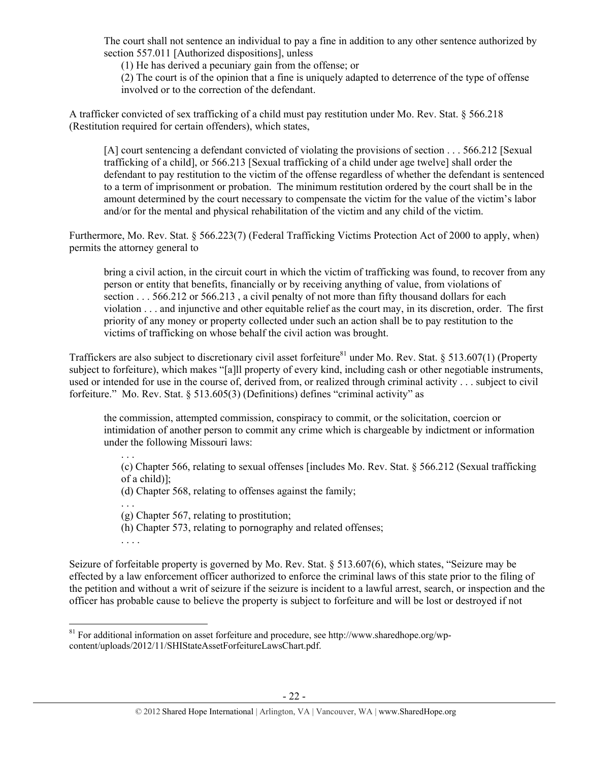The court shall not sentence an individual to pay a fine in addition to any other sentence authorized by section 557.011 [Authorized dispositions], unless

> (1) He has derived a pecuniary gain from the offense; or
>
> (2) The court is of the opinion that a fine is uniquely adapted to deterrence of the type of offense involved or to the correction of the defendant.

A trafficker convicted of sex trafficking of a child must pay restitution under Mo. Rev. Stat. § 566.218 (Restitution required for certain offenders), which states,

> [A] court sentencing a defendant convicted of violating the provisions of section . . . 566.212 [Sexual trafficking of a child], or 566.213 [Sexual trafficking of a child under age twelve] shall order the defendant to pay restitution to the victim of the offense regardless of whether the defendant is sentenced to a term of imprisonment or probation. The minimum restitution ordered by the court shall be in the amount determined by the court necessary to compensate the victim for the value of the victim's labor and/or for the mental and physical rehabilitation of the victim and any child of the victim.

Furthermore, Mo. Rev. Stat. § 566.223(7) (Federal Trafficking Victims Protection Act of 2000 to apply, when) permits the attorney general to

> bring a civil action, in the circuit court in which the victim of trafficking was found, to recover from any person or entity that benefits, financially or by receiving anything of value, from violations of section . . . 566.212 or 566.213 , a civil penalty of not more than fifty thousand dollars for each violation . . . and injunctive and other equitable relief as the court may, in its discretion, order. The first priority of any money or property collected under such an action shall be to pay restitution to the victims of trafficking on whose behalf the civil action was brought.

Traffickers are also subject to discretionary civil asset forfeiture[81] under Mo. Rev. Stat. § 513.607(1) (Property subject to forfeiture), which makes "[a]ll property of every kind, including cash or other negotiable instruments, used or intended for use in the course of, derived from, or realized through criminal activity . . . subject to civil forfeiture." Mo. Rev. Stat. § 513.605(3) (Definitions) defines "criminal activity" as

> the commission, attempted commission, conspiracy to commit, or the solicitation, coercion or intimidation of another person to commit any crime which is chargeable by indictment or information under the following Missouri laws:
>
> . . .
>
> (c) Chapter 566, relating to sexual offenses [includes Mo. Rev. Stat. § 566.212 (Sexual trafficking of a child)];
>
> (d) Chapter 568, relating to offenses against the family;
>
> . . .
>
> (g) Chapter 567, relating to prostitution;
>
> (h) Chapter 573, relating to pornography and related offenses;
>
> . . . .

Seizure of forfeitable property is governed by Mo. Rev. Stat. § 513.607(6), which states, "Seizure may be effected by a law enforcement officer authorized to enforce the criminal laws of this state prior to the filing of the petition and without a writ of seizure if the seizure is incident to a lawful arrest, search, or inspection and the officer has probable cause to believe the property is subject to forfeiture and will be lost or destroyed if not

---

[81] For additional information on asset forfeiture and procedure, see http://www.sharedhope.org/wp-content/uploads/2012/11/SHIStateAssetForfeitureLawsChart.pdf.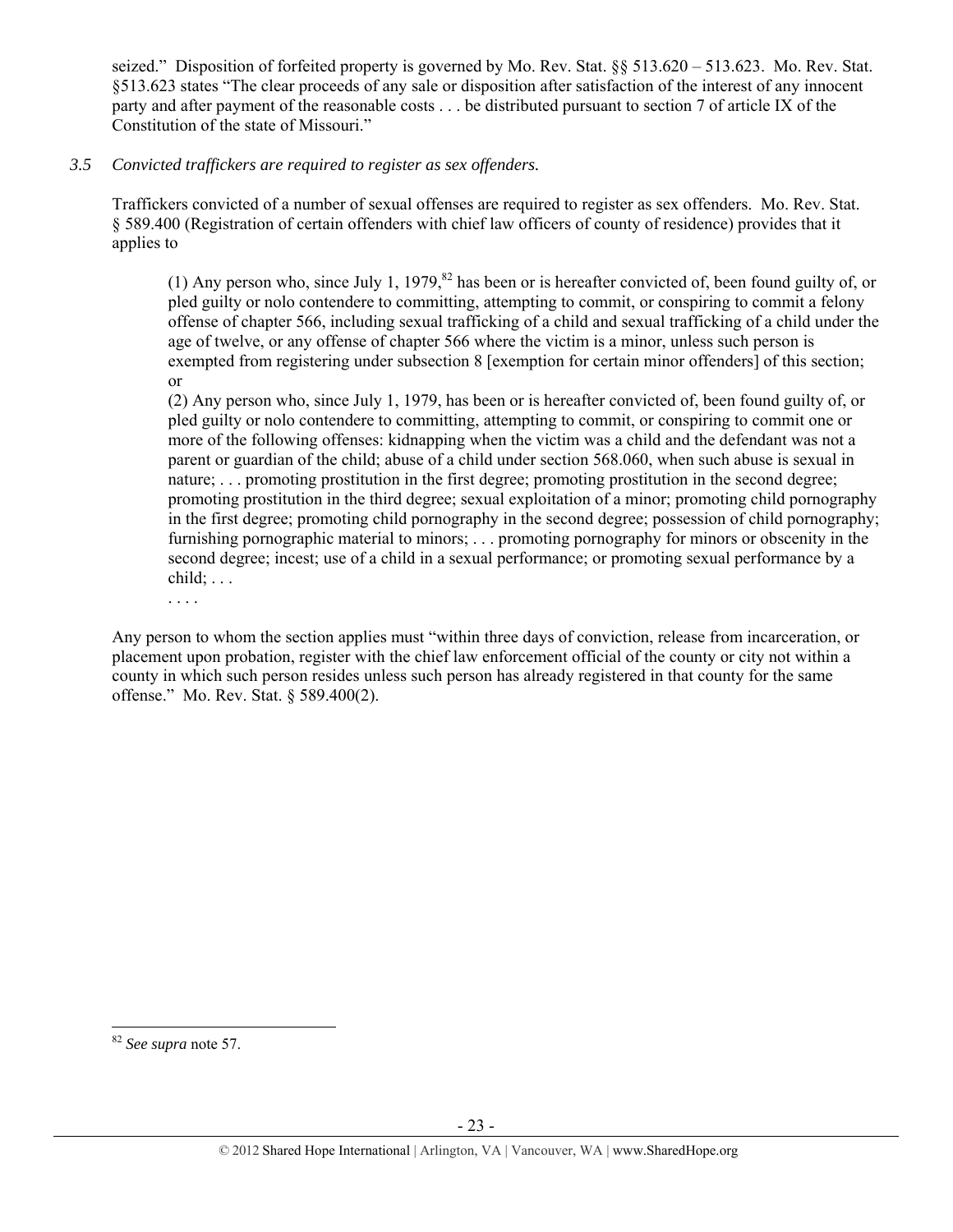seized." Disposition of forfeited property is governed by Mo. Rev. Stat. §§ 513.620 – 513.623. Mo. Rev. Stat. §513.623 states "The clear proceeds of any sale or disposition after satisfaction of the interest of any innocent party and after payment of the reasonable costs . . . be distributed pursuant to section 7 of article IX of the Constitution of the state of Missouri."

*3.5 Convicted traffickers are required to register as sex offenders.*

Traffickers convicted of a number of sexual offenses are required to register as sex offenders. Mo. Rev. Stat. § 589.400 (Registration of certain offenders with chief law officers of county of residence) provides that it applies to

> (1) Any person who, since July 1, 1979,[82] has been or is hereafter convicted of, been found guilty of, or pled guilty or nolo contendere to committing, attempting to commit, or conspiring to commit a felony offense of chapter 566, including sexual trafficking of a child and sexual trafficking of a child under the age of twelve, or any offense of chapter 566 where the victim is a minor, unless such person is exempted from registering under subsection 8 [exemption for certain minor offenders] of this section; or
>
> (2) Any person who, since July 1, 1979, has been or is hereafter convicted of, been found guilty of, or pled guilty or nolo contendere to committing, attempting to commit, or conspiring to commit one or more of the following offenses: kidnapping when the victim was a child and the defendant was not a parent or guardian of the child; abuse of a child under section 568.060, when such abuse is sexual in nature; . . . promoting prostitution in the first degree; promoting prostitution in the second degree; promoting prostitution in the third degree; sexual exploitation of a minor; promoting child pornography in the first degree; promoting child pornography in the second degree; possession of child pornography; furnishing pornographic material to minors; . . . promoting pornography for minors or obscenity in the second degree; incest; use of a child in a sexual performance; or promoting sexual performance by a child; . . .
>
> . . . .

Any person to whom the section applies must "within three days of conviction, release from incarceration, or placement upon probation, register with the chief law enforcement official of the county or city not within a county in which such person resides unless such person has already registered in that county for the same offense." Mo. Rev. Stat. § 589.400(2).

---

[82] *See supra* note 57.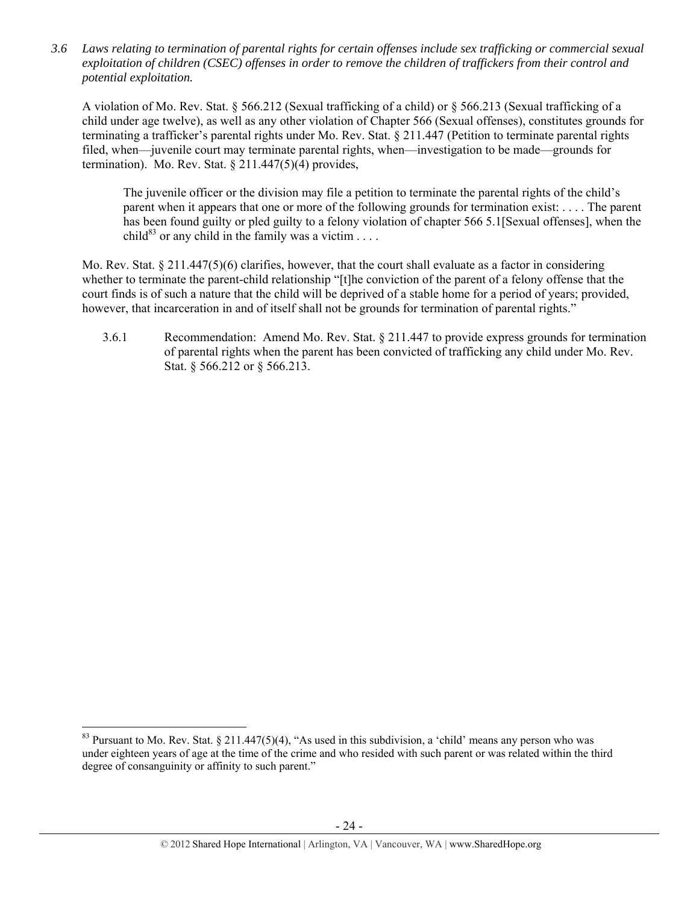*3.6 Laws relating to termination of parental rights for certain offenses include sex trafficking or commercial sexual exploitation of children (CSEC) offenses in order to remove the children of traffickers from their control and potential exploitation.*

A violation of Mo. Rev. Stat. § 566.212 (Sexual trafficking of a child) or § 566.213 (Sexual trafficking of a child under age twelve), as well as any other violation of Chapter 566 (Sexual offenses), constitutes grounds for terminating a trafficker's parental rights under Mo. Rev. Stat. § 211.447 (Petition to terminate parental rights filed, when—juvenile court may terminate parental rights, when—investigation to be made—grounds for termination). Mo. Rev. Stat. § 211.447(5)(4) provides,

> The juvenile officer or the division may file a petition to terminate the parental rights of the child's parent when it appears that one or more of the following grounds for termination exist: . . . . The parent has been found guilty or pled guilty to a felony violation of chapter 566 5.1[Sexual offenses], when the child[83] or any child in the family was a victim . . . .

Mo. Rev. Stat. § 211.447(5)(6) clarifies, however, that the court shall evaluate as a factor in considering whether to terminate the parent-child relationship "[t]he conviction of the parent of a felony offense that the court finds is of such a nature that the child will be deprived of a stable home for a period of years; provided, however, that incarceration in and of itself shall not be grounds for termination of parental rights."

3.6.1 Recommendation: Amend Mo. Rev. Stat. § 211.447 to provide express grounds for termination of parental rights when the parent has been convicted of trafficking any child under Mo. Rev. Stat. § 566.212 or § 566.213.

---

[83] Pursuant to Mo. Rev. Stat. § 211.447(5)(4), "As used in this subdivision, a 'child' means any person who was under eighteen years of age at the time of the crime and who resided with such parent or was related within the third degree of consanguinity or affinity to such parent."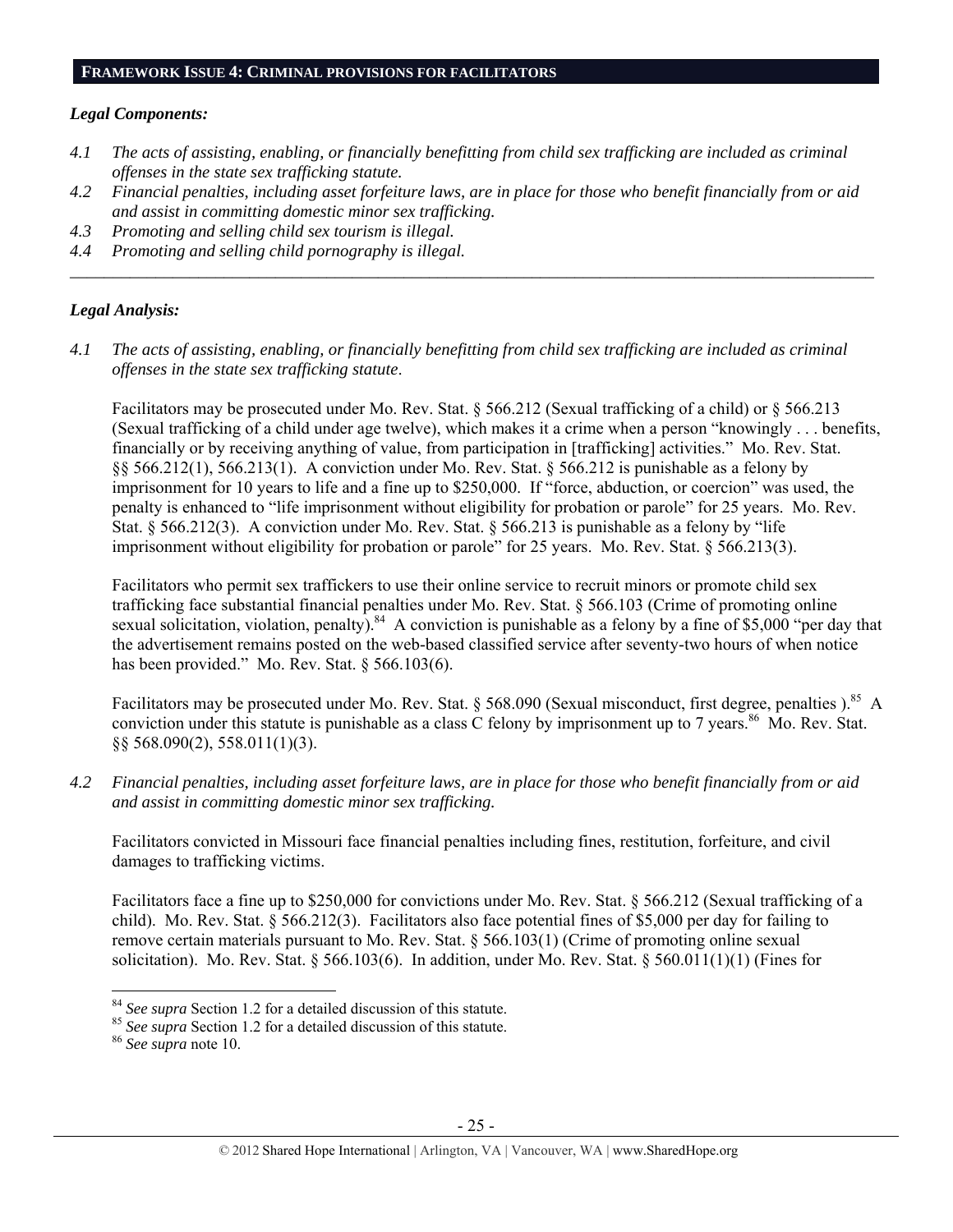## FRAMEWORK ISSUE 4: CRIMINAL PROVISIONS FOR FACILITATORS

### *Legal Components:*

*4.1 The acts of assisting, enabling, or financially benefitting from child sex trafficking are included as criminal offenses in the state sex trafficking statute.*

*4.2 Financial penalties, including asset forfeiture laws, are in place for those who benefit financially from or aid and assist in committing domestic minor sex trafficking.*

*4.3 Promoting and selling child sex tourism is illegal.*

*4.4 Promoting and selling child pornography is illegal.*

---

### *Legal Analysis:*

*4.1 The acts of assisting, enabling, or financially benefitting from child sex trafficking are included as criminal offenses in the state sex trafficking statute.*

Facilitators may be prosecuted under Mo. Rev. Stat. § 566.212 (Sexual trafficking of a child) or § 566.213 (Sexual trafficking of a child under age twelve), which makes it a crime when a person "knowingly . . . benefits, financially or by receiving anything of value, from participation in [trafficking] activities." Mo. Rev. Stat. §§ 566.212(1), 566.213(1). A conviction under Mo. Rev. Stat. § 566.212 is punishable as a felony by imprisonment for 10 years to life and a fine up to $250,000. If "force, abduction, or coercion" was used, the penalty is enhanced to "life imprisonment without eligibility for probation or parole" for 25 years. Mo. Rev. Stat. § 566.212(3). A conviction under Mo. Rev. Stat. § 566.213 is punishable as a felony by "life imprisonment without eligibility for probation or parole" for 25 years. Mo. Rev. Stat. § 566.213(3).

Facilitators who permit sex traffickers to use their online service to recruit minors or promote child sex trafficking face substantial financial penalties under Mo. Rev. Stat. § 566.103 (Crime of promoting online sexual solicitation, violation, penalty).[84] A conviction is punishable as a felony by a fine of $5,000 "per day that the advertisement remains posted on the web-based classified service after seventy-two hours of when notice has been provided." Mo. Rev. Stat. § 566.103(6).

Facilitators may be prosecuted under Mo. Rev. Stat. § 568.090 (Sexual misconduct, first degree, penalties ).[85] A conviction under this statute is punishable as a class C felony by imprisonment up to 7 years.[86] Mo. Rev. Stat. §§ 568.090(2), 558.011(1)(3).

*4.2 Financial penalties, including asset forfeiture laws, are in place for those who benefit financially from or aid and assist in committing domestic minor sex trafficking.*

Facilitators convicted in Missouri face financial penalties including fines, restitution, forfeiture, and civil damages to trafficking victims.

Facilitators face a fine up to $250,000 for convictions under Mo. Rev. Stat. § 566.212 (Sexual trafficking of a child). Mo. Rev. Stat. § 566.212(3). Facilitators also face potential fines of $5,000 per day for failing to remove certain materials pursuant to Mo. Rev. Stat. § 566.103(1) (Crime of promoting online sexual solicitation). Mo. Rev. Stat. § 566.103(6). In addition, under Mo. Rev. Stat. § 560.011(1)(1) (Fines for

---

[84] *See supra* Section 1.2 for a detailed discussion of this statute.

[85] *See supra* Section 1.2 for a detailed discussion of this statute.

[86] *See supra* note 10.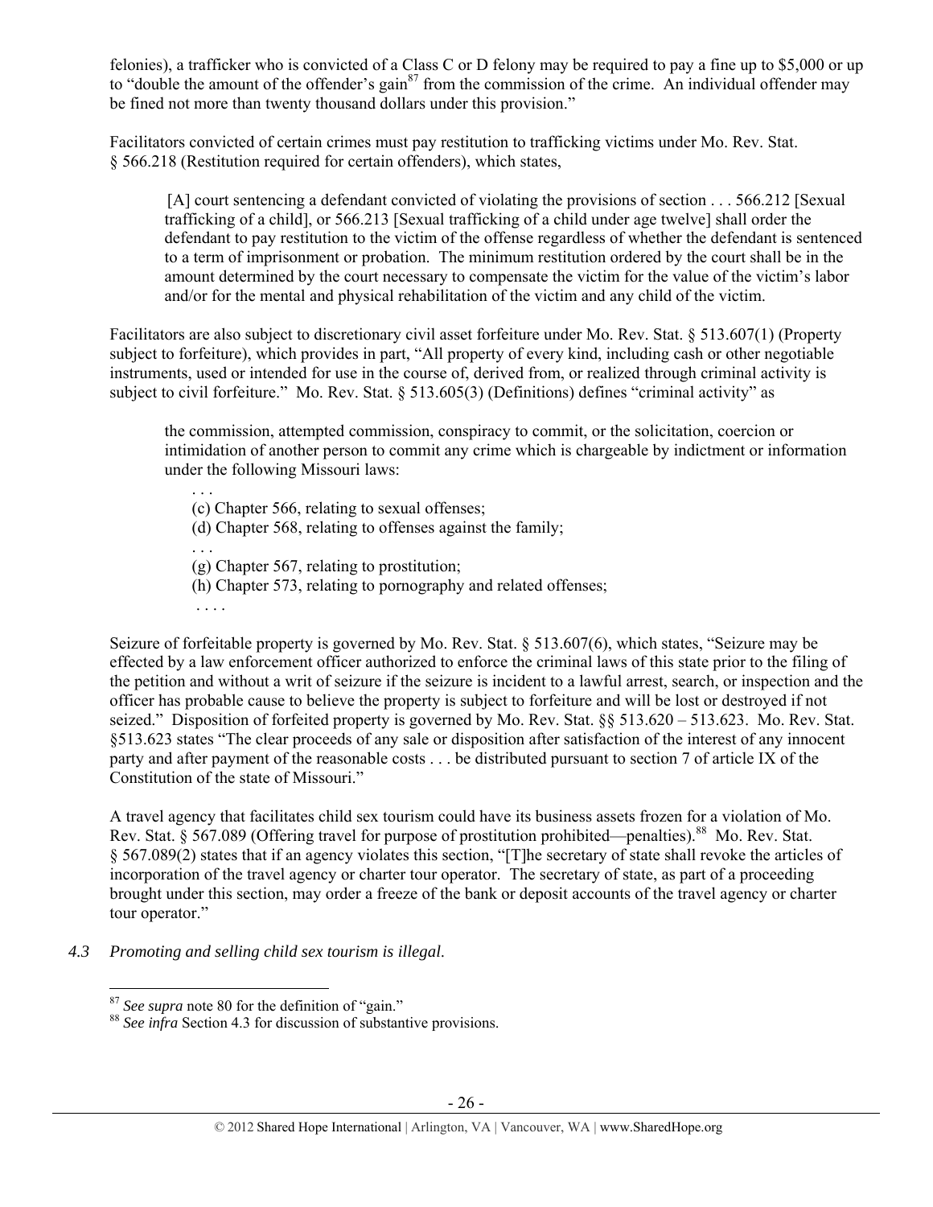felonies), a trafficker who is convicted of a Class C or D felony may be required to pay a fine up to $5,000 or up to "double the amount of the offender's gain[87] from the commission of the crime. An individual offender may be fined not more than twenty thousand dollars under this provision."

Facilitators convicted of certain crimes must pay restitution to trafficking victims under Mo. Rev. Stat. § 566.218 (Restitution required for certain offenders), which states,

> [A] court sentencing a defendant convicted of violating the provisions of section . . . 566.212 [Sexual trafficking of a child], or 566.213 [Sexual trafficking of a child under age twelve] shall order the defendant to pay restitution to the victim of the offense regardless of whether the defendant is sentenced to a term of imprisonment or probation. The minimum restitution ordered by the court shall be in the amount determined by the court necessary to compensate the victim for the value of the victim's labor and/or for the mental and physical rehabilitation of the victim and any child of the victim.

Facilitators are also subject to discretionary civil asset forfeiture under Mo. Rev. Stat. § 513.607(1) (Property subject to forfeiture), which provides in part, "All property of every kind, including cash or other negotiable instruments, used or intended for use in the course of, derived from, or realized through criminal activity is subject to civil forfeiture." Mo. Rev. Stat. § 513.605(3) (Definitions) defines "criminal activity" as

> the commission, attempted commission, conspiracy to commit, or the solicitation, coercion or intimidation of another person to commit any crime which is chargeable by indictment or information under the following Missouri laws:
>
> . . .
> (c) Chapter 566, relating to sexual offenses;
> (d) Chapter 568, relating to offenses against the family;
> . . .
> (g) Chapter 567, relating to prostitution;
> (h) Chapter 573, relating to pornography and related offenses;
> . . . .

Seizure of forfeitable property is governed by Mo. Rev. Stat. § 513.607(6), which states, "Seizure may be effected by a law enforcement officer authorized to enforce the criminal laws of this state prior to the filing of the petition and without a writ of seizure if the seizure is incident to a lawful arrest, search, or inspection and the officer has probable cause to believe the property is subject to forfeiture and will be lost or destroyed if not seized." Disposition of forfeited property is governed by Mo. Rev. Stat. §§ 513.620 – 513.623. Mo. Rev. Stat. §513.623 states "The clear proceeds of any sale or disposition after satisfaction of the interest of any innocent party and after payment of the reasonable costs . . . be distributed pursuant to section 7 of article IX of the Constitution of the state of Missouri."

A travel agency that facilitates child sex tourism could have its business assets frozen for a violation of Mo. Rev. Stat. § 567.089 (Offering travel for purpose of prostitution prohibited—penalties).[88] Mo. Rev. Stat. § 567.089(2) states that if an agency violates this section, "[T]he secretary of state shall revoke the articles of incorporation of the travel agency or charter tour operator. The secretary of state, as part of a proceeding brought under this section, may order a freeze of the bank or deposit accounts of the travel agency or charter tour operator."

*4.3 Promoting and selling child sex tourism is illegal.*

---

[87] *See supra* note 80 for the definition of "gain."
[88] *See infra* Section 4.3 for discussion of substantive provisions.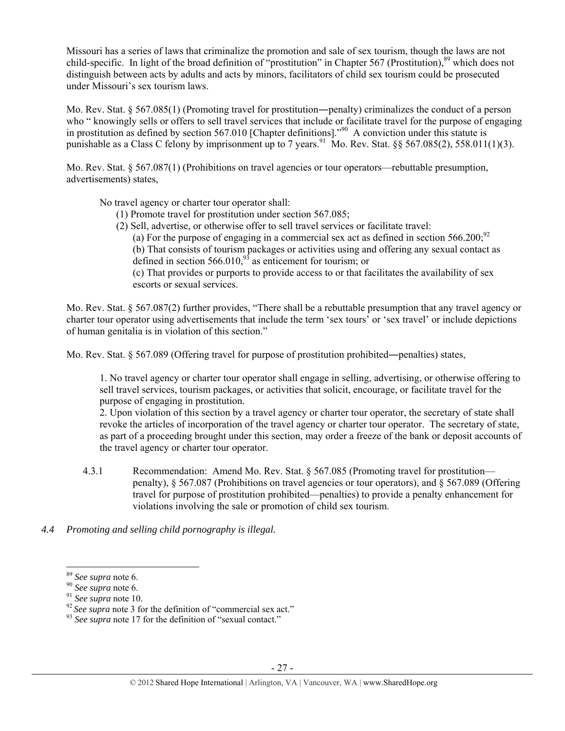Missouri has a series of laws that criminalize the promotion and sale of sex tourism, though the laws are not child-specific. In light of the broad definition of "prostitution" in Chapter 567 (Prostitution),[89] which does not distinguish between acts by adults and acts by minors, facilitators of child sex tourism could be prosecuted under Missouri's sex tourism laws.

Mo. Rev. Stat. § 567.085(1) (Promoting travel for prostitution―penalty) criminalizes the conduct of a person who " knowingly sells or offers to sell travel services that include or facilitate travel for the purpose of engaging in prostitution as defined by section 567.010 [Chapter definitions]."[90] A conviction under this statute is punishable as a Class C felony by imprisonment up to 7 years.[91] Mo. Rev. Stat. §§ 567.085(2), 558.011(1)(3).

Mo. Rev. Stat. § 567.087(1) (Prohibitions on travel agencies or tour operators—rebuttable presumption, advertisements) states,

> No travel agency or charter tour operator shall:
>
> (1) Promote travel for prostitution under section 567.085;
>
> (2) Sell, advertise, or otherwise offer to sell travel services or facilitate travel:
>
> (a) For the purpose of engaging in a commercial sex act as defined in section 566.200;[92]
>
> (b) That consists of tourism packages or activities using and offering any sexual contact as defined in section 566.010,[93] as enticement for tourism; or
>
> (c) That provides or purports to provide access to or that facilitates the availability of sex escorts or sexual services.

Mo. Rev. Stat. § 567.087(2) further provides, "There shall be a rebuttable presumption that any travel agency or charter tour operator using advertisements that include the term 'sex tours' or 'sex travel' or include depictions of human genitalia is in violation of this section."

Mo. Rev. Stat. § 567.089 (Offering travel for purpose of prostitution prohibited―penalties) states,

> 1. No travel agency or charter tour operator shall engage in selling, advertising, or otherwise offering to sell travel services, tourism packages, or activities that solicit, encourage, or facilitate travel for the purpose of engaging in prostitution.
>
> 2. Upon violation of this section by a travel agency or charter tour operator, the secretary of state shall revoke the articles of incorporation of the travel agency or charter tour operator. The secretary of state, as part of a proceeding brought under this section, may order a freeze of the bank or deposit accounts of the travel agency or charter tour operator.

4.3.1 Recommendation: Amend Mo. Rev. Stat. § 567.085 (Promoting travel for prostitution—penalty), § 567.087 (Prohibitions on travel agencies or tour operators), and § 567.089 (Offering travel for purpose of prostitution prohibited—penalties) to provide a penalty enhancement for violations involving the sale or promotion of child sex tourism.

*4.4 Promoting and selling child pornography is illegal.*

---

[89] *See supra* note 6.

[90] *See supra* note 6.

[91] *See supra* note 10.

[92] *See supra* note 3 for the definition of "commercial sex act."

[93] *See supra* note 17 for the definition of "sexual contact."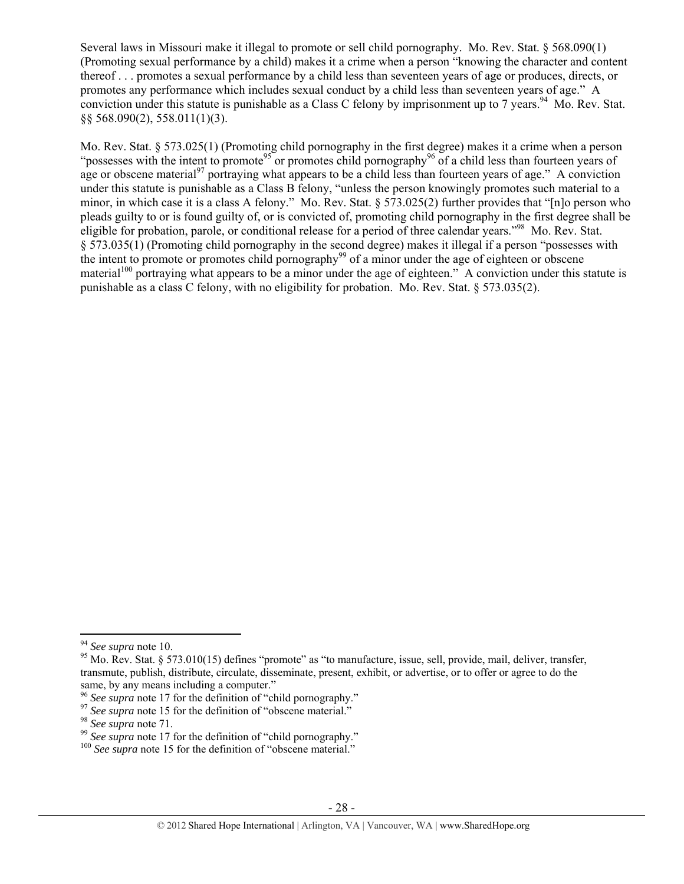Several laws in Missouri make it illegal to promote or sell child pornography. Mo. Rev. Stat. § 568.090(1) (Promoting sexual performance by a child) makes it a crime when a person "knowing the character and content thereof . . . promotes a sexual performance by a child less than seventeen years of age or produces, directs, or promotes any performance which includes sexual conduct by a child less than seventeen years of age." A conviction under this statute is punishable as a Class C felony by imprisonment up to 7 years.[94] Mo. Rev. Stat. §§ 568.090(2), 558.011(1)(3).

Mo. Rev. Stat. § 573.025(1) (Promoting child pornography in the first degree) makes it a crime when a person "possesses with the intent to promote[95] or promotes child pornography[96] of a child less than fourteen years of age or obscene material[97] portraying what appears to be a child less than fourteen years of age." A conviction under this statute is punishable as a Class B felony, "unless the person knowingly promotes such material to a minor, in which case it is a class A felony." Mo. Rev. Stat. § 573.025(2) further provides that "[n]o person who pleads guilty to or is found guilty of, or is convicted of, promoting child pornography in the first degree shall be eligible for probation, parole, or conditional release for a period of three calendar years."[98] Mo. Rev. Stat. § 573.035(1) (Promoting child pornography in the second degree) makes it illegal if a person "possesses with the intent to promote or promotes child pornography[99] of a minor under the age of eighteen or obscene material[100] portraying what appears to be a minor under the age of eighteen." A conviction under this statute is punishable as a class C felony, with no eligibility for probation. Mo. Rev. Stat. § 573.035(2).

---

[94] *See supra* note 10.

[95] Mo. Rev. Stat. § 573.010(15) defines "promote" as "to manufacture, issue, sell, provide, mail, deliver, transfer, transmute, publish, distribute, circulate, disseminate, present, exhibit, or advertise, or to offer or agree to do the same, by any means including a computer."

[96] *See supra* note 17 for the definition of "child pornography."

[97] *See supra* note 15 for the definition of "obscene material."

[98] *See supra* note 71.

[99] *See supra* note 17 for the definition of "child pornography."

[100] *See supra* note 15 for the definition of "obscene material."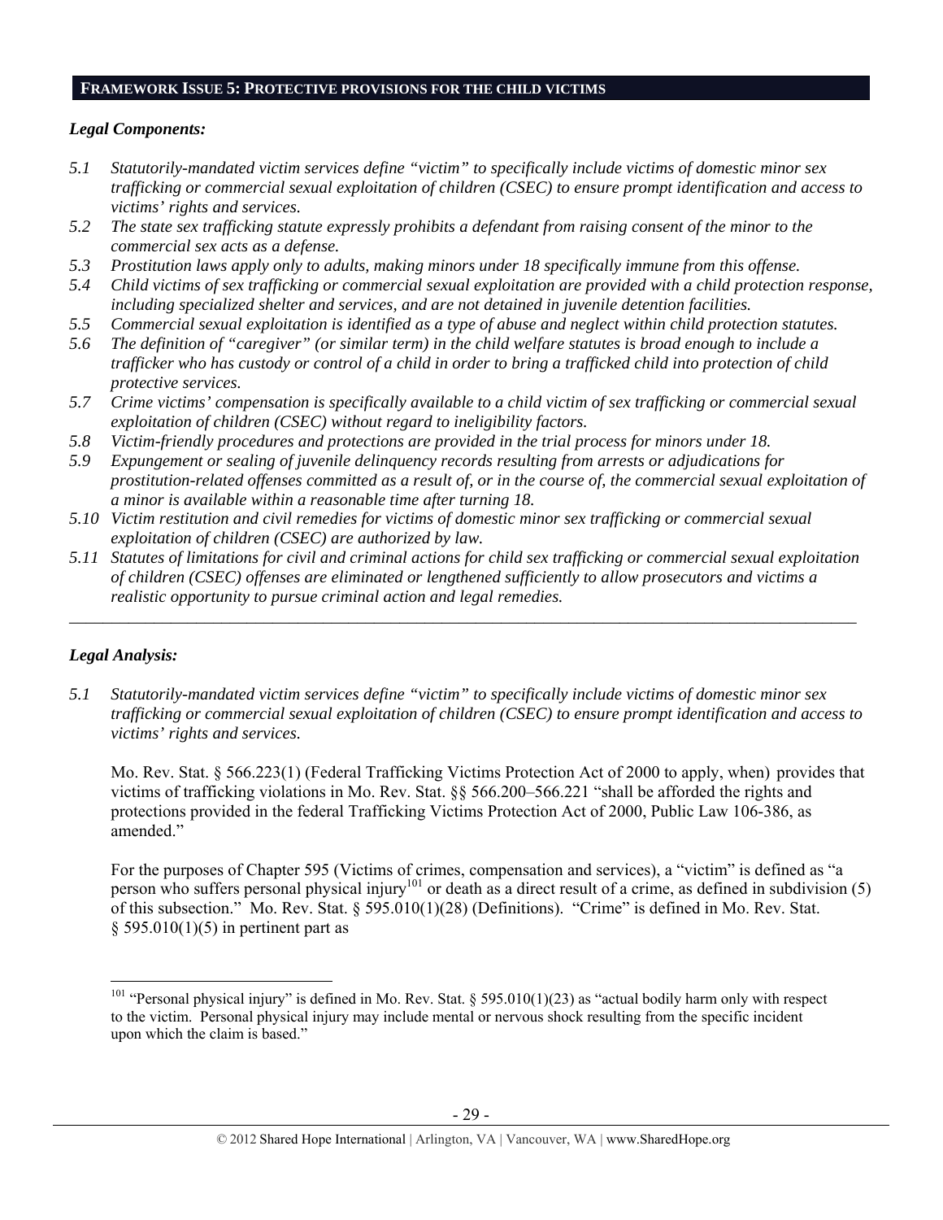## FRAMEWORK ISSUE 5: PROTECTIVE PROVISIONS FOR THE CHILD VICTIMS

### *Legal Components:*

*5.1 Statutorily-mandated victim services define "victim" to specifically include victims of domestic minor sex trafficking or commercial sexual exploitation of children (CSEC) to ensure prompt identification and access to victims' rights and services.*

*5.2 The state sex trafficking statute expressly prohibits a defendant from raising consent of the minor to the commercial sex acts as a defense.*

*5.3 Prostitution laws apply only to adults, making minors under 18 specifically immune from this offense.*

*5.4 Child victims of sex trafficking or commercial sexual exploitation are provided with a child protection response, including specialized shelter and services, and are not detained in juvenile detention facilities.*

*5.5 Commercial sexual exploitation is identified as a type of abuse and neglect within child protection statutes.*

*5.6 The definition of "caregiver" (or similar term) in the child welfare statutes is broad enough to include a trafficker who has custody or control of a child in order to bring a trafficked child into protection of child protective services.*

*5.7 Crime victims' compensation is specifically available to a child victim of sex trafficking or commercial sexual exploitation of children (CSEC) without regard to ineligibility factors.*

*5.8 Victim-friendly procedures and protections are provided in the trial process for minors under 18.*

*5.9 Expungement or sealing of juvenile delinquency records resulting from arrests or adjudications for prostitution-related offenses committed as a result of, or in the course of, the commercial sexual exploitation of a minor is available within a reasonable time after turning 18.*

*5.10 Victim restitution and civil remedies for victims of domestic minor sex trafficking or commercial sexual exploitation of children (CSEC) are authorized by law.*

*5.11 Statutes of limitations for civil and criminal actions for child sex trafficking or commercial sexual exploitation of children (CSEC) offenses are eliminated or lengthened sufficiently to allow prosecutors and victims a realistic opportunity to pursue criminal action and legal remedies.*

---

### *Legal Analysis:*

*5.1 Statutorily-mandated victim services define "victim" to specifically include victims of domestic minor sex trafficking or commercial sexual exploitation of children (CSEC) to ensure prompt identification and access to victims' rights and services.*

Mo. Rev. Stat. § 566.223(1) (Federal Trafficking Victims Protection Act of 2000 to apply, when) provides that victims of trafficking violations in Mo. Rev. Stat. §§ 566.200–566.221 "shall be afforded the rights and protections provided in the federal Trafficking Victims Protection Act of 2000, Public Law 106-386, as amended."

For the purposes of Chapter 595 (Victims of crimes, compensation and services), a "victim" is defined as "a person who suffers personal physical injury[101] or death as a direct result of a crime, as defined in subdivision (5) of this subsection." Mo. Rev. Stat. § 595.010(1)(28) (Definitions). "Crime" is defined in Mo. Rev. Stat. § 595.010(1)(5) in pertinent part as

[101] "Personal physical injury" is defined in Mo. Rev. Stat. § 595.010(1)(23) as "actual bodily harm only with respect to the victim. Personal physical injury may include mental or nervous shock resulting from the specific incident upon which the claim is based."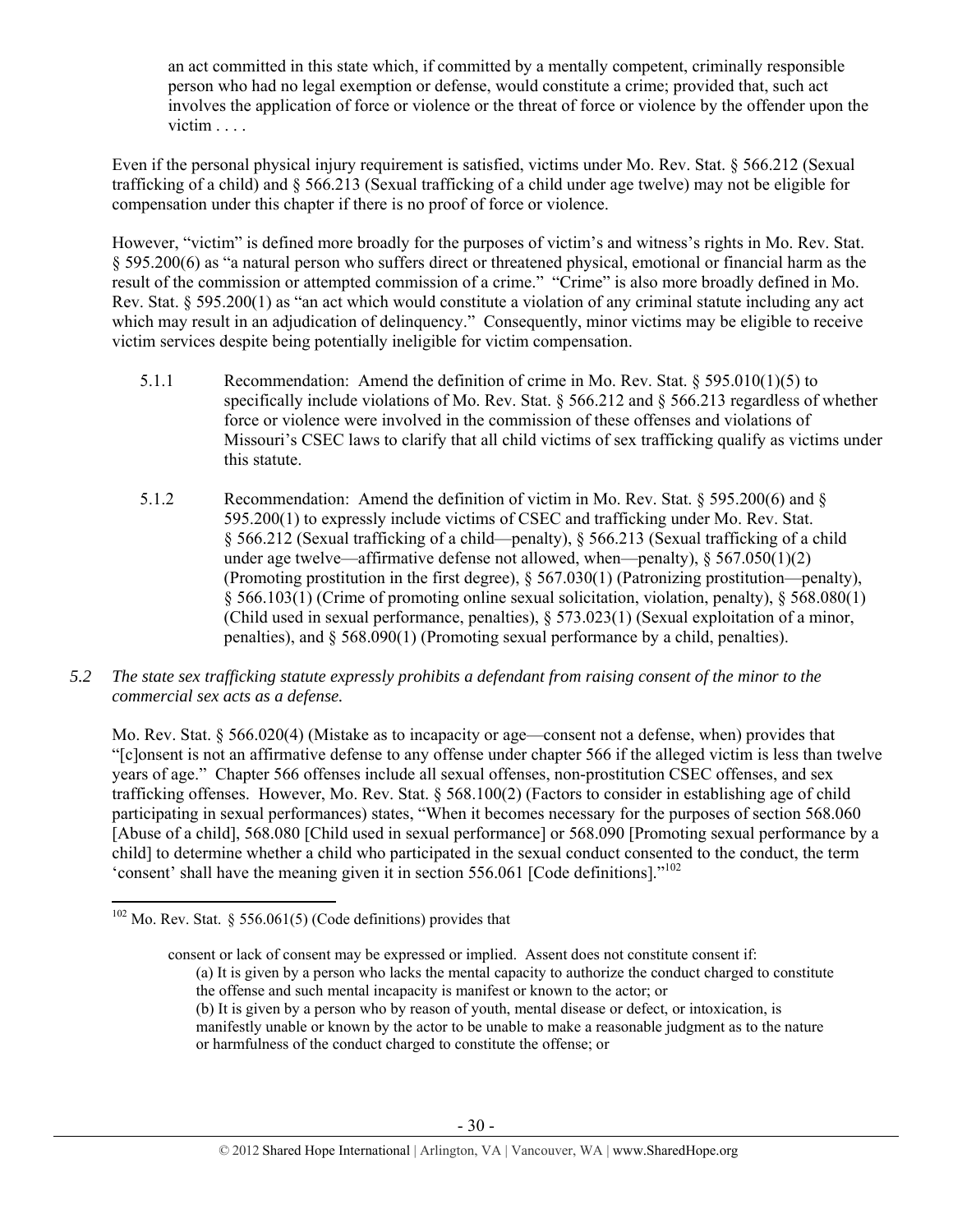> an act committed in this state which, if committed by a mentally competent, criminally responsible person who had no legal exemption or defense, would constitute a crime; provided that, such act involves the application of force or violence or the threat of force or violence by the offender upon the victim . . . .

Even if the personal physical injury requirement is satisfied, victims under Mo. Rev. Stat. § 566.212 (Sexual trafficking of a child) and § 566.213 (Sexual trafficking of a child under age twelve) may not be eligible for compensation under this chapter if there is no proof of force or violence.

However, "victim" is defined more broadly for the purposes of victim's and witness's rights in Mo. Rev. Stat. § 595.200(6) as "a natural person who suffers direct or threatened physical, emotional or financial harm as the result of the commission or attempted commission of a crime." "Crime" is also more broadly defined in Mo. Rev. Stat. § 595.200(1) as "an act which would constitute a violation of any criminal statute including any act which may result in an adjudication of delinquency." Consequently, minor victims may be eligible to receive victim services despite being potentially ineligible for victim compensation.

5.1.1 Recommendation: Amend the definition of crime in Mo. Rev. Stat. § 595.010(1)(5) to specifically include violations of Mo. Rev. Stat. § 566.212 and § 566.213 regardless of whether force or violence were involved in the commission of these offenses and violations of Missouri's CSEC laws to clarify that all child victims of sex trafficking qualify as victims under this statute.

5.1.2 Recommendation: Amend the definition of victim in Mo. Rev. Stat. § 595.200(6) and § 595.200(1) to expressly include victims of CSEC and trafficking under Mo. Rev. Stat. § 566.212 (Sexual trafficking of a child—penalty), § 566.213 (Sexual trafficking of a child under age twelve—affirmative defense not allowed, when—penalty), § 567.050(1)(2) (Promoting prostitution in the first degree), § 567.030(1) (Patronizing prostitution—penalty), § 566.103(1) (Crime of promoting online sexual solicitation, violation, penalty), § 568.080(1) (Child used in sexual performance, penalties), § 573.023(1) (Sexual exploitation of a minor, penalties), and § 568.090(1) (Promoting sexual performance by a child, penalties).

*5.2 The state sex trafficking statute expressly prohibits a defendant from raising consent of the minor to the commercial sex acts as a defense.*

Mo. Rev. Stat. § 566.020(4) (Mistake as to incapacity or age—consent not a defense, when) provides that "[c]onsent is not an affirmative defense to any offense under chapter 566 if the alleged victim is less than twelve years of age." Chapter 566 offenses include all sexual offenses, non-prostitution CSEC offenses, and sex trafficking offenses. However, Mo. Rev. Stat. § 568.100(2) (Factors to consider in establishing age of child participating in sexual performances) states, "When it becomes necessary for the purposes of section 568.060 [Abuse of a child], 568.080 [Child used in sexual performance] or 568.090 [Promoting sexual performance by a child] to determine whether a child who participated in the sexual conduct consented to the conduct, the term 'consent' shall have the meaning given it in section 556.061 [Code definitions]."[102]

---

[102] Mo. Rev. Stat. § 556.061(5) (Code definitions) provides that

> consent or lack of consent may be expressed or implied. Assent does not constitute consent if:
> (a) It is given by a person who lacks the mental capacity to authorize the conduct charged to constitute the offense and such mental incapacity is manifest or known to the actor; or
> (b) It is given by a person who by reason of youth, mental disease or defect, or intoxication, is manifestly unable or known by the actor to be unable to make a reasonable judgment as to the nature or harmfulness of the conduct charged to constitute the offense; or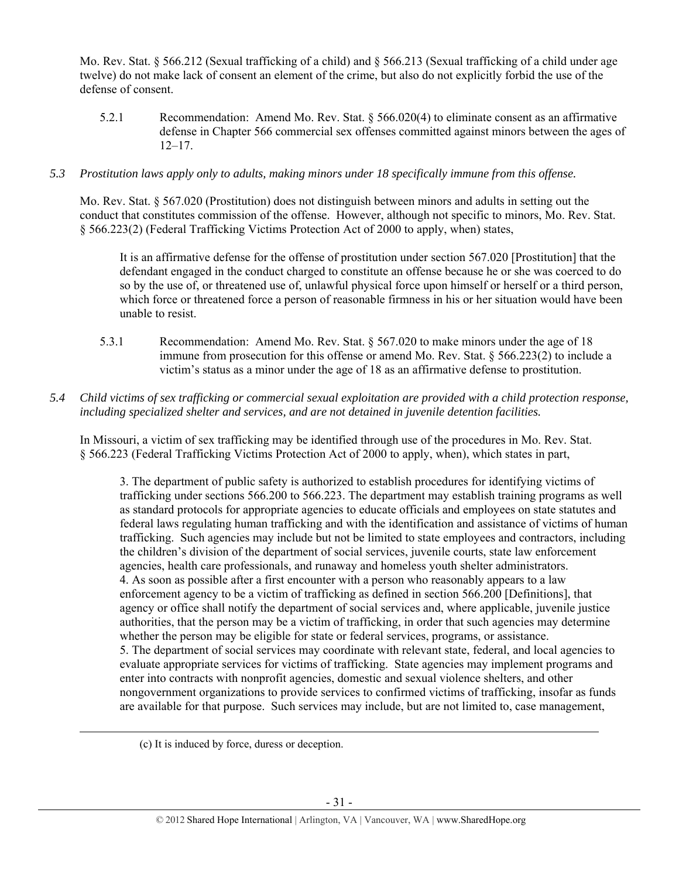Mo. Rev. Stat. § 566.212 (Sexual trafficking of a child) and § 566.213 (Sexual trafficking of a child under age twelve) do not make lack of consent an element of the crime, but also do not explicitly forbid the use of the defense of consent.

> 5.2.1 Recommendation: Amend Mo. Rev. Stat. § 566.020(4) to eliminate consent as an affirmative defense in Chapter 566 commercial sex offenses committed against minors between the ages of 12–17.

*5.3 Prostitution laws apply only to adults, making minors under 18 specifically immune from this offense.*

Mo. Rev. Stat. § 567.020 (Prostitution) does not distinguish between minors and adults in setting out the conduct that constitutes commission of the offense. However, although not specific to minors, Mo. Rev. Stat. § 566.223(2) (Federal Trafficking Victims Protection Act of 2000 to apply, when) states,

> It is an affirmative defense for the offense of prostitution under section 567.020 [Prostitution] that the defendant engaged in the conduct charged to constitute an offense because he or she was coerced to do so by the use of, or threatened use of, unlawful physical force upon himself or herself or a third person, which force or threatened force a person of reasonable firmness in his or her situation would have been unable to resist.

> 5.3.1 Recommendation: Amend Mo. Rev. Stat. § 567.020 to make minors under the age of 18 immune from prosecution for this offense or amend Mo. Rev. Stat. § 566.223(2) to include a victim's status as a minor under the age of 18 as an affirmative defense to prostitution.

*5.4 Child victims of sex trafficking or commercial sexual exploitation are provided with a child protection response, including specialized shelter and services, and are not detained in juvenile detention facilities.*

In Missouri, a victim of sex trafficking may be identified through use of the procedures in Mo. Rev. Stat. § 566.223 (Federal Trafficking Victims Protection Act of 2000 to apply, when), which states in part,

> 3. The department of public safety is authorized to establish procedures for identifying victims of trafficking under sections 566.200 to 566.223. The department may establish training programs as well as standard protocols for appropriate agencies to educate officials and employees on state statutes and federal laws regulating human trafficking and with the identification and assistance of victims of human trafficking. Such agencies may include but not be limited to state employees and contractors, including the children's division of the department of social services, juvenile courts, state law enforcement agencies, health care professionals, and runaway and homeless youth shelter administrators.
> 4. As soon as possible after a first encounter with a person who reasonably appears to a law enforcement agency to be a victim of trafficking as defined in section 566.200 [Definitions], that agency or office shall notify the department of social services and, where applicable, juvenile justice authorities, that the person may be a victim of trafficking, in order that such agencies may determine whether the person may be eligible for state or federal services, programs, or assistance.
> 5. The department of social services may coordinate with relevant state, federal, and local agencies to evaluate appropriate services for victims of trafficking. State agencies may implement programs and enter into contracts with nonprofit agencies, domestic and sexual violence shelters, and other nongovernment organizations to provide services to confirmed victims of trafficking, insofar as funds are available for that purpose. Such services may include, but are not limited to, case management,

---

(c) It is induced by force, duress or deception.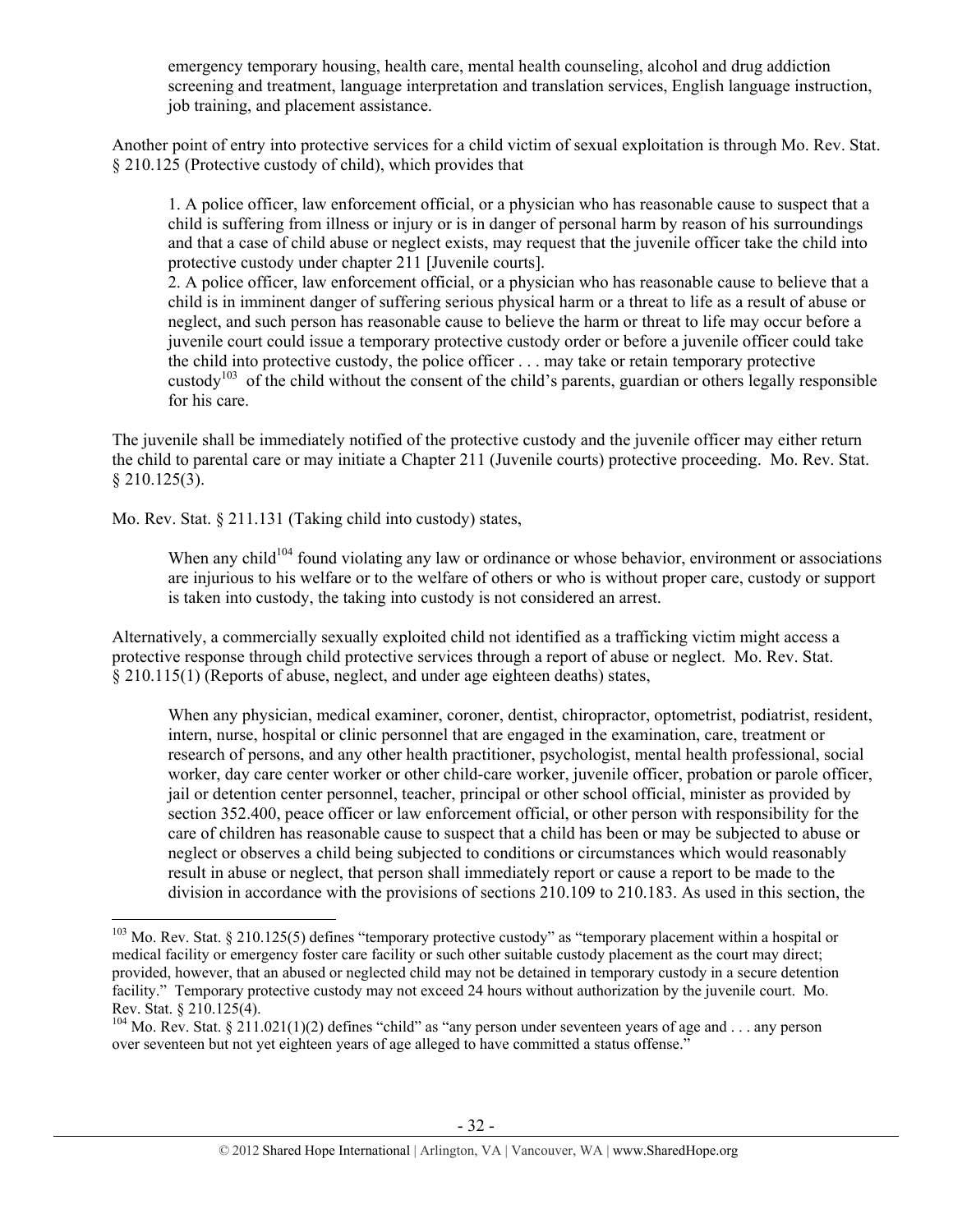emergency temporary housing, health care, mental health counseling, alcohol and drug addiction screening and treatment, language interpretation and translation services, English language instruction, job training, and placement assistance.

Another point of entry into protective services for a child victim of sexual exploitation is through Mo. Rev. Stat. § 210.125 (Protective custody of child), which provides that

> 1. A police officer, law enforcement official, or a physician who has reasonable cause to suspect that a child is suffering from illness or injury or is in danger of personal harm by reason of his surroundings and that a case of child abuse or neglect exists, may request that the juvenile officer take the child into protective custody under chapter 211 [Juvenile courts].
> 2. A police officer, law enforcement official, or a physician who has reasonable cause to believe that a child is in imminent danger of suffering serious physical harm or a threat to life as a result of abuse or neglect, and such person has reasonable cause to believe the harm or threat to life may occur before a juvenile court could issue a temporary protective custody order or before a juvenile officer could take the child into protective custody, the police officer . . . may take or retain temporary protective custody[103] of the child without the consent of the child's parents, guardian or others legally responsible for his care.

The juvenile shall be immediately notified of the protective custody and the juvenile officer may either return the child to parental care or may initiate a Chapter 211 (Juvenile courts) protective proceeding. Mo. Rev. Stat. § 210.125(3).

Mo. Rev. Stat. § 211.131 (Taking child into custody) states,

> When any child[104] found violating any law or ordinance or whose behavior, environment or associations are injurious to his welfare or to the welfare of others or who is without proper care, custody or support is taken into custody, the taking into custody is not considered an arrest.

Alternatively, a commercially sexually exploited child not identified as a trafficking victim might access a protective response through child protective services through a report of abuse or neglect. Mo. Rev. Stat. § 210.115(1) (Reports of abuse, neglect, and under age eighteen deaths) states,

> When any physician, medical examiner, coroner, dentist, chiropractor, optometrist, podiatrist, resident, intern, nurse, hospital or clinic personnel that are engaged in the examination, care, treatment or research of persons, and any other health practitioner, psychologist, mental health professional, social worker, day care center worker or other child-care worker, juvenile officer, probation or parole officer, jail or detention center personnel, teacher, principal or other school official, minister as provided by section 352.400, peace officer or law enforcement official, or other person with responsibility for the care of children has reasonable cause to suspect that a child has been or may be subjected to abuse or neglect or observes a child being subjected to conditions or circumstances which would reasonably result in abuse or neglect, that person shall immediately report or cause a report to be made to the division in accordance with the provisions of sections 210.109 to 210.183. As used in this section, the

---

[103] Mo. Rev. Stat. § 210.125(5) defines "temporary protective custody" as "temporary placement within a hospital or medical facility or emergency foster care facility or such other suitable custody placement as the court may direct; provided, however, that an abused or neglected child may not be detained in temporary custody in a secure detention facility." Temporary protective custody may not exceed 24 hours without authorization by the juvenile court. Mo. Rev. Stat. § 210.125(4).

[104] Mo. Rev. Stat. § 211.021(1)(2) defines "child" as "any person under seventeen years of age and . . . any person over seventeen but not yet eighteen years of age alleged to have committed a status offense."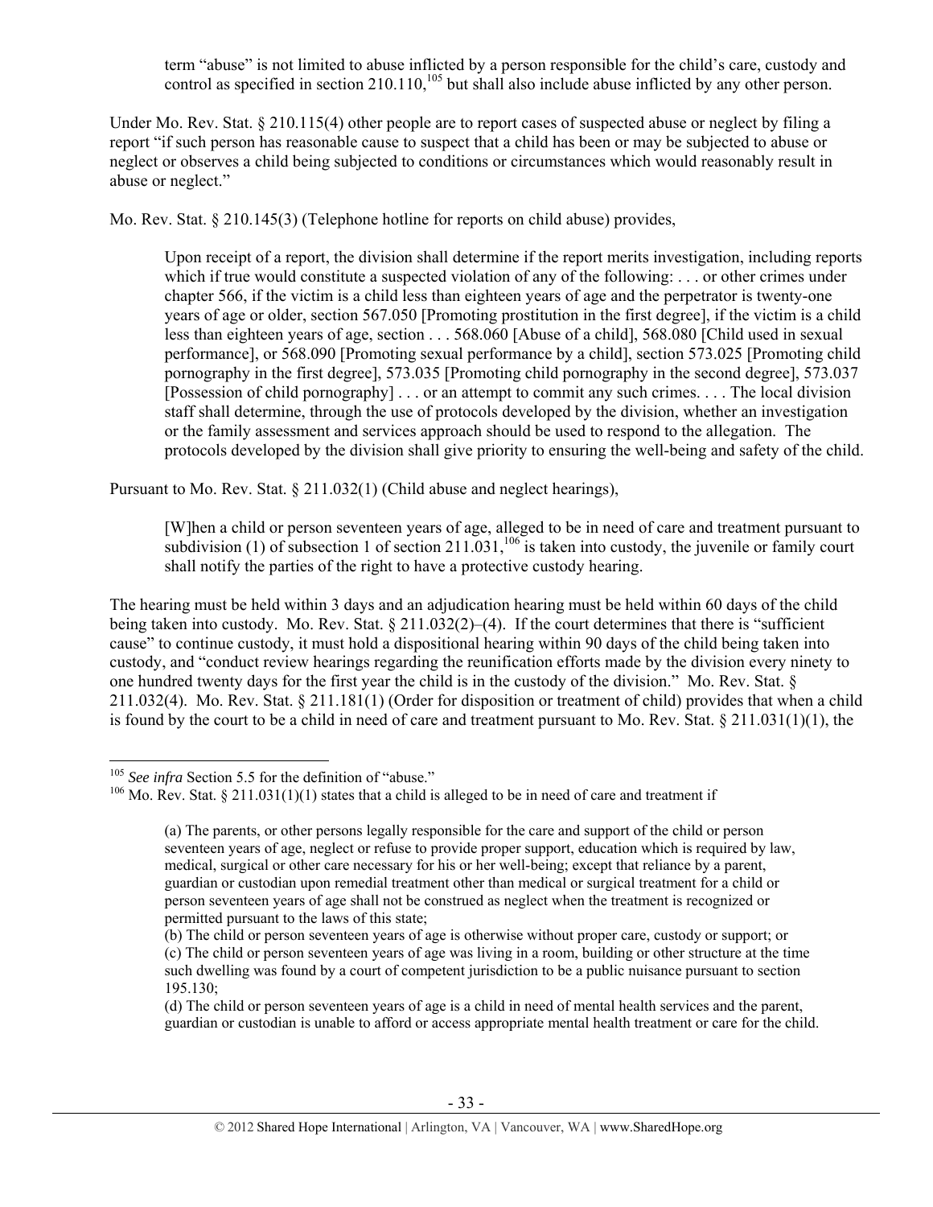term "abuse" is not limited to abuse inflicted by a person responsible for the child's care, custody and control as specified in section 210.110,[105] but shall also include abuse inflicted by any other person.

Under Mo. Rev. Stat. § 210.115(4) other people are to report cases of suspected abuse or neglect by filing a report "if such person has reasonable cause to suspect that a child has been or may be subjected to abuse or neglect or observes a child being subjected to conditions or circumstances which would reasonably result in abuse or neglect."

Mo. Rev. Stat. § 210.145(3) (Telephone hotline for reports on child abuse) provides,

> Upon receipt of a report, the division shall determine if the report merits investigation, including reports which if true would constitute a suspected violation of any of the following: . . . or other crimes under chapter 566, if the victim is a child less than eighteen years of age and the perpetrator is twenty-one years of age or older, section 567.050 [Promoting prostitution in the first degree], if the victim is a child less than eighteen years of age, section . . . 568.060 [Abuse of a child], 568.080 [Child used in sexual performance], or 568.090 [Promoting sexual performance by a child], section 573.025 [Promoting child pornography in the first degree], 573.035 [Promoting child pornography in the second degree], 573.037 [Possession of child pornography] . . . or an attempt to commit any such crimes. . . . The local division staff shall determine, through the use of protocols developed by the division, whether an investigation or the family assessment and services approach should be used to respond to the allegation. The protocols developed by the division shall give priority to ensuring the well-being and safety of the child.

Pursuant to Mo. Rev. Stat. § 211.032(1) (Child abuse and neglect hearings),

> [W]hen a child or person seventeen years of age, alleged to be in need of care and treatment pursuant to subdivision (1) of subsection 1 of section 211.031,[106] is taken into custody, the juvenile or family court shall notify the parties of the right to have a protective custody hearing.

The hearing must be held within 3 days and an adjudication hearing must be held within 60 days of the child being taken into custody. Mo. Rev. Stat. § 211.032(2)–(4). If the court determines that there is "sufficient cause" to continue custody, it must hold a dispositional hearing within 90 days of the child being taken into custody, and "conduct review hearings regarding the reunification efforts made by the division every ninety to one hundred twenty days for the first year the child is in the custody of the division." Mo. Rev. Stat. § 211.032(4). Mo. Rev. Stat. § 211.181(1) (Order for disposition or treatment of child) provides that when a child is found by the court to be a child in need of care and treatment pursuant to Mo. Rev. Stat. § 211.031(1)(1), the

---

[105] *See infra* Section 5.5 for the definition of "abuse."

[106] Mo. Rev. Stat. § 211.031(1)(1) states that a child is alleged to be in need of care and treatment if

> (a) The parents, or other persons legally responsible for the care and support of the child or person seventeen years of age, neglect or refuse to provide proper support, education which is required by law, medical, surgical or other care necessary for his or her well-being; except that reliance by a parent, guardian or custodian upon remedial treatment other than medical or surgical treatment for a child or person seventeen years of age shall not be construed as neglect when the treatment is recognized or permitted pursuant to the laws of this state;
>
> (b) The child or person seventeen years of age is otherwise without proper care, custody or support; or
>
> (c) The child or person seventeen years of age was living in a room, building or other structure at the time such dwelling was found by a court of competent jurisdiction to be a public nuisance pursuant to section 195.130;
>
> (d) The child or person seventeen years of age is a child in need of mental health services and the parent, guardian or custodian is unable to afford or access appropriate mental health treatment or care for the child.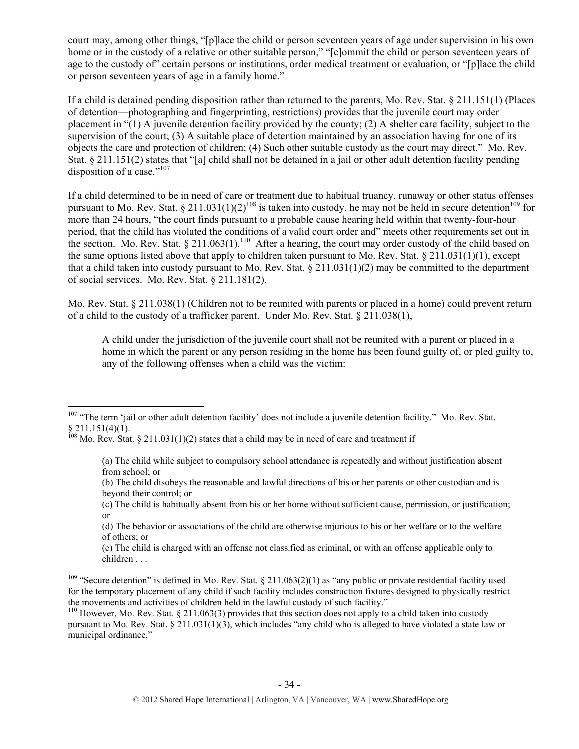court may, among other things, "[p]lace the child or person seventeen years of age under supervision in his own home or in the custody of a relative or other suitable person," "[c]ommit the child or person seventeen years of age to the custody of" certain persons or institutions, order medical treatment or evaluation, or "[p]lace the child or person seventeen years of age in a family home."

If a child is detained pending disposition rather than returned to the parents, Mo. Rev. Stat. § 211.151(1) (Places of detention—photographing and fingerprinting, restrictions) provides that the juvenile court may order placement in "(1) A juvenile detention facility provided by the county; (2) A shelter care facility, subject to the supervision of the court; (3) A suitable place of detention maintained by an association having for one of its objects the care and protection of children; (4) Such other suitable custody as the court may direct." Mo. Rev. Stat. § 211.151(2) states that "[a] child shall not be detained in a jail or other adult detention facility pending disposition of a case."[107]

If a child determined to be in need of care or treatment due to habitual truancy, runaway or other status offenses pursuant to Mo. Rev. Stat. § 211.031(1)(2)[108] is taken into custody, he may not be held in secure detention[109] for more than 24 hours, "the court finds pursuant to a probable cause hearing held within that twenty-four-hour period, that the child has violated the conditions of a valid court order and" meets other requirements set out in the section. Mo. Rev. Stat. § 211.063(1).[110] After a hearing, the court may order custody of the child based on the same options listed above that apply to children taken pursuant to Mo. Rev. Stat. § 211.031(1)(1), except that a child taken into custody pursuant to Mo. Rev. Stat. § 211.031(1)(2) may be committed to the department of social services. Mo. Rev. Stat. § 211.181(2).

Mo. Rev. Stat. § 211.038(1) (Children not to be reunited with parents or placed in a home) could prevent return of a child to the custody of a trafficker parent. Under Mo. Rev. Stat. § 211.038(1),

> A child under the jurisdiction of the juvenile court shall not be reunited with a parent or placed in a home in which the parent or any person residing in the home has been found guilty of, or pled guilty to, any of the following offenses when a child was the victim:

---

[107] "The term 'jail or other adult detention facility' does not include a juvenile detention facility." Mo. Rev. Stat. § 211.151(4)(1).

[108] Mo. Rev. Stat. § 211.031(1)(2) states that a child may be in need of care and treatment if

> (a) The child while subject to compulsory school attendance is repeatedly and without justification absent from school; or
>
> (b) The child disobeys the reasonable and lawful directions of his or her parents or other custodian and is beyond their control; or
>
> (c) The child is habitually absent from his or her home without sufficient cause, permission, or justification; or
>
> (d) The behavior or associations of the child are otherwise injurious to his or her welfare or to the welfare of others; or
>
> (e) The child is charged with an offense not classified as criminal, or with an offense applicable only to children . . .

[109] "Secure detention" is defined in Mo. Rev. Stat. § 211.063(2)(1) as "any public or private residential facility used for the temporary placement of any child if such facility includes construction fixtures designed to physically restrict the movements and activities of children held in the lawful custody of such facility."

[110] However, Mo. Rev. Stat. § 211.063(3) provides that this section does not apply to a child taken into custody pursuant to Mo. Rev. Stat. § 211.031(1)(3), which includes "any child who is alleged to have violated a state law or municipal ordinance."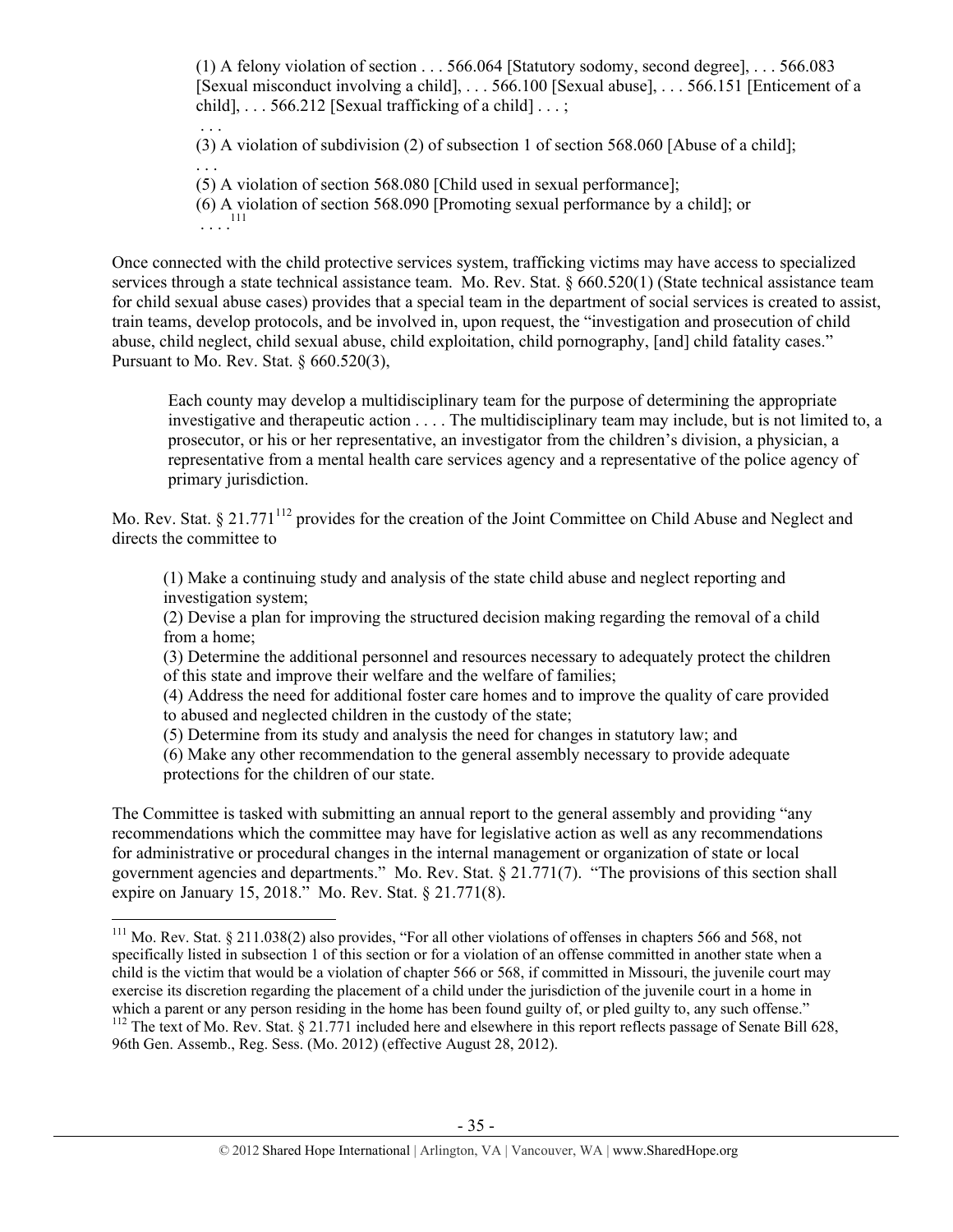> (1) A felony violation of section . . . 566.064 [Statutory sodomy, second degree], . . . 566.083 [Sexual misconduct involving a child], . . . 566.100 [Sexual abuse], . . . 566.151 [Enticement of a child], . . . 566.212 [Sexual trafficking of a child] . . . ;
>
> . . .
>
> (3) A violation of subdivision (2) of subsection 1 of section 568.060 [Abuse of a child];
>
> . . .
>
> (5) A violation of section 568.080 [Child used in sexual performance];
>
> (6) A violation of section 568.090 [Promoting sexual performance by a child]; or
>
> . . . .[111]

Once connected with the child protective services system, trafficking victims may have access to specialized services through a state technical assistance team. Mo. Rev. Stat. § 660.520(1) (State technical assistance team for child sexual abuse cases) provides that a special team in the department of social services is created to assist, train teams, develop protocols, and be involved in, upon request, the "investigation and prosecution of child abuse, child neglect, child sexual abuse, child exploitation, child pornography, [and] child fatality cases." Pursuant to Mo. Rev. Stat. § 660.520(3),

> Each county may develop a multidisciplinary team for the purpose of determining the appropriate investigative and therapeutic action . . . . The multidisciplinary team may include, but is not limited to, a prosecutor, or his or her representative, an investigator from the children's division, a physician, a representative from a mental health care services agency and a representative of the police agency of primary jurisdiction.

Mo. Rev. Stat. § 21.771[112] provides for the creation of the Joint Committee on Child Abuse and Neglect and directs the committee to

> (1) Make a continuing study and analysis of the state child abuse and neglect reporting and investigation system;
>
> (2) Devise a plan for improving the structured decision making regarding the removal of a child from a home;
>
> (3) Determine the additional personnel and resources necessary to adequately protect the children of this state and improve their welfare and the welfare of families;
>
> (4) Address the need for additional foster care homes and to improve the quality of care provided to abused and neglected children in the custody of the state;
>
> (5) Determine from its study and analysis the need for changes in statutory law; and
>
> (6) Make any other recommendation to the general assembly necessary to provide adequate protections for the children of our state.

The Committee is tasked with submitting an annual report to the general assembly and providing "any recommendations which the committee may have for legislative action as well as any recommendations for administrative or procedural changes in the internal management or organization of state or local government agencies and departments." Mo. Rev. Stat. § 21.771(7). "The provisions of this section shall expire on January 15, 2018." Mo. Rev. Stat. § 21.771(8).

---

[111] Mo. Rev. Stat. § 211.038(2) also provides, "For all other violations of offenses in chapters 566 and 568, not specifically listed in subsection 1 of this section or for a violation of an offense committed in another state when a child is the victim that would be a violation of chapter 566 or 568, if committed in Missouri, the juvenile court may exercise its discretion regarding the placement of a child under the jurisdiction of the juvenile court in a home in which a parent or any person residing in the home has been found guilty of, or pled guilty to, any such offense."

[112] The text of Mo. Rev. Stat. § 21.771 included here and elsewhere in this report reflects passage of Senate Bill 628, 96th Gen. Assemb., Reg. Sess. (Mo. 2012) (effective August 28, 2012).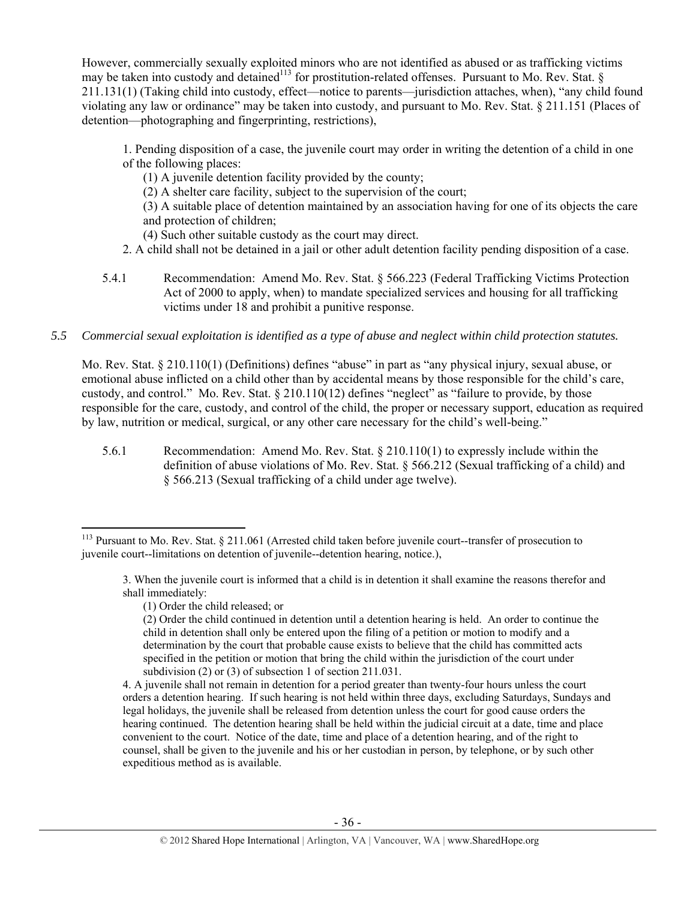However, commercially sexually exploited minors who are not identified as abused or as trafficking victims may be taken into custody and detained[113] for prostitution-related offenses. Pursuant to Mo. Rev. Stat. § 211.131(1) (Taking child into custody, effect—notice to parents—jurisdiction attaches, when), "any child found violating any law or ordinance" may be taken into custody, and pursuant to Mo. Rev. Stat. § 211.151 (Places of detention—photographing and fingerprinting, restrictions),

> 1. Pending disposition of a case, the juvenile court may order in writing the detention of a child in one of the following places:
>     (1) A juvenile detention facility provided by the county;
>     (2) A shelter care facility, subject to the supervision of the court;
>     (3) A suitable place of detention maintained by an association having for one of its objects the care and protection of children;
>     (4) Such other suitable custody as the court may direct.
> 2. A child shall not be detained in a jail or other adult detention facility pending disposition of a case.

5.4.1 Recommendation: Amend Mo. Rev. Stat. § 566.223 (Federal Trafficking Victims Protection Act of 2000 to apply, when) to mandate specialized services and housing for all trafficking victims under 18 and prohibit a punitive response.

*5.5 Commercial sexual exploitation is identified as a type of abuse and neglect within child protection statutes.*

Mo. Rev. Stat. § 210.110(1) (Definitions) defines "abuse" in part as "any physical injury, sexual abuse, or emotional abuse inflicted on a child other than by accidental means by those responsible for the child's care, custody, and control." Mo. Rev. Stat. § 210.110(12) defines "neglect" as "failure to provide, by those responsible for the care, custody, and control of the child, the proper or necessary support, education as required by law, nutrition or medical, surgical, or any other care necessary for the child's well-being."

5.6.1 Recommendation: Amend Mo. Rev. Stat. § 210.110(1) to expressly include within the definition of abuse violations of Mo. Rev. Stat. § 566.212 (Sexual trafficking of a child) and § 566.213 (Sexual trafficking of a child under age twelve).

---

[113] Pursuant to Mo. Rev. Stat. § 211.061 (Arrested child taken before juvenile court--transfer of prosecution to juvenile court--limitations on detention of juvenile--detention hearing, notice.),

> 3. When the juvenile court is informed that a child is in detention it shall examine the reasons therefor and shall immediately:
>     (1) Order the child released; or
>     (2) Order the child continued in detention until a detention hearing is held. An order to continue the child in detention shall only be entered upon the filing of a petition or motion to modify and a determination by the court that probable cause exists to believe that the child has committed acts specified in the petition or motion that bring the child within the jurisdiction of the court under subdivision (2) or (3) of subsection 1 of section 211.031.
>
> 4. A juvenile shall not remain in detention for a period greater than twenty-four hours unless the court orders a detention hearing. If such hearing is not held within three days, excluding Saturdays, Sundays and legal holidays, the juvenile shall be released from detention unless the court for good cause orders the hearing continued. The detention hearing shall be held within the judicial circuit at a date, time and place convenient to the court. Notice of the date, time and place of a detention hearing, and of the right to counsel, shall be given to the juvenile and his or her custodian in person, by telephone, or by such other expeditious method as is available.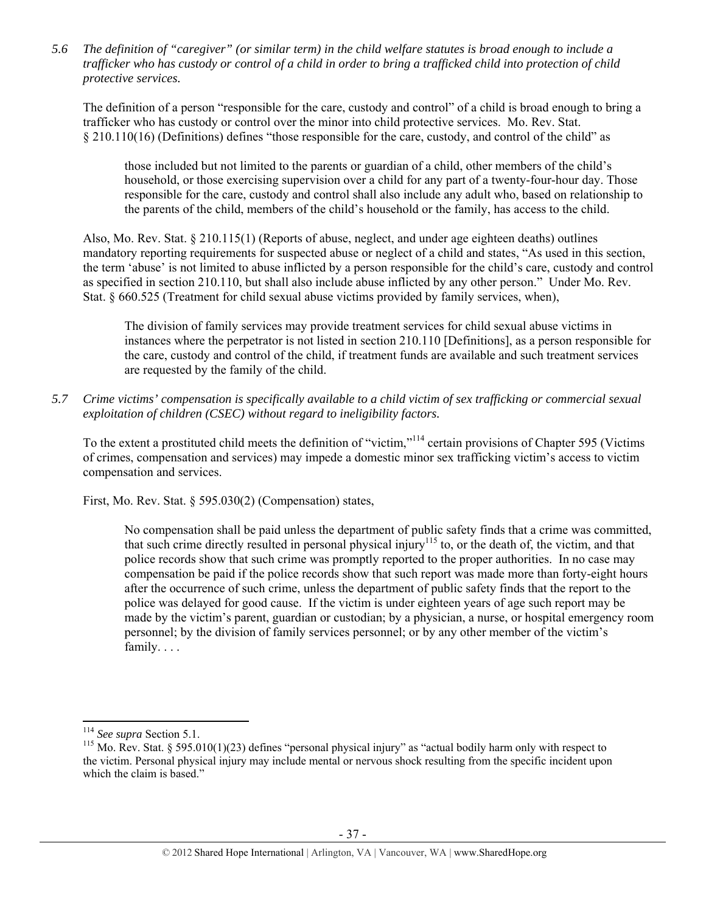*5.6 The definition of "caregiver" (or similar term) in the child welfare statutes is broad enough to include a trafficker who has custody or control of a child in order to bring a trafficked child into protection of child protective services.*

The definition of a person "responsible for the care, custody and control" of a child is broad enough to bring a trafficker who has custody or control over the minor into child protective services. Mo. Rev. Stat. § 210.110(16) (Definitions) defines "those responsible for the care, custody, and control of the child" as

> those included but not limited to the parents or guardian of a child, other members of the child's household, or those exercising supervision over a child for any part of a twenty-four-hour day. Those responsible for the care, custody and control shall also include any adult who, based on relationship to the parents of the child, members of the child's household or the family, has access to the child.

Also, Mo. Rev. Stat. § 210.115(1) (Reports of abuse, neglect, and under age eighteen deaths) outlines mandatory reporting requirements for suspected abuse or neglect of a child and states, "As used in this section, the term 'abuse' is not limited to abuse inflicted by a person responsible for the child's care, custody and control as specified in section 210.110, but shall also include abuse inflicted by any other person." Under Mo. Rev. Stat. § 660.525 (Treatment for child sexual abuse victims provided by family services, when),

> The division of family services may provide treatment services for child sexual abuse victims in instances where the perpetrator is not listed in section 210.110 [Definitions], as a person responsible for the care, custody and control of the child, if treatment funds are available and such treatment services are requested by the family of the child.

*5.7 Crime victims' compensation is specifically available to a child victim of sex trafficking or commercial sexual exploitation of children (CSEC) without regard to ineligibility factors.*

To the extent a prostituted child meets the definition of "victim,"[114] certain provisions of Chapter 595 (Victims of crimes, compensation and services) may impede a domestic minor sex trafficking victim's access to victim compensation and services.

First, Mo. Rev. Stat. § 595.030(2) (Compensation) states,

> No compensation shall be paid unless the department of public safety finds that a crime was committed, that such crime directly resulted in personal physical injury[115] to, or the death of, the victim, and that police records show that such crime was promptly reported to the proper authorities. In no case may compensation be paid if the police records show that such report was made more than forty-eight hours after the occurrence of such crime, unless the department of public safety finds that the report to the police was delayed for good cause. If the victim is under eighteen years of age such report may be made by the victim's parent, guardian or custodian; by a physician, a nurse, or hospital emergency room personnel; by the division of family services personnel; or by any other member of the victim's family. . . .

---

[114] *See supra* Section 5.1.

[115] Mo. Rev. Stat. § 595.010(1)(23) defines "personal physical injury" as "actual bodily harm only with respect to the victim. Personal physical injury may include mental or nervous shock resulting from the specific incident upon which the claim is based."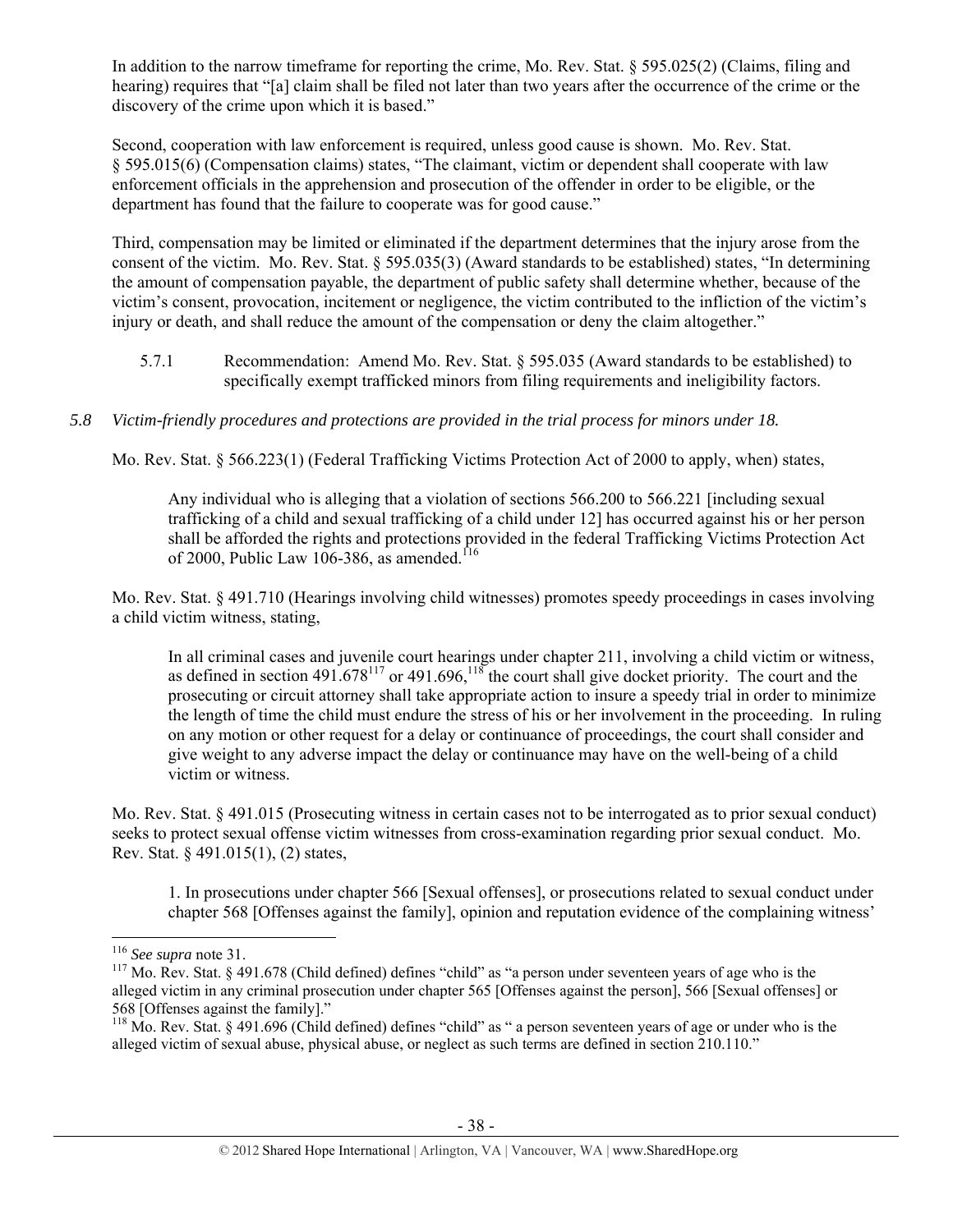In addition to the narrow timeframe for reporting the crime, Mo. Rev. Stat. § 595.025(2) (Claims, filing and hearing) requires that "[a] claim shall be filed not later than two years after the occurrence of the crime or the discovery of the crime upon which it is based."

Second, cooperation with law enforcement is required, unless good cause is shown. Mo. Rev. Stat. § 595.015(6) (Compensation claims) states, "The claimant, victim or dependent shall cooperate with law enforcement officials in the apprehension and prosecution of the offender in order to be eligible, or the department has found that the failure to cooperate was for good cause."

Third, compensation may be limited or eliminated if the department determines that the injury arose from the consent of the victim. Mo. Rev. Stat. § 595.035(3) (Award standards to be established) states, "In determining the amount of compensation payable, the department of public safety shall determine whether, because of the victim's consent, provocation, incitement or negligence, the victim contributed to the infliction of the victim's injury or death, and shall reduce the amount of the compensation or deny the claim altogether."

5.7.1 Recommendation: Amend Mo. Rev. Stat. § 595.035 (Award standards to be established) to specifically exempt trafficked minors from filing requirements and ineligibility factors.

*5.8 Victim-friendly procedures and protections are provided in the trial process for minors under 18.*

Mo. Rev. Stat. § 566.223(1) (Federal Trafficking Victims Protection Act of 2000 to apply, when) states,

> Any individual who is alleging that a violation of sections 566.200 to 566.221 [including sexual trafficking of a child and sexual trafficking of a child under 12] has occurred against his or her person shall be afforded the rights and protections provided in the federal Trafficking Victims Protection Act of 2000, Public Law 106-386, as amended.[116]

Mo. Rev. Stat. § 491.710 (Hearings involving child witnesses) promotes speedy proceedings in cases involving a child victim witness, stating,

> In all criminal cases and juvenile court hearings under chapter 211, involving a child victim or witness, as defined in section 491.678[117] or 491.696,[118] the court shall give docket priority. The court and the prosecuting or circuit attorney shall take appropriate action to insure a speedy trial in order to minimize the length of time the child must endure the stress of his or her involvement in the proceeding. In ruling on any motion or other request for a delay or continuance of proceedings, the court shall consider and give weight to any adverse impact the delay or continuance may have on the well-being of a child victim or witness.

Mo. Rev. Stat. § 491.015 (Prosecuting witness in certain cases not to be interrogated as to prior sexual conduct) seeks to protect sexual offense victim witnesses from cross-examination regarding prior sexual conduct. Mo. Rev. Stat. § 491.015(1), (2) states,

> 1. In prosecutions under chapter 566 [Sexual offenses], or prosecutions related to sexual conduct under chapter 568 [Offenses against the family], opinion and reputation evidence of the complaining witness'

---

[116] *See supra* note 31.

[117] Mo. Rev. Stat. § 491.678 (Child defined) defines "child" as "a person under seventeen years of age who is the alleged victim in any criminal prosecution under chapter 565 [Offenses against the person], 566 [Sexual offenses] or 568 [Offenses against the family]."

[118] Mo. Rev. Stat. § 491.696 (Child defined) defines "child" as " a person seventeen years of age or under who is the alleged victim of sexual abuse, physical abuse, or neglect as such terms are defined in section 210.110."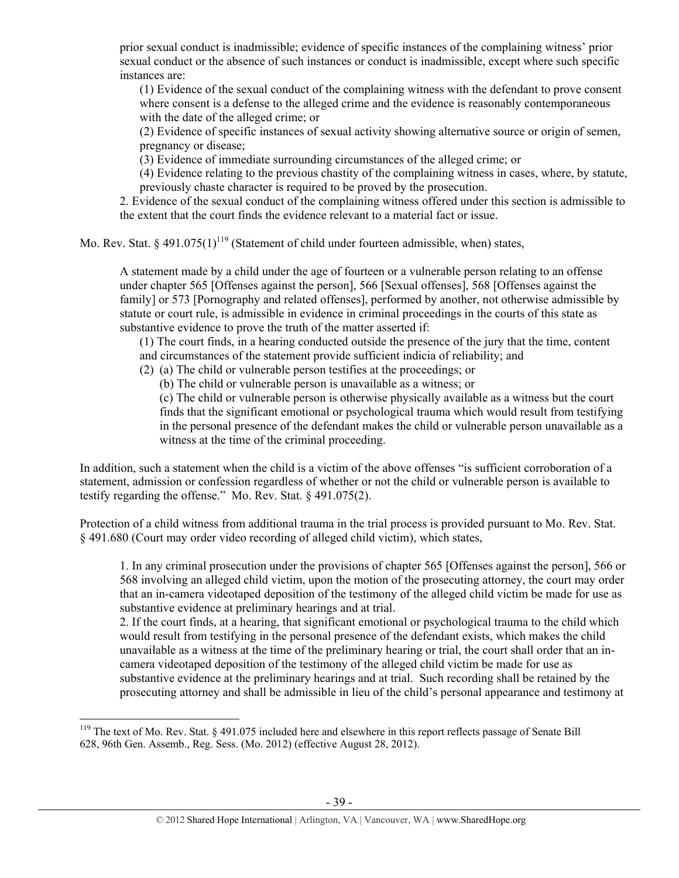> prior sexual conduct is inadmissible; evidence of specific instances of the complaining witness' prior sexual conduct or the absence of such instances or conduct is inadmissible, except where such specific instances are:
>
> (1) Evidence of the sexual conduct of the complaining witness with the defendant to prove consent where consent is a defense to the alleged crime and the evidence is reasonably contemporaneous with the date of the alleged crime; or
>
> (2) Evidence of specific instances of sexual activity showing alternative source or origin of semen, pregnancy or disease;
>
> (3) Evidence of immediate surrounding circumstances of the alleged crime; or
>
> (4) Evidence relating to the previous chastity of the complaining witness in cases, where, by statute, previously chaste character is required to be proved by the prosecution.
>
> 2. Evidence of the sexual conduct of the complaining witness offered under this section is admissible to the extent that the court finds the evidence relevant to a material fact or issue.

Mo. Rev. Stat. § 491.075(1)[119] (Statement of child under fourteen admissible, when) states,

> A statement made by a child under the age of fourteen or a vulnerable person relating to an offense under chapter 565 [Offenses against the person], 566 [Sexual offenses], 568 [Offenses against the family] or 573 [Pornography and related offenses], performed by another, not otherwise admissible by statute or court rule, is admissible in evidence in criminal proceedings in the courts of this state as substantive evidence to prove the truth of the matter asserted if:
>
> (1) The court finds, in a hearing conducted outside the presence of the jury that the time, content and circumstances of the statement provide sufficient indicia of reliability; and
>
> (2) (a) The child or vulnerable person testifies at the proceedings; or
>
> (b) The child or vulnerable person is unavailable as a witness; or
>
> (c) The child or vulnerable person is otherwise physically available as a witness but the court finds that the significant emotional or psychological trauma which would result from testifying in the personal presence of the defendant makes the child or vulnerable person unavailable as a witness at the time of the criminal proceeding.

In addition, such a statement when the child is a victim of the above offenses "is sufficient corroboration of a statement, admission or confession regardless of whether or not the child or vulnerable person is available to testify regarding the offense." Mo. Rev. Stat. § 491.075(2).

Protection of a child witness from additional trauma in the trial process is provided pursuant to Mo. Rev. Stat. § 491.680 (Court may order video recording of alleged child victim), which states,

> 1. In any criminal prosecution under the provisions of chapter 565 [Offenses against the person], 566 or 568 involving an alleged child victim, upon the motion of the prosecuting attorney, the court may order that an in-camera videotaped deposition of the testimony of the alleged child victim be made for use as substantive evidence at preliminary hearings and at trial.
>
> 2. If the court finds, at a hearing, that significant emotional or psychological trauma to the child which would result from testifying in the personal presence of the defendant exists, which makes the child unavailable as a witness at the time of the preliminary hearing or trial, the court shall order that an in-camera videotaped deposition of the testimony of the alleged child victim be made for use as substantive evidence at the preliminary hearings and at trial. Such recording shall be retained by the prosecuting attorney and shall be admissible in lieu of the child's personal appearance and testimony at

---

[119] The text of Mo. Rev. Stat. § 491.075 included here and elsewhere in this report reflects passage of Senate Bill 628, 96th Gen. Assemb., Reg. Sess. (Mo. 2012) (effective August 28, 2012).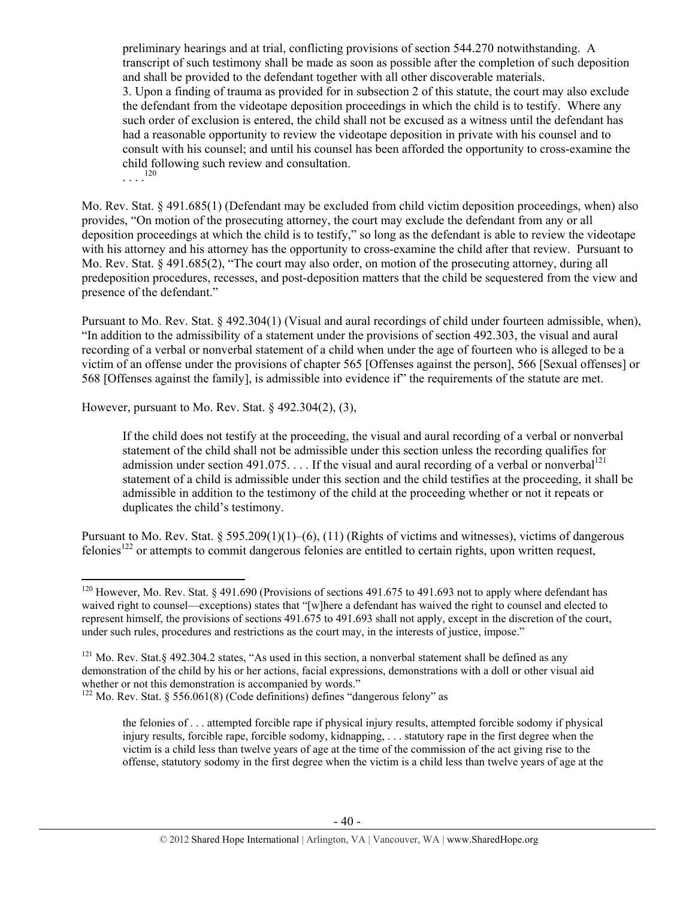> preliminary hearings and at trial, conflicting provisions of section 544.270 notwithstanding. A transcript of such testimony shall be made as soon as possible after the completion of such deposition and shall be provided to the defendant together with all other discoverable materials.
> 3. Upon a finding of trauma as provided for in subsection 2 of this statute, the court may also exclude the defendant from the videotape deposition proceedings in which the child is to testify. Where any such order of exclusion is entered, the child shall not be excused as a witness until the defendant has had a reasonable opportunity to review the videotape deposition in private with his counsel and to consult with his counsel; and until his counsel has been afforded the opportunity to cross-examine the child following such review and consultation.
> . . . .[120]

Mo. Rev. Stat. § 491.685(1) (Defendant may be excluded from child victim deposition proceedings, when) also provides, "On motion of the prosecuting attorney, the court may exclude the defendant from any or all deposition proceedings at which the child is to testify," so long as the defendant is able to review the videotape with his attorney and his attorney has the opportunity to cross-examine the child after that review. Pursuant to Mo. Rev. Stat. § 491.685(2), "The court may also order, on motion of the prosecuting attorney, during all predeposition procedures, recesses, and post-deposition matters that the child be sequestered from the view and presence of the defendant."

Pursuant to Mo. Rev. Stat. § 492.304(1) (Visual and aural recordings of child under fourteen admissible, when), "In addition to the admissibility of a statement under the provisions of section 492.303, the visual and aural recording of a verbal or nonverbal statement of a child when under the age of fourteen who is alleged to be a victim of an offense under the provisions of chapter 565 [Offenses against the person], 566 [Sexual offenses] or 568 [Offenses against the family], is admissible into evidence if" the requirements of the statute are met.

However, pursuant to Mo. Rev. Stat. § 492.304(2), (3),

> If the child does not testify at the proceeding, the visual and aural recording of a verbal or nonverbal statement of the child shall not be admissible under this section unless the recording qualifies for admission under section 491.075. . . . If the visual and aural recording of a verbal or nonverbal[121] statement of a child is admissible under this section and the child testifies at the proceeding, it shall be admissible in addition to the testimony of the child at the proceeding whether or not it repeats or duplicates the child's testimony.

Pursuant to Mo. Rev. Stat. § 595.209(1)(1)–(6), (11) (Rights of victims and witnesses), victims of dangerous felonies[122] or attempts to commit dangerous felonies are entitled to certain rights, upon written request,

---

[120] However, Mo. Rev. Stat. § 491.690 (Provisions of sections 491.675 to 491.693 not to apply where defendant has waived right to counsel—exceptions) states that "[w]here a defendant has waived the right to counsel and elected to represent himself, the provisions of sections 491.675 to 491.693 shall not apply, except in the discretion of the court, under such rules, procedures and restrictions as the court may, in the interests of justice, impose."

[121] Mo. Rev. Stat.§ 492.304.2 states, "As used in this section, a nonverbal statement shall be defined as any demonstration of the child by his or her actions, facial expressions, demonstrations with a doll or other visual aid whether or not this demonstration is accompanied by words."

[122] Mo. Rev. Stat. § 556.061(8) (Code definitions) defines "dangerous felony" as

> the felonies of . . . attempted forcible rape if physical injury results, attempted forcible sodomy if physical injury results, forcible rape, forcible sodomy, kidnapping, . . . statutory rape in the first degree when the victim is a child less than twelve years of age at the time of the commission of the act giving rise to the offense, statutory sodomy in the first degree when the victim is a child less than twelve years of age at the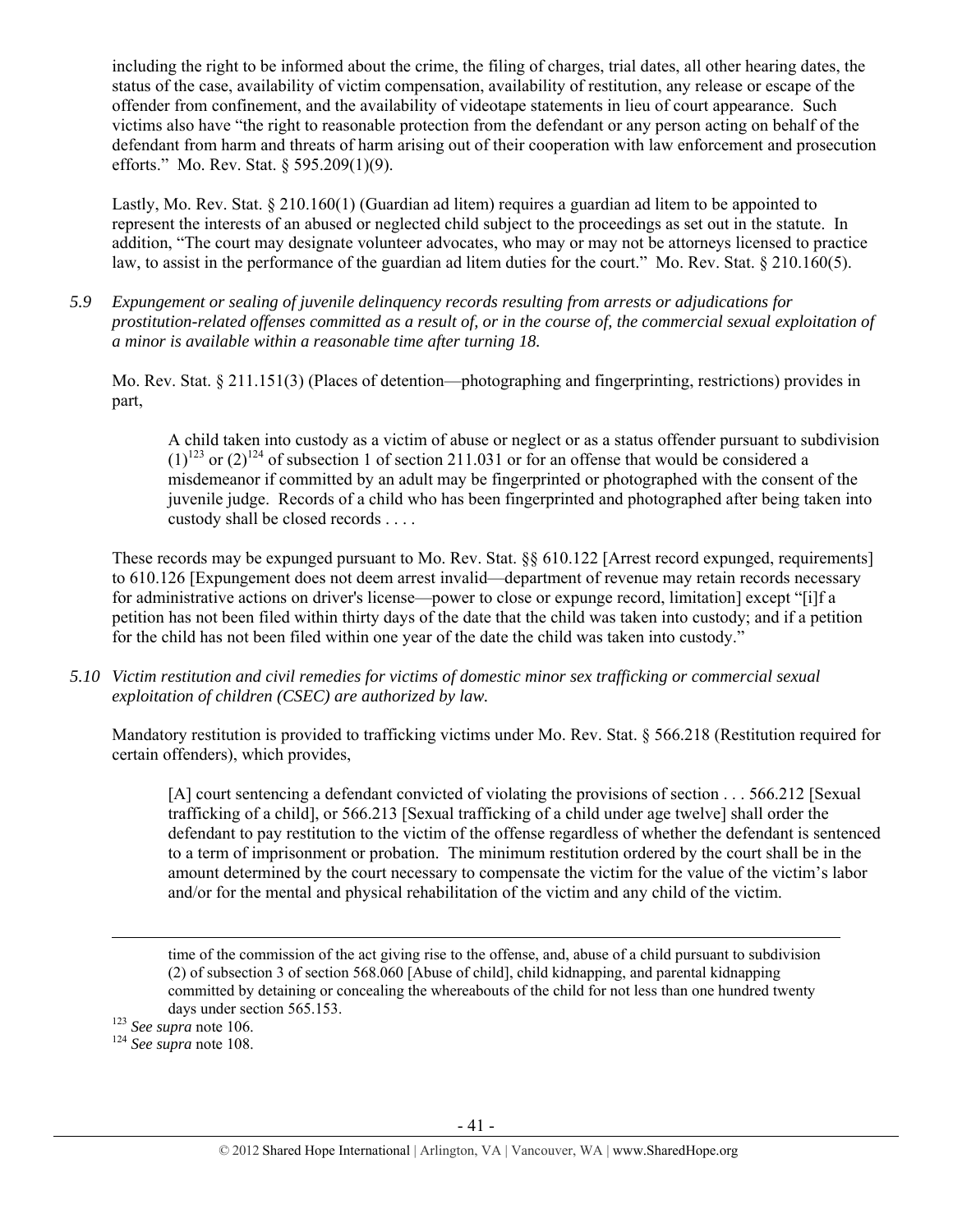including the right to be informed about the crime, the filing of charges, trial dates, all other hearing dates, the status of the case, availability of victim compensation, availability of restitution, any release or escape of the offender from confinement, and the availability of videotape statements in lieu of court appearance. Such victims also have "the right to reasonable protection from the defendant or any person acting on behalf of the defendant from harm and threats of harm arising out of their cooperation with law enforcement and prosecution efforts." Mo. Rev. Stat. § 595.209(1)(9).

Lastly, Mo. Rev. Stat. § 210.160(1) (Guardian ad litem) requires a guardian ad litem to be appointed to represent the interests of an abused or neglected child subject to the proceedings as set out in the statute. In addition, "The court may designate volunteer advocates, who may or may not be attorneys licensed to practice law, to assist in the performance of the guardian ad litem duties for the court." Mo. Rev. Stat. § 210.160(5).

*5.9 Expungement or sealing of juvenile delinquency records resulting from arrests or adjudications for prostitution-related offenses committed as a result of, or in the course of, the commercial sexual exploitation of a minor is available within a reasonable time after turning 18.*

Mo. Rev. Stat. § 211.151(3) (Places of detention—photographing and fingerprinting, restrictions) provides in part,

> A child taken into custody as a victim of abuse or neglect or as a status offender pursuant to subdivision (1)[123] or (2)[124] of subsection 1 of section 211.031 or for an offense that would be considered a misdemeanor if committed by an adult may be fingerprinted or photographed with the consent of the juvenile judge. Records of a child who has been fingerprinted and photographed after being taken into custody shall be closed records . . . .

These records may be expunged pursuant to Mo. Rev. Stat. §§ 610.122 [Arrest record expunged, requirements] to 610.126 [Expungement does not deem arrest invalid—department of revenue may retain records necessary for administrative actions on driver's license—power to close or expunge record, limitation] except "[i]f a petition has not been filed within thirty days of the date that the child was taken into custody; and if a petition for the child has not been filed within one year of the date the child was taken into custody."

*5.10 Victim restitution and civil remedies for victims of domestic minor sex trafficking or commercial sexual exploitation of children (CSEC) are authorized by law.*

Mandatory restitution is provided to trafficking victims under Mo. Rev. Stat. § 566.218 (Restitution required for certain offenders), which provides,

> [A] court sentencing a defendant convicted of violating the provisions of section . . . 566.212 [Sexual trafficking of a child], or 566.213 [Sexual trafficking of a child under age twelve] shall order the defendant to pay restitution to the victim of the offense regardless of whether the defendant is sentenced to a term of imprisonment or probation. The minimum restitution ordered by the court shall be in the amount determined by the court necessary to compensate the victim for the value of the victim's labor and/or for the mental and physical rehabilitation of the victim and any child of the victim.

---

time of the commission of the act giving rise to the offense, and, abuse of a child pursuant to subdivision (2) of subsection 3 of section 568.060 [Abuse of child], child kidnapping, and parental kidnapping committed by detaining or concealing the whereabouts of the child for not less than one hundred twenty days under section 565.153.

[123] *See supra* note 106.

[124] *See supra* note 108.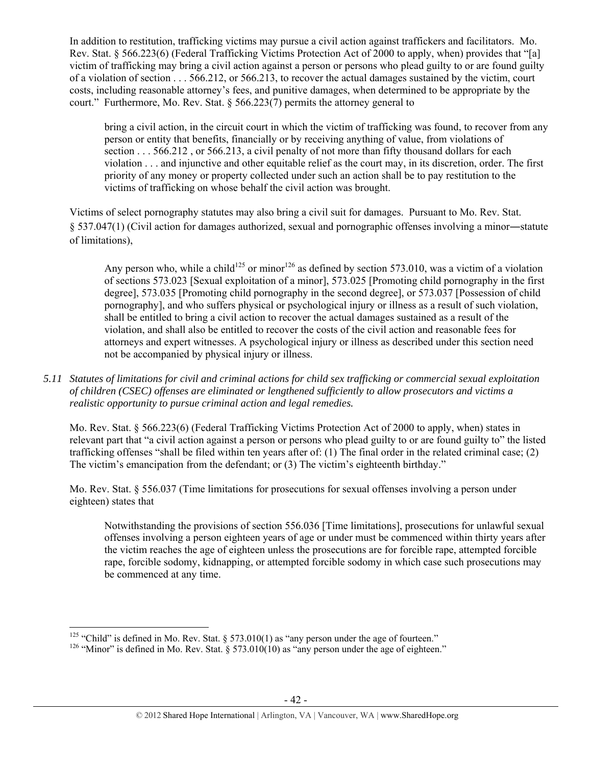In addition to restitution, trafficking victims may pursue a civil action against traffickers and facilitators. Mo. Rev. Stat. § 566.223(6) (Federal Trafficking Victims Protection Act of 2000 to apply, when) provides that "[a] victim of trafficking may bring a civil action against a person or persons who plead guilty to or are found guilty of a violation of section . . . 566.212, or 566.213, to recover the actual damages sustained by the victim, court costs, including reasonable attorney's fees, and punitive damages, when determined to be appropriate by the court." Furthermore, Mo. Rev. Stat. § 566.223(7) permits the attorney general to

> bring a civil action, in the circuit court in which the victim of trafficking was found, to recover from any person or entity that benefits, financially or by receiving anything of value, from violations of section . . . 566.212 , or 566.213, a civil penalty of not more than fifty thousand dollars for each violation . . . and injunctive and other equitable relief as the court may, in its discretion, order. The first priority of any money or property collected under such an action shall be to pay restitution to the victims of trafficking on whose behalf the civil action was brought.

Victims of select pornography statutes may also bring a civil suit for damages. Pursuant to Mo. Rev. Stat. § 537.047(1) (Civil action for damages authorized, sexual and pornographic offenses involving a minor―statute of limitations),

> Any person who, while a child[125] or minor[126] as defined by section 573.010, was a victim of a violation of sections 573.023 [Sexual exploitation of a minor], 573.025 [Promoting child pornography in the first degree], 573.035 [Promoting child pornography in the second degree], or 573.037 [Possession of child pornography], and who suffers physical or psychological injury or illness as a result of such violation, shall be entitled to bring a civil action to recover the actual damages sustained as a result of the violation, and shall also be entitled to recover the costs of the civil action and reasonable fees for attorneys and expert witnesses. A psychological injury or illness as described under this section need not be accompanied by physical injury or illness.

*5.11 Statutes of limitations for civil and criminal actions for child sex trafficking or commercial sexual exploitation of children (CSEC) offenses are eliminated or lengthened sufficiently to allow prosecutors and victims a realistic opportunity to pursue criminal action and legal remedies.*

Mo. Rev. Stat. § 566.223(6) (Federal Trafficking Victims Protection Act of 2000 to apply, when) states in relevant part that "a civil action against a person or persons who plead guilty to or are found guilty to" the listed trafficking offenses "shall be filed within ten years after of: (1) The final order in the related criminal case; (2) The victim's emancipation from the defendant; or (3) The victim's eighteenth birthday."

Mo. Rev. Stat. § 556.037 (Time limitations for prosecutions for sexual offenses involving a person under eighteen) states that

> Notwithstanding the provisions of section 556.036 [Time limitations], prosecutions for unlawful sexual offenses involving a person eighteen years of age or under must be commenced within thirty years after the victim reaches the age of eighteen unless the prosecutions are for forcible rape, attempted forcible rape, forcible sodomy, kidnapping, or attempted forcible sodomy in which case such prosecutions may be commenced at any time.

---

[125] "Child" is defined in Mo. Rev. Stat. § 573.010(1) as "any person under the age of fourteen."

[126] "Minor" is defined in Mo. Rev. Stat. § 573.010(10) as "any person under the age of eighteen."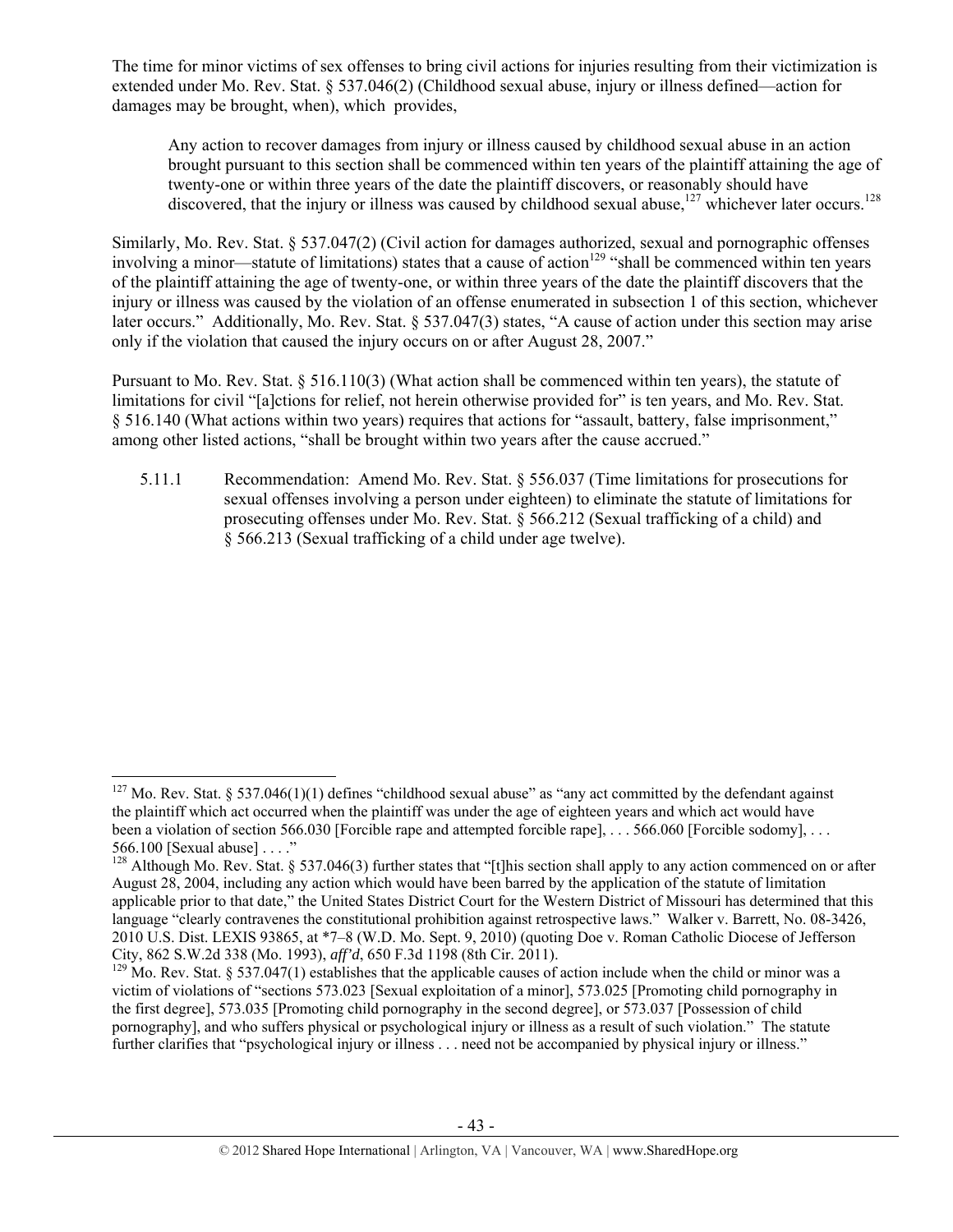The time for minor victims of sex offenses to bring civil actions for injuries resulting from their victimization is extended under Mo. Rev. Stat. § 537.046(2) (Childhood sexual abuse, injury or illness defined—action for damages may be brought, when), which provides,

> Any action to recover damages from injury or illness caused by childhood sexual abuse in an action brought pursuant to this section shall be commenced within ten years of the plaintiff attaining the age of twenty-one or within three years of the date the plaintiff discovers, or reasonably should have discovered, that the injury or illness was caused by childhood sexual abuse,[127] whichever later occurs.[128]

Similarly, Mo. Rev. Stat. § 537.047(2) (Civil action for damages authorized, sexual and pornographic offenses involving a minor—statute of limitations) states that a cause of action[129] "shall be commenced within ten years of the plaintiff attaining the age of twenty-one, or within three years of the date the plaintiff discovers that the injury or illness was caused by the violation of an offense enumerated in subsection 1 of this section, whichever later occurs." Additionally, Mo. Rev. Stat. § 537.047(3) states, "A cause of action under this section may arise only if the violation that caused the injury occurs on or after August 28, 2007."

Pursuant to Mo. Rev. Stat. § 516.110(3) (What action shall be commenced within ten years), the statute of limitations for civil "[a]ctions for relief, not herein otherwise provided for" is ten years, and Mo. Rev. Stat. § 516.140 (What actions within two years) requires that actions for "assault, battery, false imprisonment," among other listed actions, "shall be brought within two years after the cause accrued."

5.11.1 Recommendation: Amend Mo. Rev. Stat. § 556.037 (Time limitations for prosecutions for sexual offenses involving a person under eighteen) to eliminate the statute of limitations for prosecuting offenses under Mo. Rev. Stat. § 566.212 (Sexual trafficking of a child) and § 566.213 (Sexual trafficking of a child under age twelve).

---

[127] Mo. Rev. Stat. § 537.046(1)(1) defines "childhood sexual abuse" as "any act committed by the defendant against the plaintiff which act occurred when the plaintiff was under the age of eighteen years and which act would have been a violation of section 566.030 [Forcible rape and attempted forcible rape], . . . 566.060 [Forcible sodomy], . . . 566.100 [Sexual abuse] . . . ."

[128] Although Mo. Rev. Stat. § 537.046(3) further states that "[t]his section shall apply to any action commenced on or after August 28, 2004, including any action which would have been barred by the application of the statute of limitation applicable prior to that date," the United States District Court for the Western District of Missouri has determined that this language "clearly contravenes the constitutional prohibition against retrospective laws." Walker v. Barrett, No. 08-3426, 2010 U.S. Dist. LEXIS 93865, at *7–8 (W.D. Mo. Sept. 9, 2010) (quoting Doe v. Roman Catholic Diocese of Jefferson City, 862 S.W.2d 338 (Mo. 1993), *aff'd*, 650 F.3d 1198 (8th Cir. 2011).

[129] Mo. Rev. Stat. § 537.047(1) establishes that the applicable causes of action include when the child or minor was a victim of violations of "sections 573.023 [Sexual exploitation of a minor], 573.025 [Promoting child pornography in the first degree], 573.035 [Promoting child pornography in the second degree], or 573.037 [Possession of child pornography], and who suffers physical or psychological injury or illness as a result of such violation." The statute further clarifies that "psychological injury or illness . . . need not be accompanied by physical injury or illness."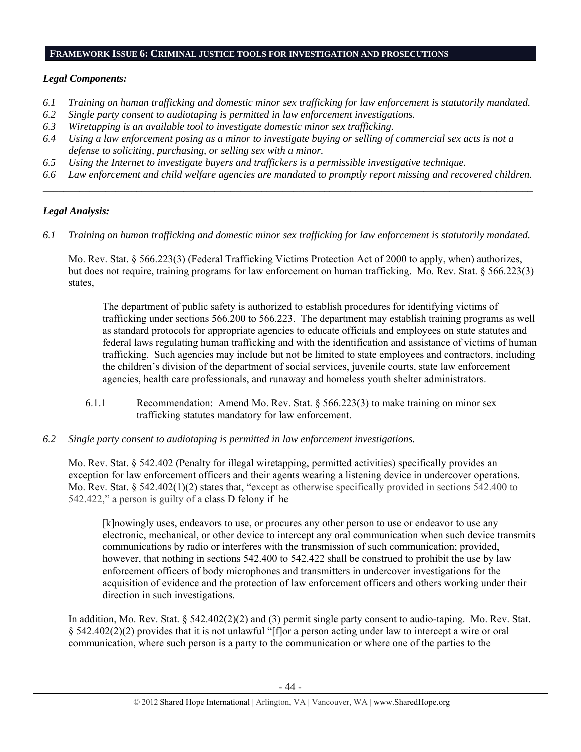## FRAMEWORK ISSUE 6: CRIMINAL JUSTICE TOOLS FOR INVESTIGATION AND PROSECUTIONS

***Legal Components:***

*6.1 Training on human trafficking and domestic minor sex trafficking for law enforcement is statutorily mandated.*
*6.2 Single party consent to audiotaping is permitted in law enforcement investigations.*
*6.3 Wiretapping is an available tool to investigate domestic minor sex trafficking.*
*6.4 Using a law enforcement posing as a minor to investigate buying or selling of commercial sex acts is not a defense to soliciting, purchasing, or selling sex with a minor.*
*6.5 Using the Internet to investigate buyers and traffickers is a permissible investigative technique.*
*6.6 Law enforcement and child welfare agencies are mandated to promptly report missing and recovered children.*

---

***Legal Analysis:***

*6.1 Training on human trafficking and domestic minor sex trafficking for law enforcement is statutorily mandated.*

Mo. Rev. Stat. § 566.223(3) (Federal Trafficking Victims Protection Act of 2000 to apply, when) authorizes, but does not require, training programs for law enforcement on human trafficking. Mo. Rev. Stat. § 566.223(3) states,

> The department of public safety is authorized to establish procedures for identifying victims of trafficking under sections 566.200 to 566.223. The department may establish training programs as well as standard protocols for appropriate agencies to educate officials and employees on state statutes and federal laws regulating human trafficking and with the identification and assistance of victims of human trafficking. Such agencies may include but not be limited to state employees and contractors, including the children's division of the department of social services, juvenile courts, state law enforcement agencies, health care professionals, and runaway and homeless youth shelter administrators.

6.1.1 Recommendation: Amend Mo. Rev. Stat. § 566.223(3) to make training on minor sex trafficking statutes mandatory for law enforcement.

*6.2 Single party consent to audiotaping is permitted in law enforcement investigations.*

Mo. Rev. Stat. § 542.402 (Penalty for illegal wiretapping, permitted activities) specifically provides an exception for law enforcement officers and their agents wearing a listening device in undercover operations. Mo. Rev. Stat. § 542.402(1)(2) states that, "except as otherwise specifically provided in sections 542.400 to 542.422," a person is guilty of a class D felony if he

> [k]nowingly uses, endeavors to use, or procures any other person to use or endeavor to use any electronic, mechanical, or other device to intercept any oral communication when such device transmits communications by radio or interferes with the transmission of such communication; provided, however, that nothing in sections 542.400 to 542.422 shall be construed to prohibit the use by law enforcement officers of body microphones and transmitters in undercover investigations for the acquisition of evidence and the protection of law enforcement officers and others working under their direction in such investigations.

In addition, Mo. Rev. Stat. § 542.402(2)(2) and (3) permit single party consent to audio-taping. Mo. Rev. Stat. § 542.402(2)(2) provides that it is not unlawful "[f]or a person acting under law to intercept a wire or oral communication, where such person is a party to the communication or where one of the parties to the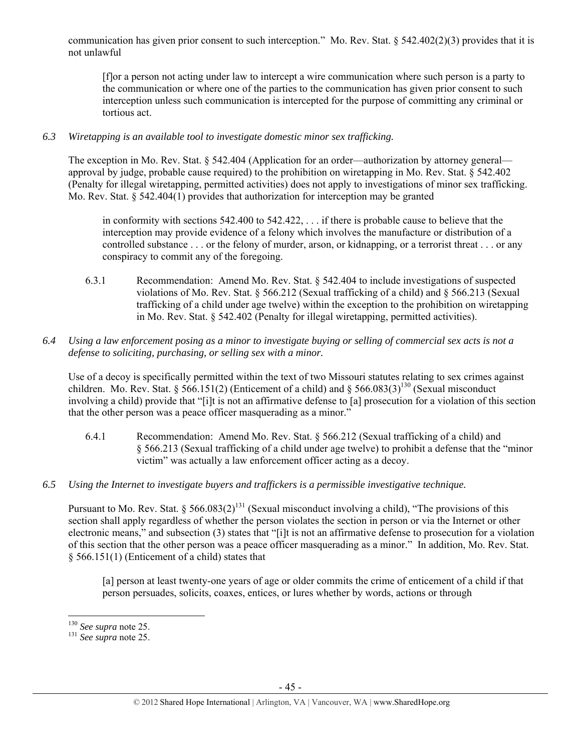communication has given prior consent to such interception." Mo. Rev. Stat. § 542.402(2)(3) provides that it is not unlawful

> [f]or a person not acting under law to intercept a wire communication where such person is a party to the communication or where one of the parties to the communication has given prior consent to such interception unless such communication is intercepted for the purpose of committing any criminal or tortious act.

*6.3 Wiretapping is an available tool to investigate domestic minor sex trafficking.*

The exception in Mo. Rev. Stat. § 542.404 (Application for an order—authorization by attorney general—approval by judge, probable cause required) to the prohibition on wiretapping in Mo. Rev. Stat. § 542.402 (Penalty for illegal wiretapping, permitted activities) does not apply to investigations of minor sex trafficking. Mo. Rev. Stat. § 542.404(1) provides that authorization for interception may be granted

> in conformity with sections 542.400 to 542.422, . . . if there is probable cause to believe that the interception may provide evidence of a felony which involves the manufacture or distribution of a controlled substance . . . or the felony of murder, arson, or kidnapping, or a terrorist threat . . . or any conspiracy to commit any of the foregoing.

6.3.1 Recommendation: Amend Mo. Rev. Stat. § 542.404 to include investigations of suspected violations of Mo. Rev. Stat. § 566.212 (Sexual trafficking of a child) and § 566.213 (Sexual trafficking of a child under age twelve) within the exception to the prohibition on wiretapping in Mo. Rev. Stat. § 542.402 (Penalty for illegal wiretapping, permitted activities).

*6.4 Using a law enforcement posing as a minor to investigate buying or selling of commercial sex acts is not a defense to soliciting, purchasing, or selling sex with a minor.*

Use of a decoy is specifically permitted within the text of two Missouri statutes relating to sex crimes against children. Mo. Rev. Stat. § 566.151(2) (Enticement of a child) and § 566.083(3)[130] (Sexual misconduct involving a child) provide that "[i]t is not an affirmative defense to [a] prosecution for a violation of this section that the other person was a peace officer masquerading as a minor."

6.4.1 Recommendation: Amend Mo. Rev. Stat. § 566.212 (Sexual trafficking of a child) and § 566.213 (Sexual trafficking of a child under age twelve) to prohibit a defense that the "minor victim" was actually a law enforcement officer acting as a decoy.

*6.5 Using the Internet to investigate buyers and traffickers is a permissible investigative technique.*

Pursuant to Mo. Rev. Stat. § 566.083(2)[131] (Sexual misconduct involving a child), "The provisions of this section shall apply regardless of whether the person violates the section in person or via the Internet or other electronic means," and subsection (3) states that "[i]t is not an affirmative defense to prosecution for a violation of this section that the other person was a peace officer masquerading as a minor." In addition, Mo. Rev. Stat. § 566.151(1) (Enticement of a child) states that

> [a] person at least twenty-one years of age or older commits the crime of enticement of a child if that person persuades, solicits, coaxes, entices, or lures whether by words, actions or through

---

[130] *See supra* note 25.
[131] *See supra* note 25.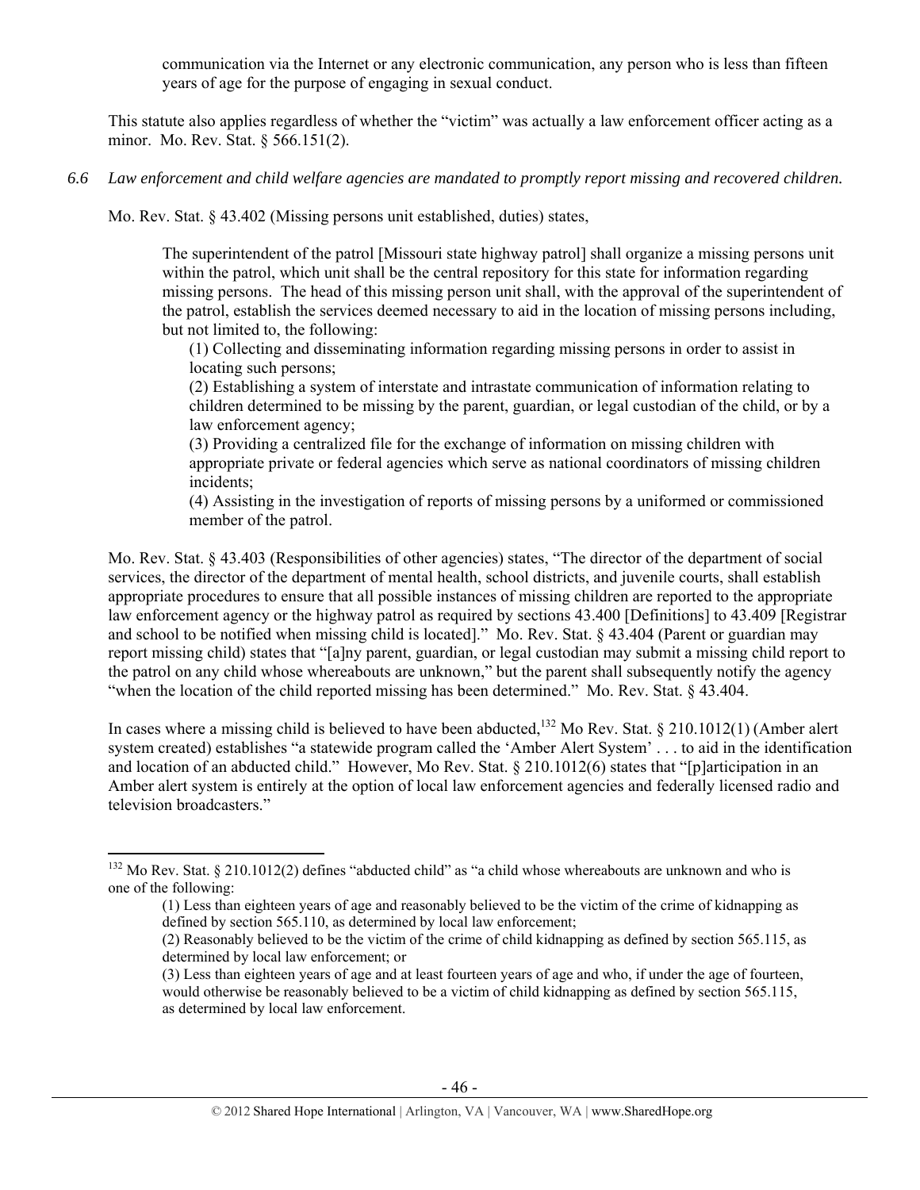communication via the Internet or any electronic communication, any person who is less than fifteen years of age for the purpose of engaging in sexual conduct.

This statute also applies regardless of whether the "victim" was actually a law enforcement officer acting as a minor. Mo. Rev. Stat. § 566.151(2).

*6.6 Law enforcement and child welfare agencies are mandated to promptly report missing and recovered children.*

Mo. Rev. Stat. § 43.402 (Missing persons unit established, duties) states,

> The superintendent of the patrol [Missouri state highway patrol] shall organize a missing persons unit within the patrol, which unit shall be the central repository for this state for information regarding missing persons. The head of this missing person unit shall, with the approval of the superintendent of the patrol, establish the services deemed necessary to aid in the location of missing persons including, but not limited to, the following:
>
> (1) Collecting and disseminating information regarding missing persons in order to assist in locating such persons;
>
> (2) Establishing a system of interstate and intrastate communication of information relating to children determined to be missing by the parent, guardian, or legal custodian of the child, or by a law enforcement agency;
>
> (3) Providing a centralized file for the exchange of information on missing children with appropriate private or federal agencies which serve as national coordinators of missing children incidents;
>
> (4) Assisting in the investigation of reports of missing persons by a uniformed or commissioned member of the patrol.

Mo. Rev. Stat. § 43.403 (Responsibilities of other agencies) states, "The director of the department of social services, the director of the department of mental health, school districts, and juvenile courts, shall establish appropriate procedures to ensure that all possible instances of missing children are reported to the appropriate law enforcement agency or the highway patrol as required by sections 43.400 [Definitions] to 43.409 [Registrar and school to be notified when missing child is located]." Mo. Rev. Stat. § 43.404 (Parent or guardian may report missing child) states that "[a]ny parent, guardian, or legal custodian may submit a missing child report to the patrol on any child whose whereabouts are unknown," but the parent shall subsequently notify the agency "when the location of the child reported missing has been determined." Mo. Rev. Stat. § 43.404.

In cases where a missing child is believed to have been abducted,[132] Mo Rev. Stat. § 210.1012(1) (Amber alert system created) establishes "a statewide program called the 'Amber Alert System' . . . to aid in the identification and location of an abducted child." However, Mo Rev. Stat. § 210.1012(6) states that "[p]articipation in an Amber alert system is entirely at the option of local law enforcement agencies and federally licensed radio and television broadcasters."

---

[132] Mo Rev. Stat. § 210.1012(2) defines "abducted child" as "a child whose whereabouts are unknown and who is one of the following:

> (1) Less than eighteen years of age and reasonably believed to be the victim of the crime of kidnapping as defined by section 565.110, as determined by local law enforcement;
>
> (2) Reasonably believed to be the victim of the crime of child kidnapping as defined by section 565.115, as determined by local law enforcement; or
>
> (3) Less than eighteen years of age and at least fourteen years of age and who, if under the age of fourteen, would otherwise be reasonably believed to be a victim of child kidnapping as defined by section 565.115, as determined by local law enforcement.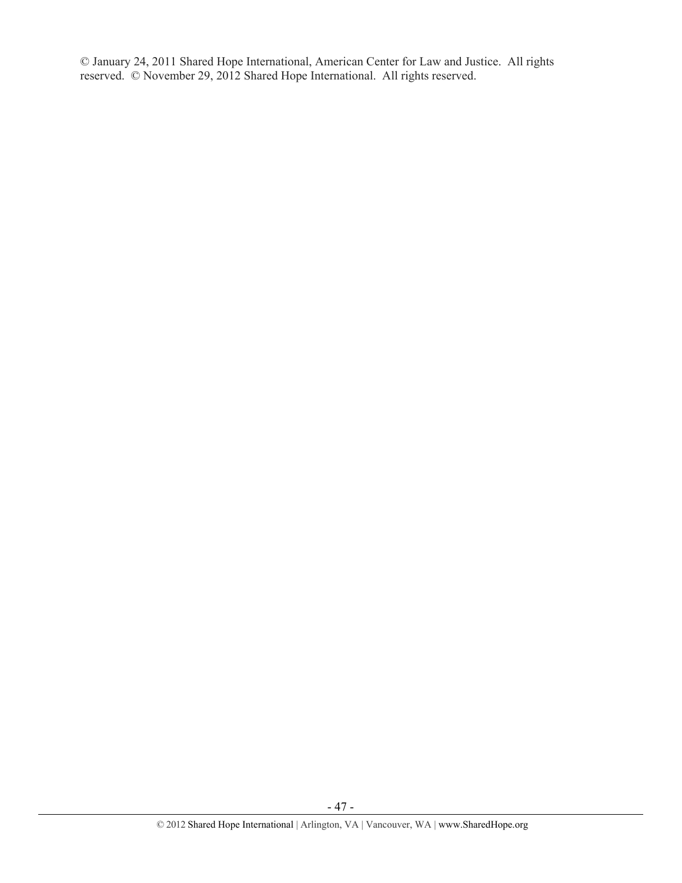© January 24, 2011 Shared Hope International, American Center for Law and Justice. All rights reserved. © November 29, 2012 Shared Hope International. All rights reserved.